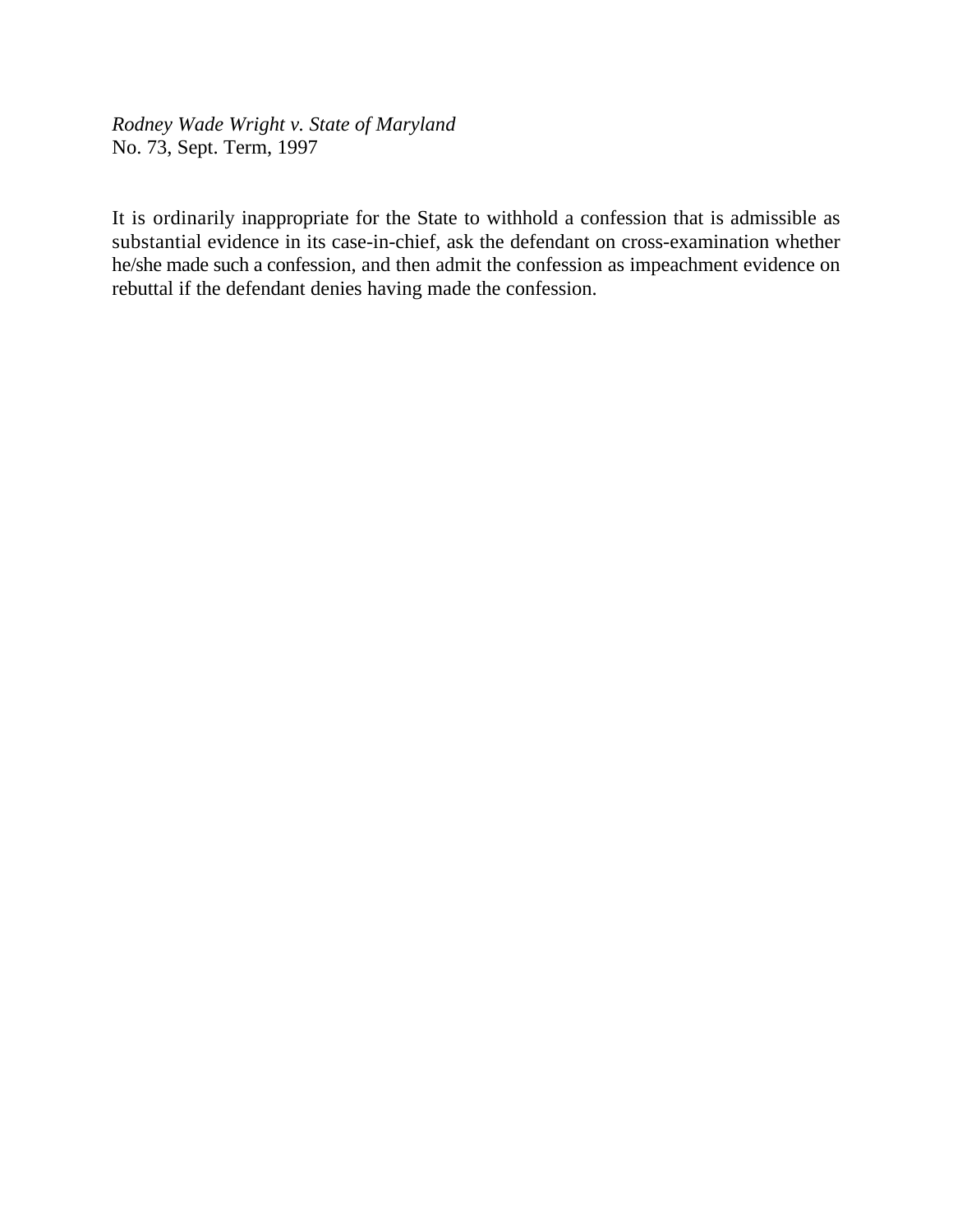*Rodney Wade Wright v. State of Maryland*
No. 73, Sept. Term, 1997

It is ordinarily inappropriate for the State to withhold a confession that is admissible as substantial evidence in its case-in-chief, ask the defendant on cross-examination whether he/she made such a confession, and then admit the confession as impeachment evidence on rebuttal if the defendant denies having made the confession.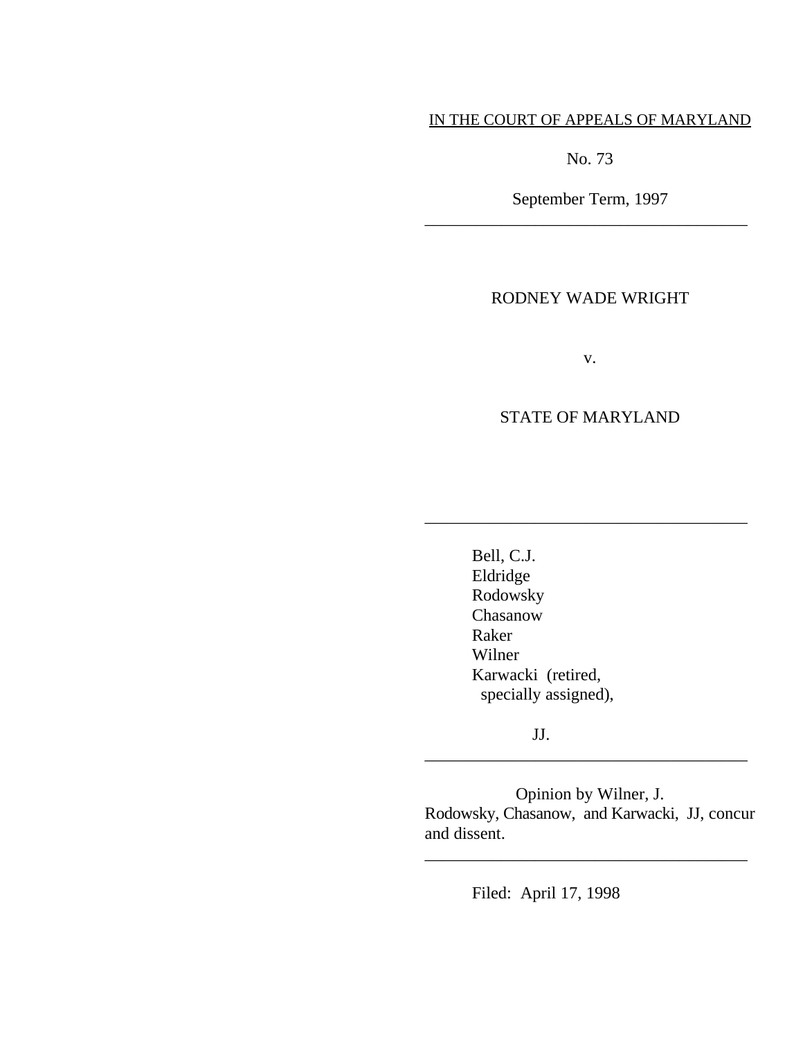IN THE COURT OF APPEALS OF MARYLAND

No. 73

September Term, 1997

---

RODNEY WADE WRIGHT

v.

STATE OF MARYLAND

---

Bell, C.J.
Eldridge
Rodowsky
Chasanow
Raker
Wilner
Karwacki (retired,
specially assigned),

JJ.

---

Opinion by Wilner, J.
Rodowsky, Chasanow, and Karwacki, JJ, concur and dissent.

---

Filed: April 17, 1998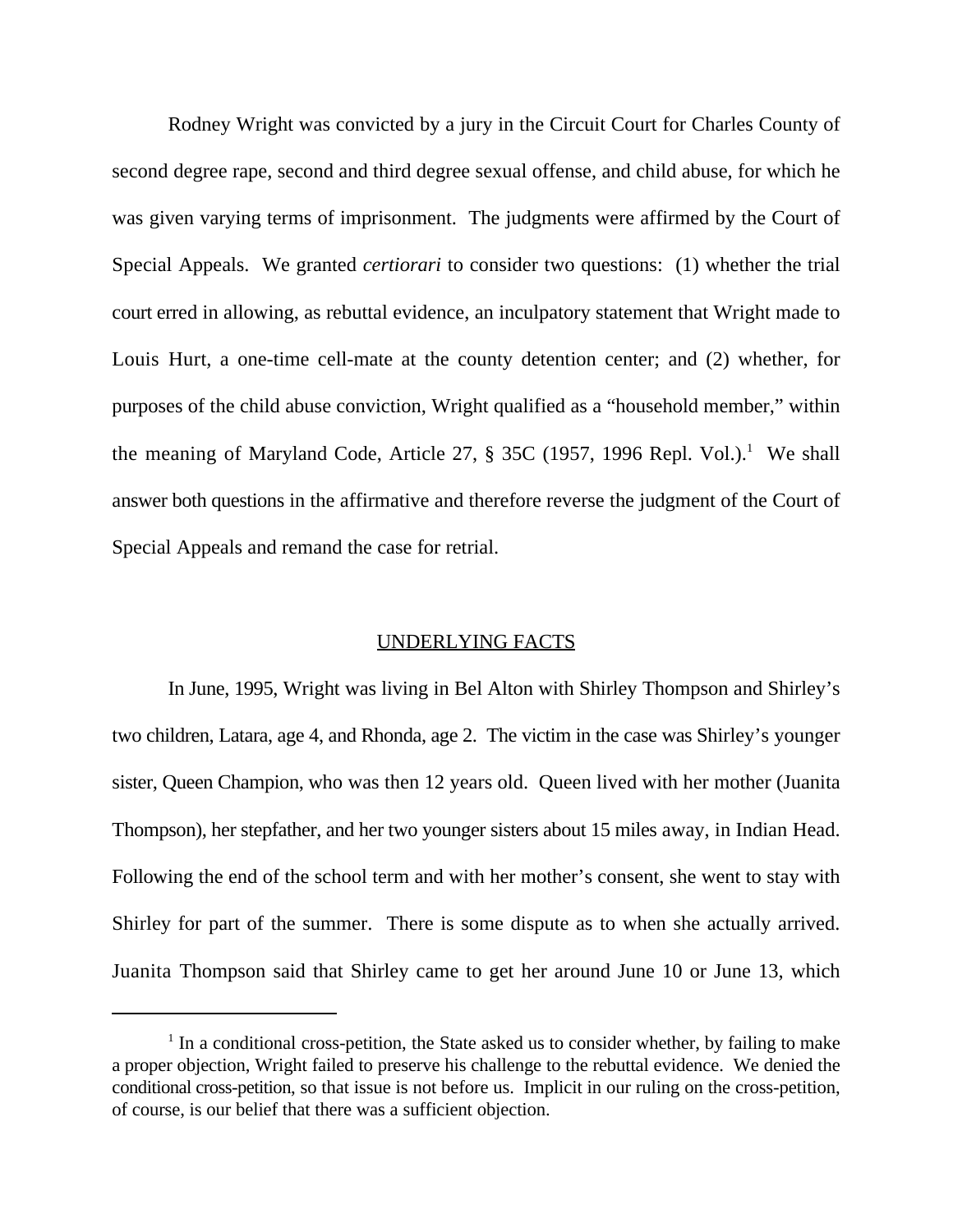Rodney Wright was convicted by a jury in the Circuit Court for Charles County of second degree rape, second and third degree sexual offense, and child abuse, for which he was given varying terms of imprisonment. The judgments were affirmed by the Court of Special Appeals. We granted *certiorari* to consider two questions: (1) whether the trial court erred in allowing, as rebuttal evidence, an inculpatory statement that Wright made to Louis Hurt, a one-time cell-mate at the county detention center; and (2) whether, for purposes of the child abuse conviction, Wright qualified as a "household member," within the meaning of Maryland Code, Article 27, § 35C (1957, 1996 Repl. Vol.).[1] We shall answer both questions in the affirmative and therefore reverse the judgment of the Court of Special Appeals and remand the case for retrial.

## UNDERLYING FACTS

In June, 1995, Wright was living in Bel Alton with Shirley Thompson and Shirley's two children, Latara, age 4, and Rhonda, age 2. The victim in the case was Shirley's younger sister, Queen Champion, who was then 12 years old. Queen lived with her mother (Juanita Thompson), her stepfather, and her two younger sisters about 15 miles away, in Indian Head. Following the end of the school term and with her mother's consent, she went to stay with Shirley for part of the summer. There is some dispute as to when she actually arrived. Juanita Thompson said that Shirley came to get her around June 10 or June 13, which

---

[1] In a conditional cross-petition, the State asked us to consider whether, by failing to make a proper objection, Wright failed to preserve his challenge to the rebuttal evidence. We denied the conditional cross-petition, so that issue is not before us. Implicit in our ruling on the cross-petition, of course, is our belief that there was a sufficient objection.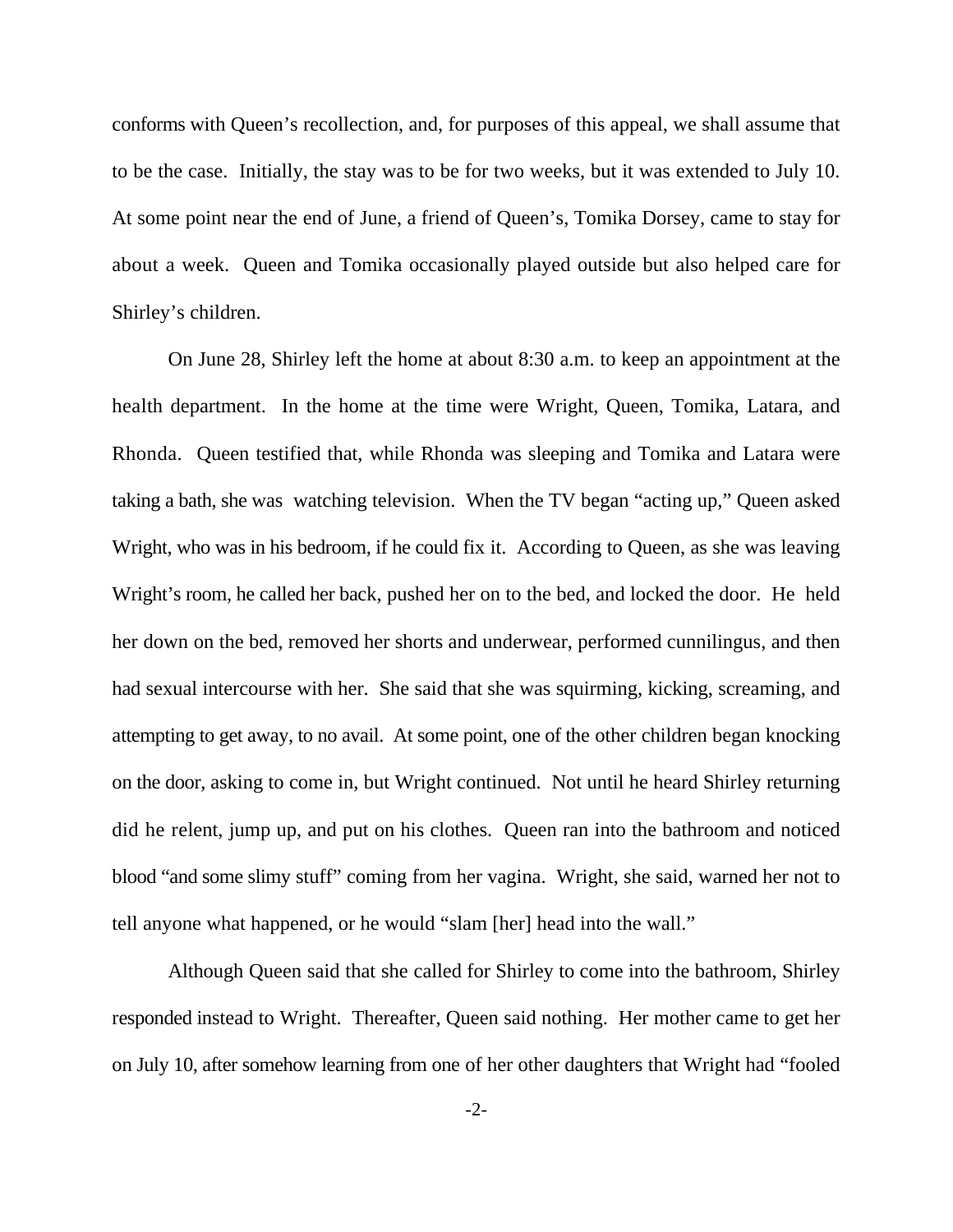conforms with Queen's recollection, and, for purposes of this appeal, we shall assume that to be the case. Initially, the stay was to be for two weeks, but it was extended to July 10. At some point near the end of June, a friend of Queen's, Tomika Dorsey, came to stay for about a week. Queen and Tomika occasionally played outside but also helped care for Shirley's children.

On June 28, Shirley left the home at about 8:30 a.m. to keep an appointment at the health department. In the home at the time were Wright, Queen, Tomika, Latara, and Rhonda. Queen testified that, while Rhonda was sleeping and Tomika and Latara were taking a bath, she was watching television. When the TV began "acting up," Queen asked Wright, who was in his bedroom, if he could fix it. According to Queen, as she was leaving Wright's room, he called her back, pushed her on to the bed, and locked the door. He held her down on the bed, removed her shorts and underwear, performed cunnilingus, and then had sexual intercourse with her. She said that she was squirming, kicking, screaming, and attempting to get away, to no avail. At some point, one of the other children began knocking on the door, asking to come in, but Wright continued. Not until he heard Shirley returning did he relent, jump up, and put on his clothes. Queen ran into the bathroom and noticed blood "and some slimy stuff" coming from her vagina. Wright, she said, warned her not to tell anyone what happened, or he would "slam [her] head into the wall."

Although Queen said that she called for Shirley to come into the bathroom, Shirley responded instead to Wright. Thereafter, Queen said nothing. Her mother came to get her on July 10, after somehow learning from one of her other daughters that Wright had "fooled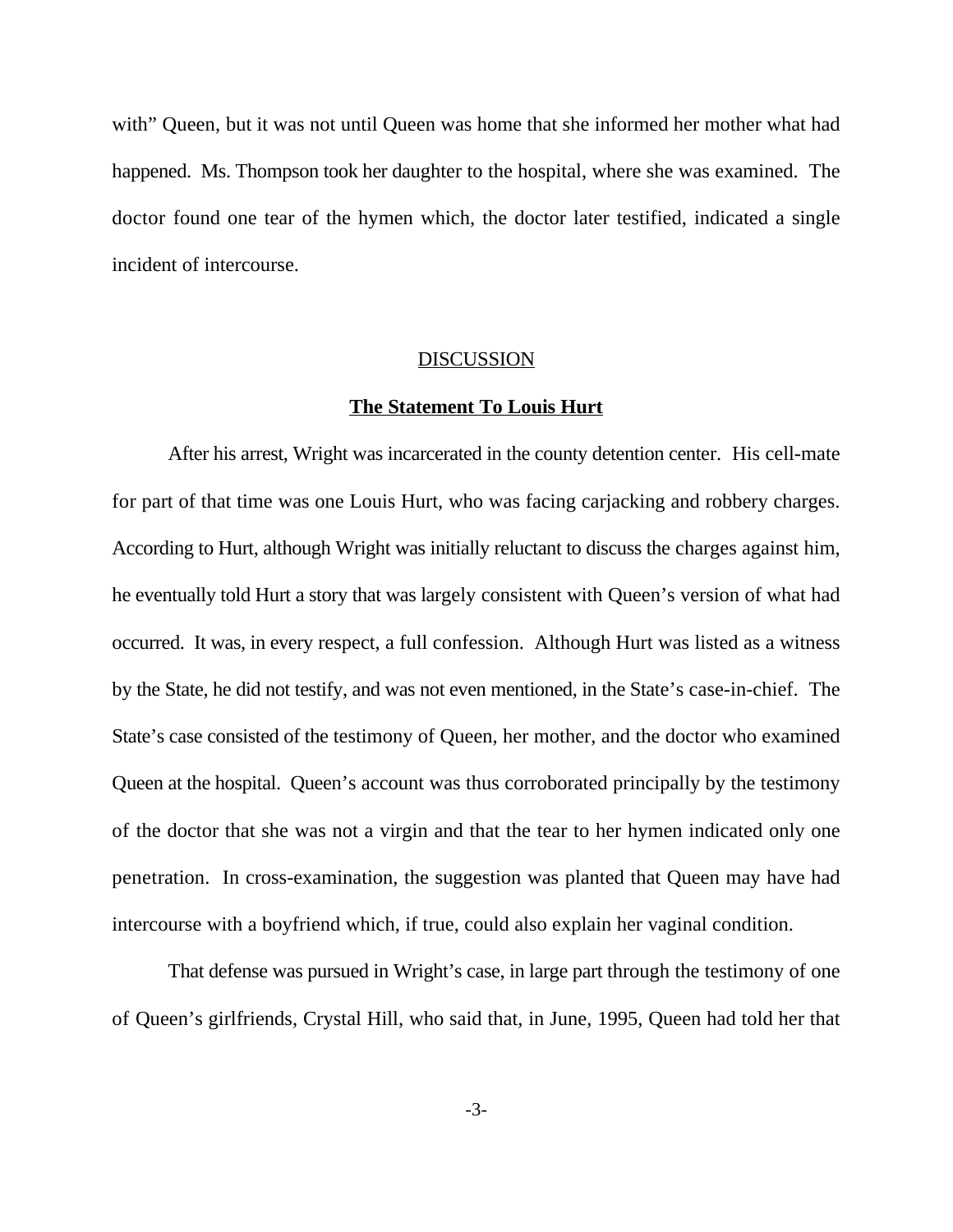with" Queen, but it was not until Queen was home that she informed her mother what had happened. Ms. Thompson took her daughter to the hospital, where she was examined. The doctor found one tear of the hymen which, the doctor later testified, indicated a single incident of intercourse.

## DISCUSSION

### **The Statement To Louis Hurt**

After his arrest, Wright was incarcerated in the county detention center. His cell-mate for part of that time was one Louis Hurt, who was facing carjacking and robbery charges. According to Hurt, although Wright was initially reluctant to discuss the charges against him, he eventually told Hurt a story that was largely consistent with Queen's version of what had occurred. It was, in every respect, a full confession. Although Hurt was listed as a witness by the State, he did not testify, and was not even mentioned, in the State's case-in-chief. The State's case consisted of the testimony of Queen, her mother, and the doctor who examined Queen at the hospital. Queen's account was thus corroborated principally by the testimony of the doctor that she was not a virgin and that the tear to her hymen indicated only one penetration. In cross-examination, the suggestion was planted that Queen may have had intercourse with a boyfriend which, if true, could also explain her vaginal condition.

That defense was pursued in Wright's case, in large part through the testimony of one of Queen's girlfriends, Crystal Hill, who said that, in June, 1995, Queen had told her that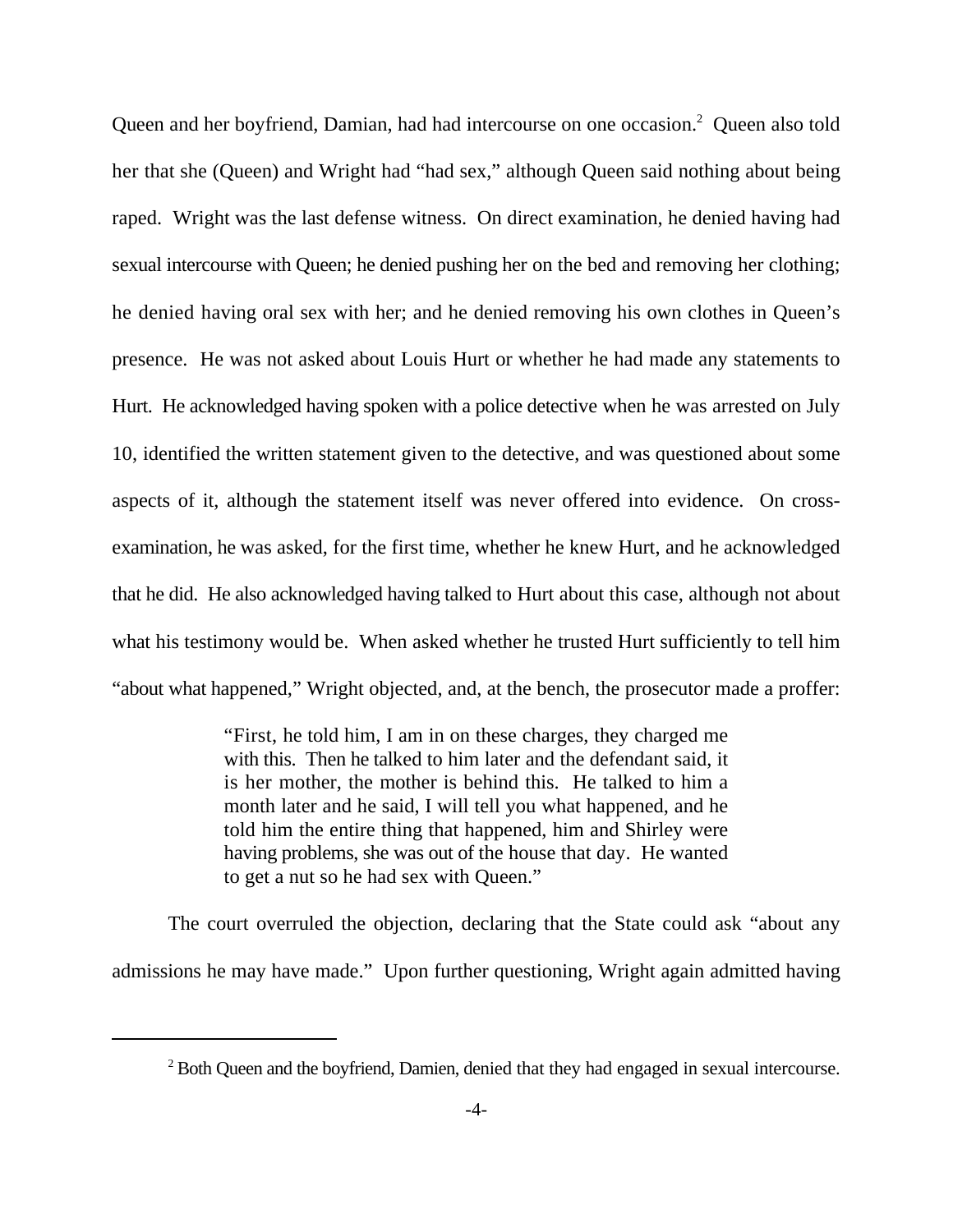Queen and her boyfriend, Damian, had had intercourse on one occasion.[2] Queen also told her that she (Queen) and Wright had "had sex," although Queen said nothing about being raped. Wright was the last defense witness. On direct examination, he denied having had sexual intercourse with Queen; he denied pushing her on the bed and removing her clothing; he denied having oral sex with her; and he denied removing his own clothes in Queen's presence. He was not asked about Louis Hurt or whether he had made any statements to Hurt. He acknowledged having spoken with a police detective when he was arrested on July 10, identified the written statement given to the detective, and was questioned about some aspects of it, although the statement itself was never offered into evidence. On cross-examination, he was asked, for the first time, whether he knew Hurt, and he acknowledged that he did. He also acknowledged having talked to Hurt about this case, although not about what his testimony would be. When asked whether he trusted Hurt sufficiently to tell him "about what happened," Wright objected, and, at the bench, the prosecutor made a proffer:

> "First, he told him, I am in on these charges, they charged me with this. Then he talked to him later and the defendant said, it is her mother, the mother is behind this. He talked to him a month later and he said, I will tell you what happened, and he told him the entire thing that happened, him and Shirley were having problems, she was out of the house that day. He wanted to get a nut so he had sex with Queen."

The court overruled the objection, declaring that the State could ask "about any admissions he may have made." Upon further questioning, Wright again admitted having

---

[2] Both Queen and the boyfriend, Damien, denied that they had engaged in sexual intercourse.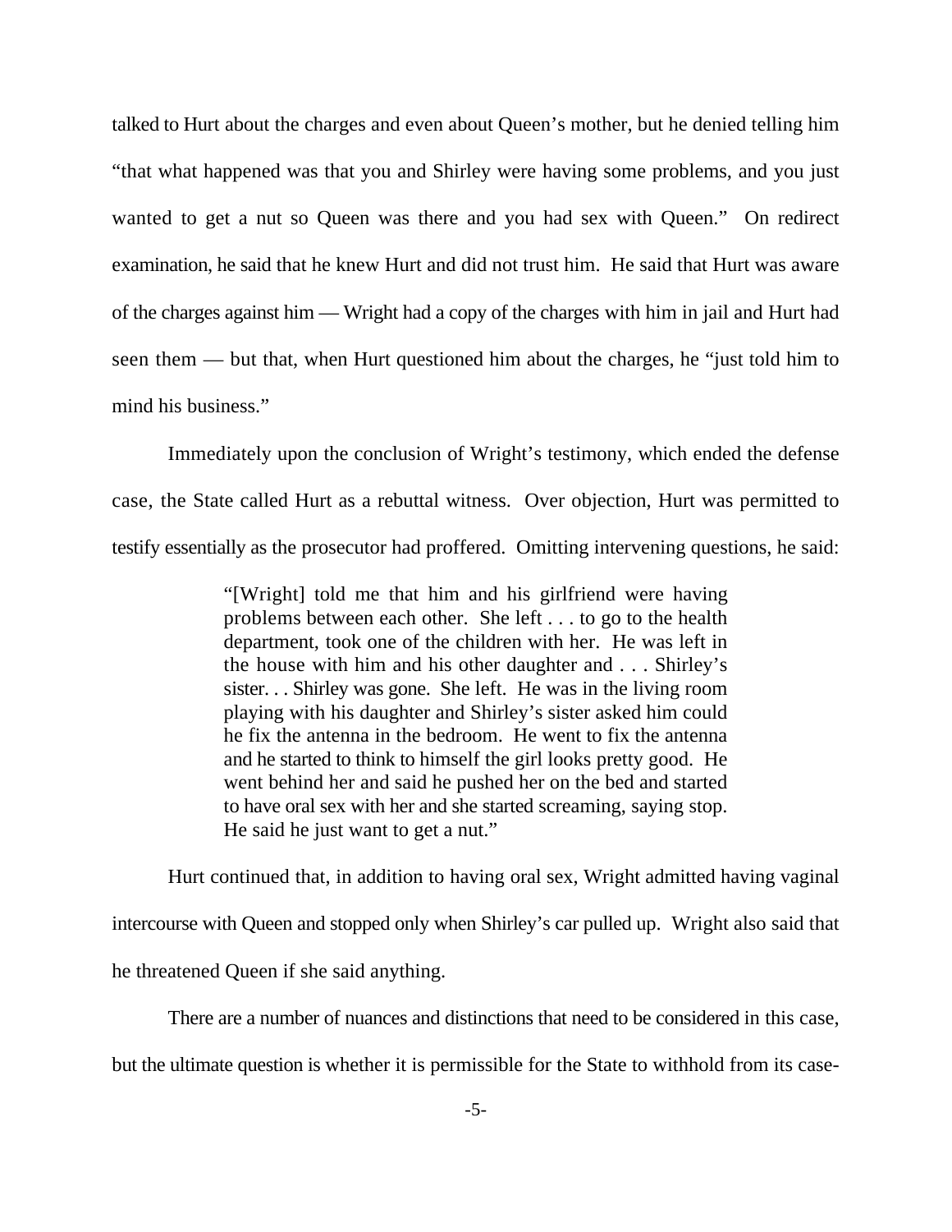talked to Hurt about the charges and even about Queen's mother, but he denied telling him "that what happened was that you and Shirley were having some problems, and you just wanted to get a nut so Queen was there and you had sex with Queen." On redirect examination, he said that he knew Hurt and did not trust him. He said that Hurt was aware of the charges against him — Wright had a copy of the charges with him in jail and Hurt had seen them — but that, when Hurt questioned him about the charges, he "just told him to mind his business."

Immediately upon the conclusion of Wright's testimony, which ended the defense case, the State called Hurt as a rebuttal witness. Over objection, Hurt was permitted to testify essentially as the prosecutor had proffered. Omitting intervening questions, he said:

> "[Wright] told me that him and his girlfriend were having problems between each other. She left . . . to go to the health department, took one of the children with her. He was left in the house with him and his other daughter and . . . Shirley's sister. . . Shirley was gone. She left. He was in the living room playing with his daughter and Shirley's sister asked him could he fix the antenna in the bedroom. He went to fix the antenna and he started to think to himself the girl looks pretty good. He went behind her and said he pushed her on the bed and started to have oral sex with her and she started screaming, saying stop. He said he just want to get a nut."

Hurt continued that, in addition to having oral sex, Wright admitted having vaginal intercourse with Queen and stopped only when Shirley's car pulled up. Wright also said that he threatened Queen if she said anything.

There are a number of nuances and distinctions that need to be considered in this case, but the ultimate question is whether it is permissible for the State to withhold from its case-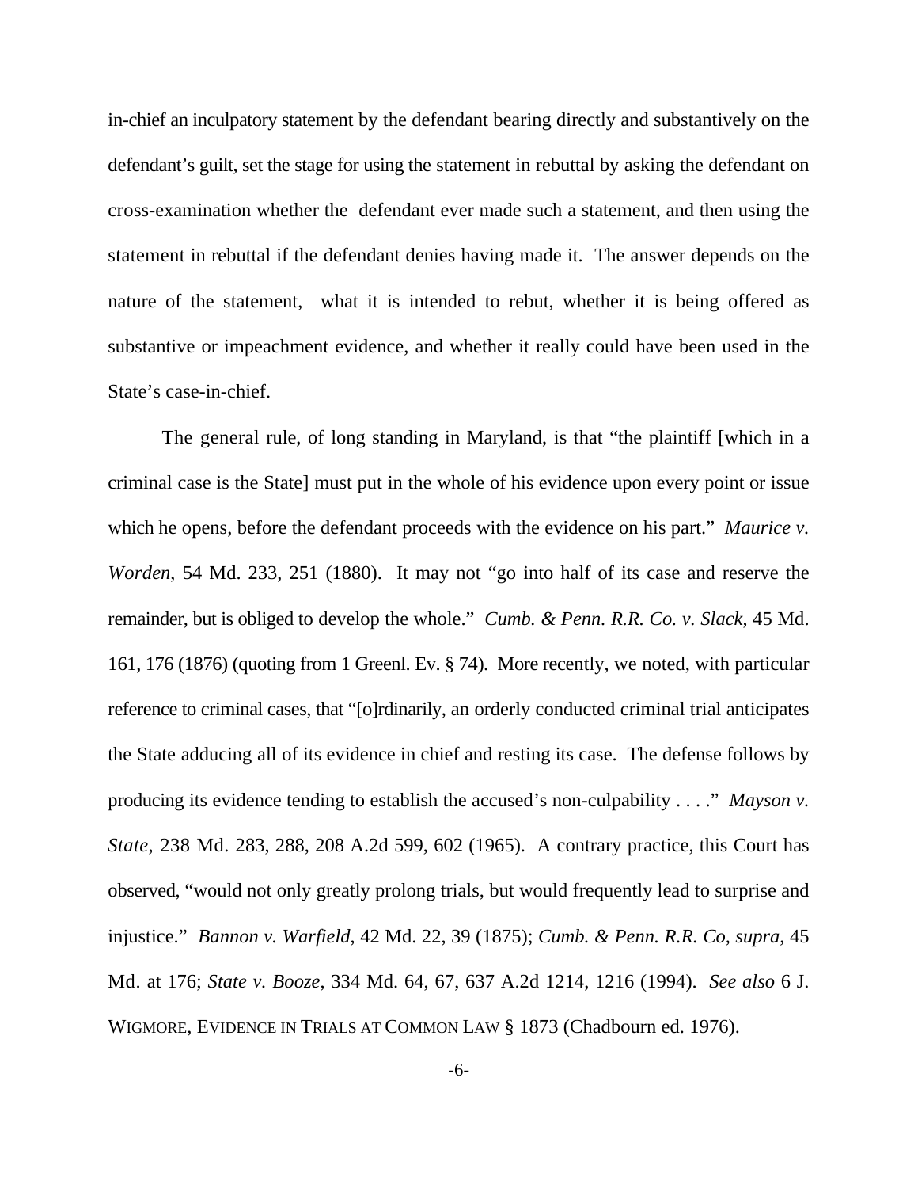in-chief an inculpatory statement by the defendant bearing directly and substantively on the defendant's guilt, set the stage for using the statement in rebuttal by asking the defendant on cross-examination whether the defendant ever made such a statement, and then using the statement in rebuttal if the defendant denies having made it. The answer depends on the nature of the statement, what it is intended to rebut, whether it is being offered as substantive or impeachment evidence, and whether it really could have been used in the State's case-in-chief.

The general rule, of long standing in Maryland, is that "the plaintiff [which in a criminal case is the State] must put in the whole of his evidence upon every point or issue which he opens, before the defendant proceeds with the evidence on his part." *Maurice v. Worden*, 54 Md. 233, 251 (1880). It may not "go into half of its case and reserve the remainder, but is obliged to develop the whole." *Cumb. & Penn. R.R. Co. v. Slack*, 45 Md. 161, 176 (1876) (quoting from 1 Greenl. Ev. § 74). More recently, we noted, with particular reference to criminal cases, that "[o]rdinarily, an orderly conducted criminal trial anticipates the State adducing all of its evidence in chief and resting its case. The defense follows by producing its evidence tending to establish the accused's non-culpability . . . ." *Mayson v. State*, 238 Md. 283, 288, 208 A.2d 599, 602 (1965). A contrary practice, this Court has observed, "would not only greatly prolong trials, but would frequently lead to surprise and injustice." *Bannon v. Warfield*, 42 Md. 22, 39 (1875); *Cumb. & Penn. R.R. Co, supra*, 45 Md. at 176; *State v. Booze*, 334 Md. 64, 67, 637 A.2d 1214, 1216 (1994). *See also* 6 J. WIGMORE, EVIDENCE IN TRIALS AT COMMON LAW § 1873 (Chadbourn ed. 1976).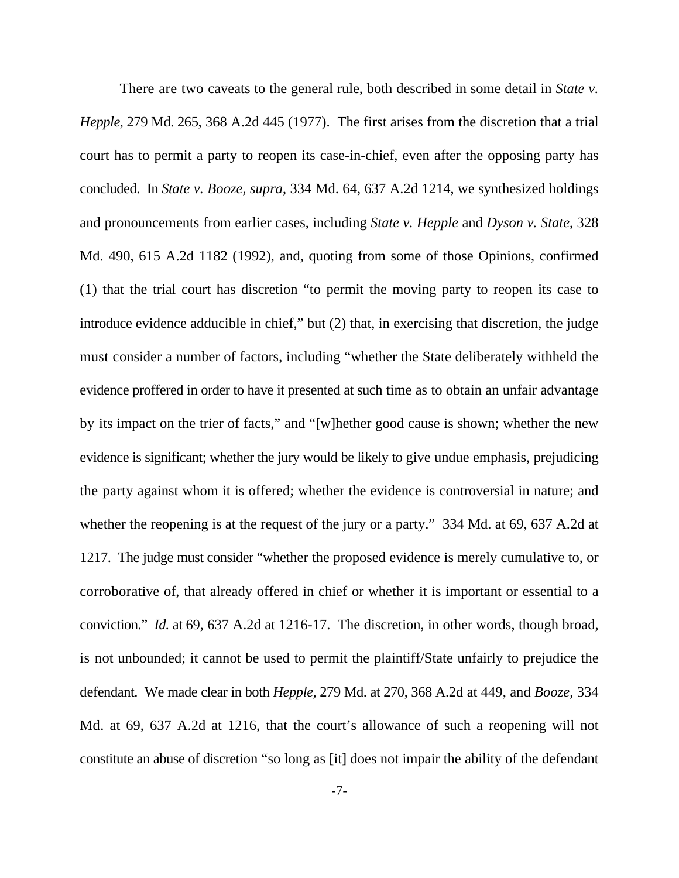There are two caveats to the general rule, both described in some detail in *State v. Hepple*, 279 Md. 265, 368 A.2d 445 (1977). The first arises from the discretion that a trial court has to permit a party to reopen its case-in-chief, even after the opposing party has concluded. In *State v. Booze, supra*, 334 Md. 64, 637 A.2d 1214, we synthesized holdings and pronouncements from earlier cases, including *State v. Hepple* and *Dyson v. State*, 328 Md. 490, 615 A.2d 1182 (1992), and, quoting from some of those Opinions, confirmed (1) that the trial court has discretion "to permit the moving party to reopen its case to introduce evidence adducible in chief," but (2) that, in exercising that discretion, the judge must consider a number of factors, including "whether the State deliberately withheld the evidence proffered in order to have it presented at such time as to obtain an unfair advantage by its impact on the trier of facts," and "[w]hether good cause is shown; whether the new evidence is significant; whether the jury would be likely to give undue emphasis, prejudicing the party against whom it is offered; whether the evidence is controversial in nature; and whether the reopening is at the request of the jury or a party." 334 Md. at 69, 637 A.2d at 1217. The judge must consider "whether the proposed evidence is merely cumulative to, or corroborative of, that already offered in chief or whether it is important or essential to a conviction." *Id.* at 69, 637 A.2d at 1216-17. The discretion, in other words, though broad, is not unbounded; it cannot be used to permit the plaintiff/State unfairly to prejudice the defendant. We made clear in both *Hepple,* 279 Md. at 270, 368 A.2d at 449, and *Booze,* 334 Md. at 69, 637 A.2d at 1216, that the court's allowance of such a reopening will not constitute an abuse of discretion "so long as [it] does not impair the ability of the defendant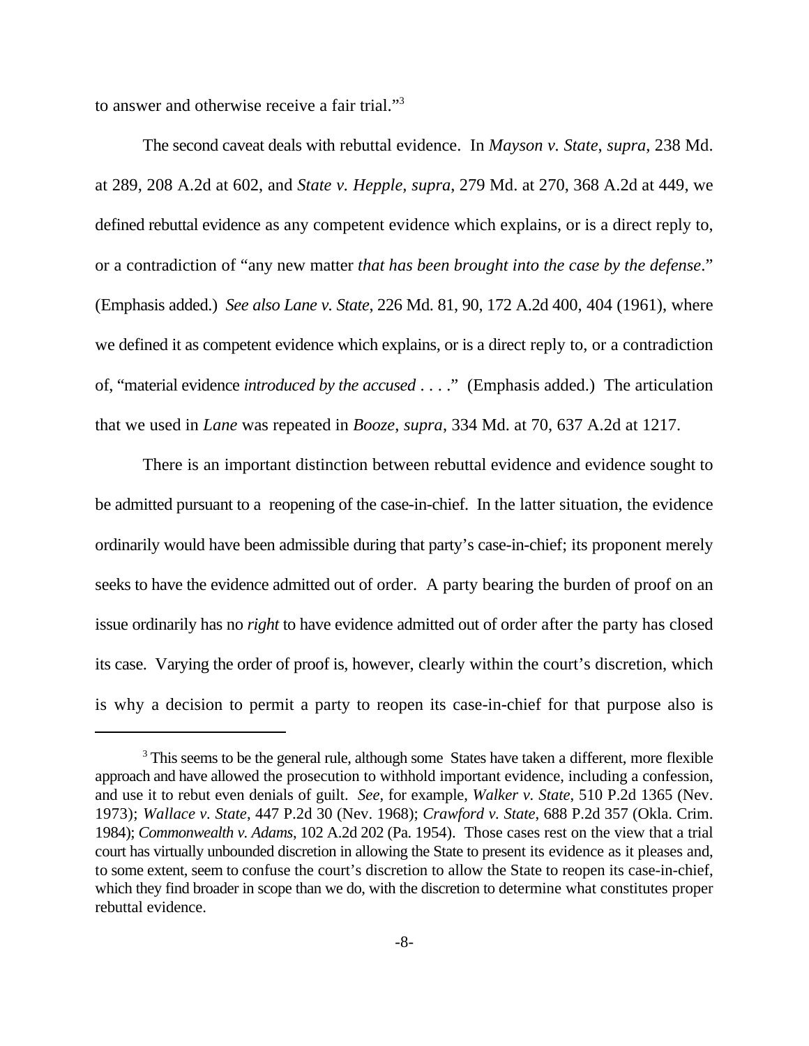to answer and otherwise receive a fair trial."[3]

The second caveat deals with rebuttal evidence. In *Mayson v. State*, *supra*, 238 Md. at 289, 208 A.2d at 602, and *State v. Hepple, supra*, 279 Md. at 270, 368 A.2d at 449, we defined rebuttal evidence as any competent evidence which explains, or is a direct reply to, or a contradiction of "any new matter *that has been brought into the case by the defense*." (Emphasis added.) *See also Lane v. State*, 226 Md. 81, 90, 172 A.2d 400, 404 (1961), where we defined it as competent evidence which explains, or is a direct reply to, or a contradiction of, "material evidence *introduced by the accused* . . . ." (Emphasis added.) The articulation that we used in *Lane* was repeated in *Booze*, *supra*, 334 Md. at 70, 637 A.2d at 1217.

There is an important distinction between rebuttal evidence and evidence sought to be admitted pursuant to a reopening of the case-in-chief. In the latter situation, the evidence ordinarily would have been admissible during that party's case-in-chief; its proponent merely seeks to have the evidence admitted out of order. A party bearing the burden of proof on an issue ordinarily has no *right* to have evidence admitted out of order after the party has closed its case. Varying the order of proof is, however, clearly within the court's discretion, which is why a decision to permit a party to reopen its case-in-chief for that purpose also is

[3] This seems to be the general rule, although some States have taken a different, more flexible approach and have allowed the prosecution to withhold important evidence, including a confession, and use it to rebut even denials of guilt. *See*, for example, *Walker v. State*, 510 P.2d 1365 (Nev. 1973); *Wallace v. State*, 447 P.2d 30 (Nev. 1968); *Crawford v. State*, 688 P.2d 357 (Okla. Crim. 1984); *Commonwealth v. Adams*, 102 A.2d 202 (Pa. 1954). Those cases rest on the view that a trial court has virtually unbounded discretion in allowing the State to present its evidence as it pleases and, to some extent, seem to confuse the court's discretion to allow the State to reopen its case-in-chief, which they find broader in scope than we do, with the discretion to determine what constitutes proper rebuttal evidence.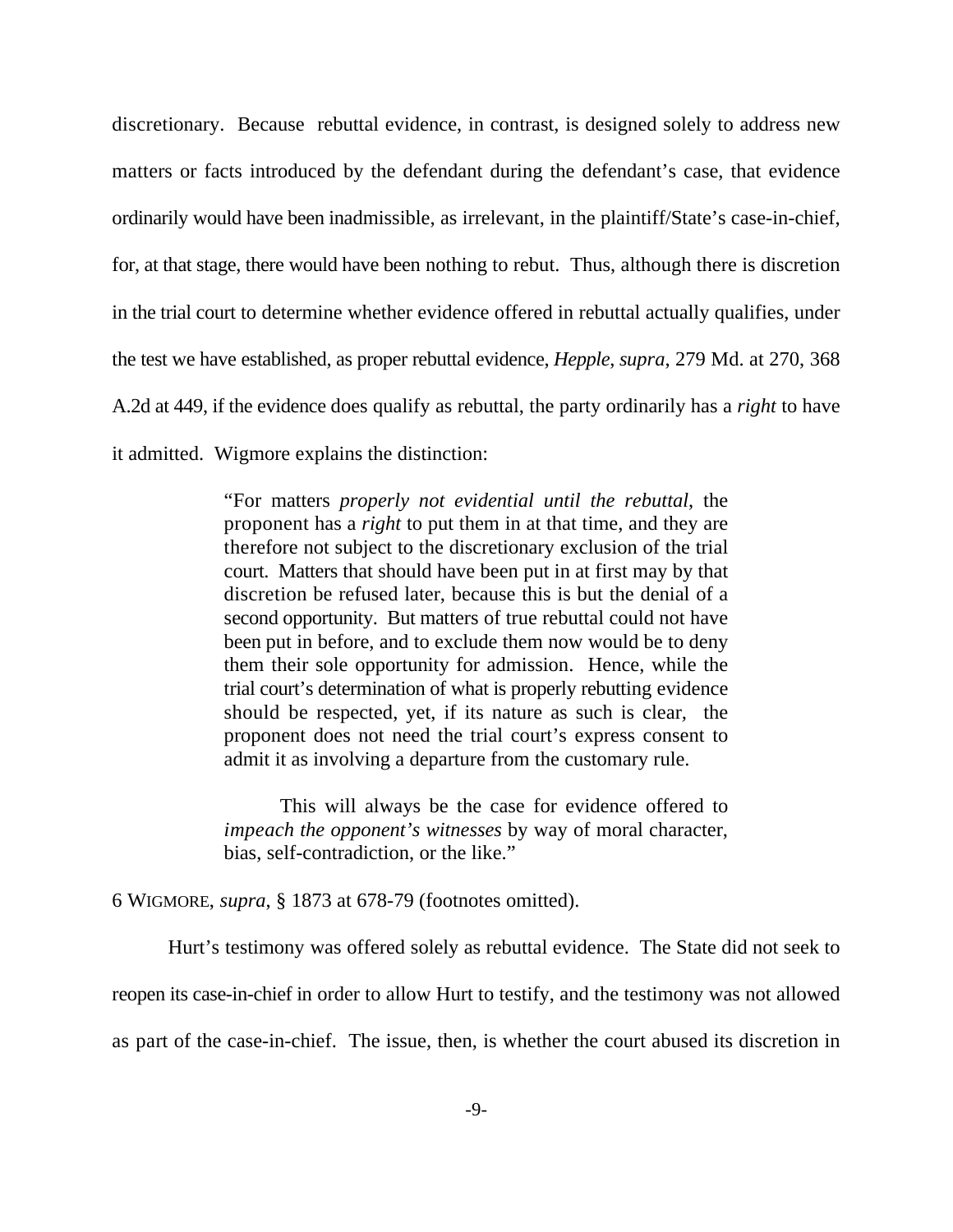discretionary. Because rebuttal evidence, in contrast, is designed solely to address new matters or facts introduced by the defendant during the defendant's case, that evidence ordinarily would have been inadmissible, as irrelevant, in the plaintiff/State's case-in-chief, for, at that stage, there would have been nothing to rebut. Thus, although there is discretion in the trial court to determine whether evidence offered in rebuttal actually qualifies, under the test we have established, as proper rebuttal evidence, *Hepple*, *supra*, 279 Md. at 270, 368 A.2d at 449, if the evidence does qualify as rebuttal, the party ordinarily has a *right* to have it admitted. Wigmore explains the distinction:

> "For matters *properly not evidential until the rebuttal*, the proponent has a *right* to put them in at that time, and they are therefore not subject to the discretionary exclusion of the trial court. Matters that should have been put in at first may by that discretion be refused later, because this is but the denial of a second opportunity. But matters of true rebuttal could not have been put in before, and to exclude them now would be to deny them their sole opportunity for admission. Hence, while the trial court's determination of what is properly rebutting evidence should be respected, yet, if its nature as such is clear, the proponent does not need the trial court's express consent to admit it as involving a departure from the customary rule.
>
> This will always be the case for evidence offered to *impeach the opponent's witnesses* by way of moral character, bias, self-contradiction, or the like."

6 WIGMORE, *supra*, § 1873 at 678-79 (footnotes omitted).

Hurt's testimony was offered solely as rebuttal evidence. The State did not seek to reopen its case-in-chief in order to allow Hurt to testify, and the testimony was not allowed as part of the case-in-chief. The issue, then, is whether the court abused its discretion in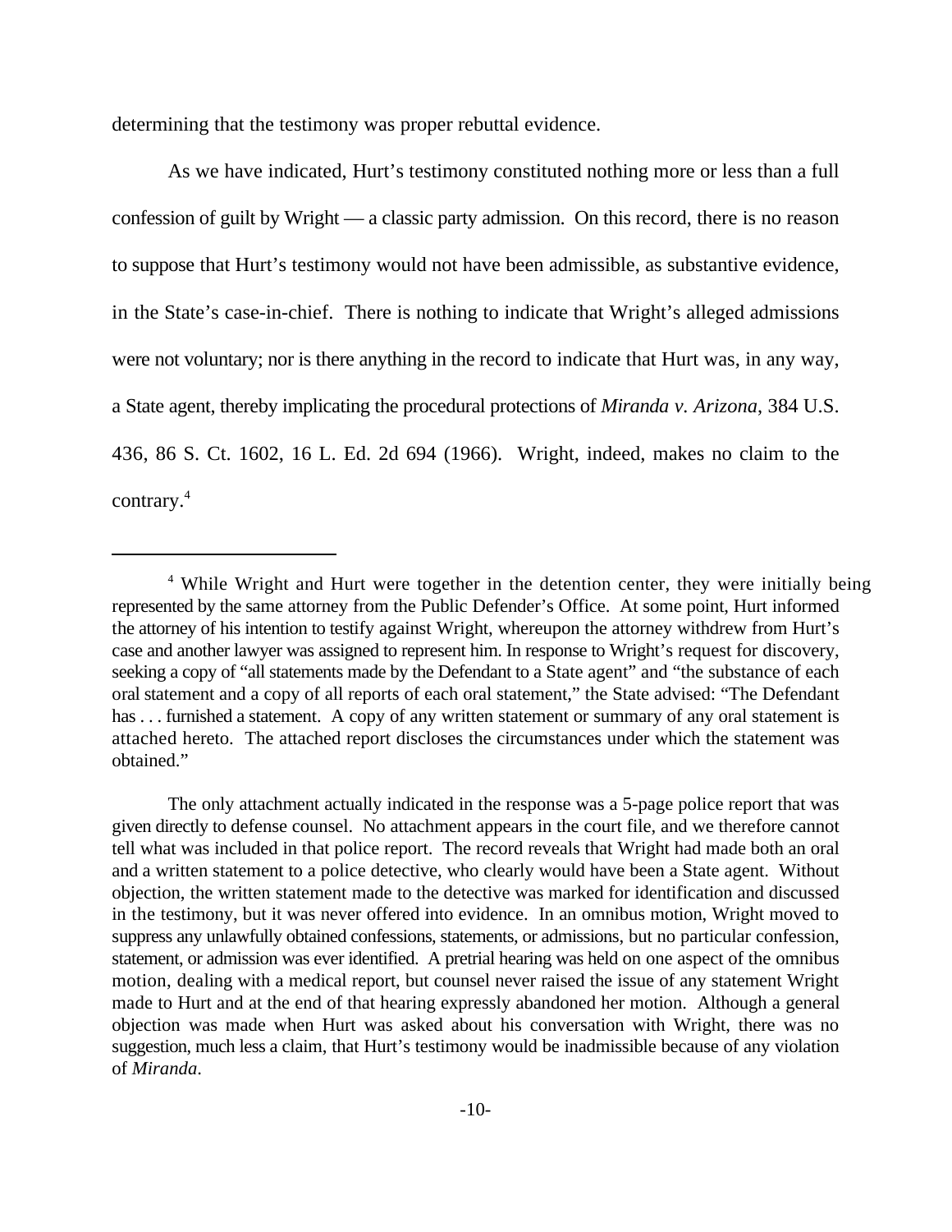determining that the testimony was proper rebuttal evidence.

As we have indicated, Hurt's testimony constituted nothing more or less than a full confession of guilt by Wright — a classic party admission. On this record, there is no reason to suppose that Hurt's testimony would not have been admissible, as substantive evidence, in the State's case-in-chief. There is nothing to indicate that Wright's alleged admissions were not voluntary; nor is there anything in the record to indicate that Hurt was, in any way, a State agent, thereby implicating the procedural protections of *Miranda v. Arizona*, 384 U.S. 436, 86 S. Ct. 1602, 16 L. Ed. 2d 694 (1966). Wright, indeed, makes no claim to the contrary.[4]

---

[4] While Wright and Hurt were together in the detention center, they were initially being represented by the same attorney from the Public Defender's Office. At some point, Hurt informed the attorney of his intention to testify against Wright, whereupon the attorney withdrew from Hurt's case and another lawyer was assigned to represent him. In response to Wright's request for discovery, seeking a copy of "all statements made by the Defendant to a State agent" and "the substance of each oral statement and a copy of all reports of each oral statement," the State advised: "The Defendant has . . . furnished a statement. A copy of any written statement or summary of any oral statement is attached hereto. The attached report discloses the circumstances under which the statement was obtained."

The only attachment actually indicated in the response was a 5-page police report that was given directly to defense counsel. No attachment appears in the court file, and we therefore cannot tell what was included in that police report. The record reveals that Wright had made both an oral and a written statement to a police detective, who clearly would have been a State agent. Without objection, the written statement made to the detective was marked for identification and discussed in the testimony, but it was never offered into evidence. In an omnibus motion, Wright moved to suppress any unlawfully obtained confessions, statements, or admissions, but no particular confession, statement, or admission was ever identified. A pretrial hearing was held on one aspect of the omnibus motion, dealing with a medical report, but counsel never raised the issue of any statement Wright made to Hurt and at the end of that hearing expressly abandoned her motion. Although a general objection was made when Hurt was asked about his conversation with Wright, there was no suggestion, much less a claim, that Hurt's testimony would be inadmissible because of any violation of *Miranda*.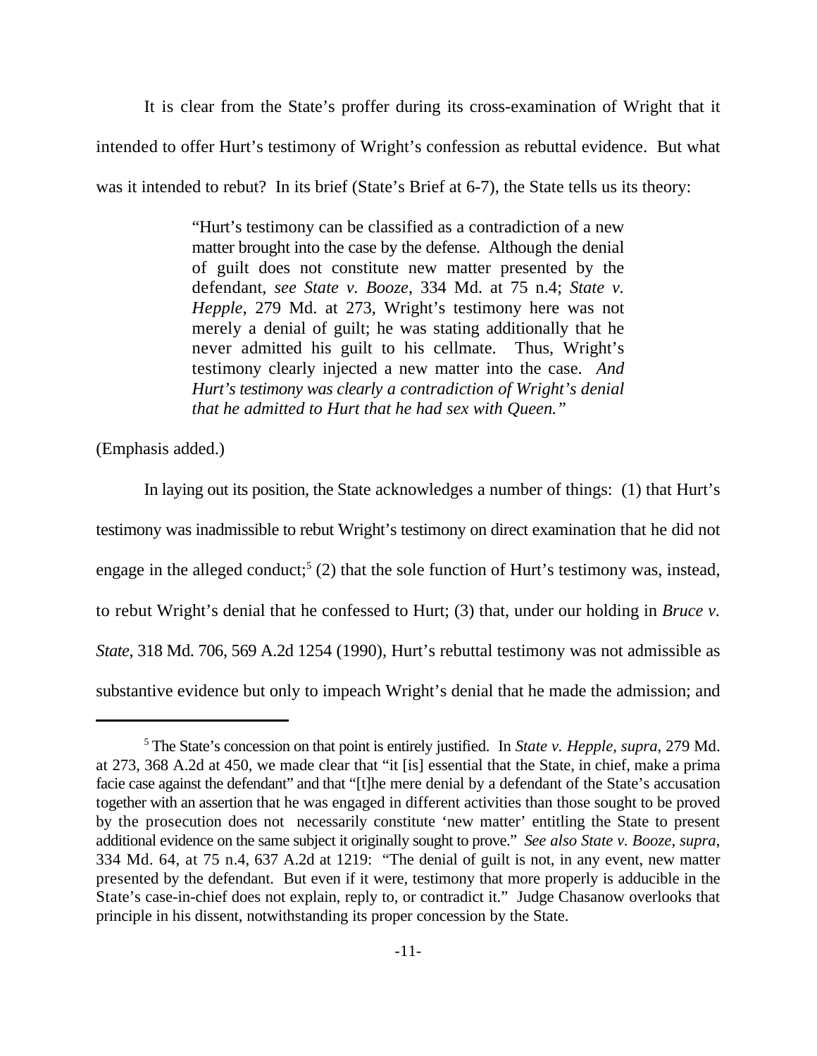It is clear from the State's proffer during its cross-examination of Wright that it intended to offer Hurt's testimony of Wright's confession as rebuttal evidence. But what was it intended to rebut? In its brief (State's Brief at 6-7), the State tells us its theory:

> "Hurt's testimony can be classified as a contradiction of a new matter brought into the case by the defense. Although the denial of guilt does not constitute new matter presented by the defendant, *see State v. Booze*, 334 Md. at 75 n.4; *State v. Hepple*, 279 Md. at 273, Wright's testimony here was not merely a denial of guilt; he was stating additionally that he never admitted his guilt to his cellmate. Thus, Wright's testimony clearly injected a new matter into the case. *And Hurt's testimony was clearly a contradiction of Wright's denial that he admitted to Hurt that he had sex with Queen."*

(Emphasis added.)

In laying out its position, the State acknowledges a number of things: (1) that Hurt's testimony was inadmissible to rebut Wright's testimony on direct examination that he did not engage in the alleged conduct;[5] (2) that the sole function of Hurt's testimony was, instead, to rebut Wright's denial that he confessed to Hurt; (3) that, under our holding in *Bruce v. State*, 318 Md. 706, 569 A.2d 1254 (1990), Hurt's rebuttal testimony was not admissible as substantive evidence but only to impeach Wright's denial that he made the admission; and

---

[5] The State's concession on that point is entirely justified. In *State v. Hepple, supra*, 279 Md. at 273, 368 A.2d at 450, we made clear that "it [is] essential that the State, in chief, make a prima facie case against the defendant" and that "[t]he mere denial by a defendant of the State's accusation together with an assertion that he was engaged in different activities than those sought to be proved by the prosecution does not necessarily constitute 'new matter' entitling the State to present additional evidence on the same subject it originally sought to prove." *See also State v. Booze*, *supra*, 334 Md. 64, at 75 n.4, 637 A.2d at 1219: "The denial of guilt is not, in any event, new matter presented by the defendant. But even if it were, testimony that more properly is adducible in the State's case-in-chief does not explain, reply to, or contradict it." Judge Chasanow overlooks that principle in his dissent, notwithstanding its proper concession by the State.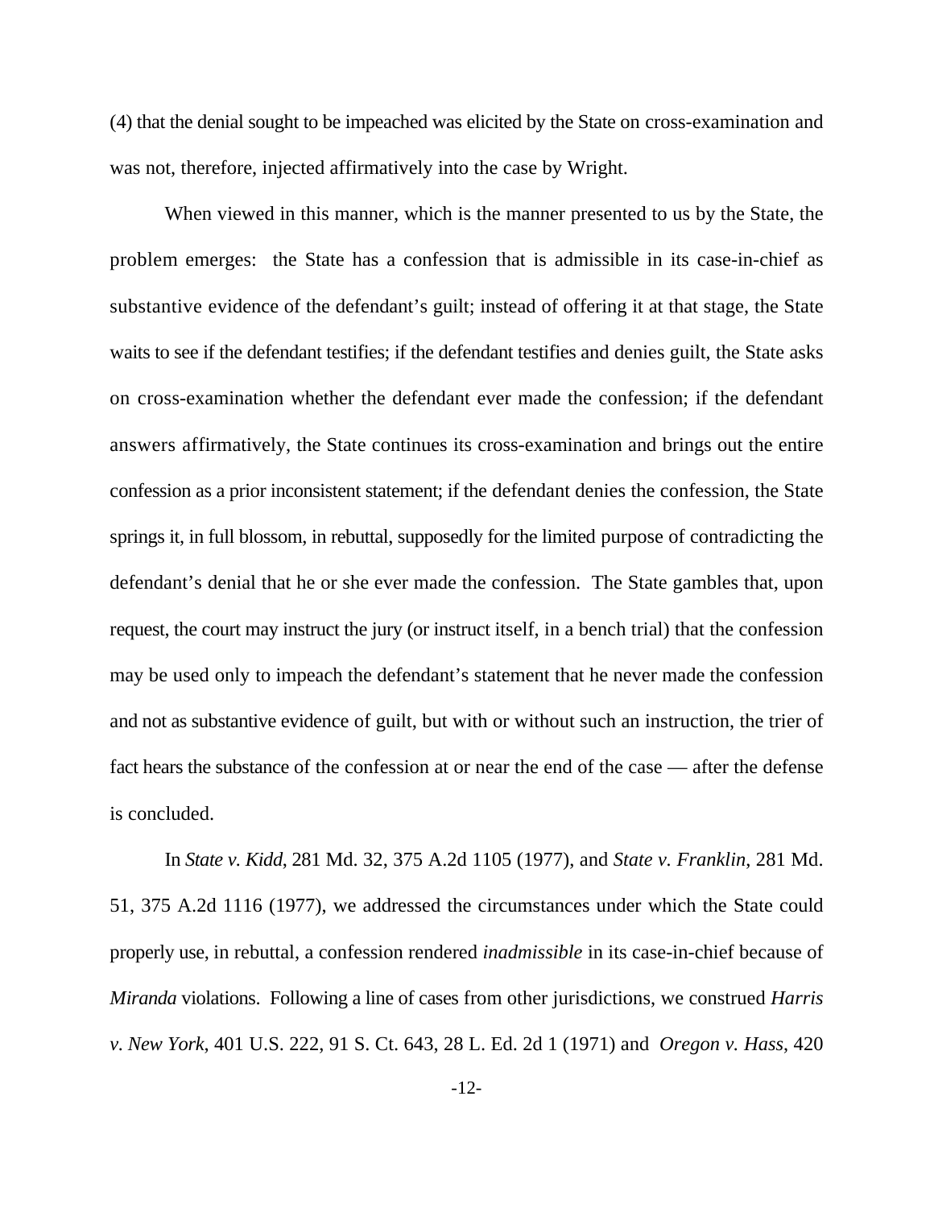(4) that the denial sought to be impeached was elicited by the State on cross-examination and was not, therefore, injected affirmatively into the case by Wright.

When viewed in this manner, which is the manner presented to us by the State, the problem emerges: the State has a confession that is admissible in its case-in-chief as substantive evidence of the defendant's guilt; instead of offering it at that stage, the State waits to see if the defendant testifies; if the defendant testifies and denies guilt, the State asks on cross-examination whether the defendant ever made the confession; if the defendant answers affirmatively, the State continues its cross-examination and brings out the entire confession as a prior inconsistent statement; if the defendant denies the confession, the State springs it, in full blossom, in rebuttal, supposedly for the limited purpose of contradicting the defendant's denial that he or she ever made the confession. The State gambles that, upon request, the court may instruct the jury (or instruct itself, in a bench trial) that the confession may be used only to impeach the defendant's statement that he never made the confession and not as substantive evidence of guilt, but with or without such an instruction, the trier of fact hears the substance of the confession at or near the end of the case — after the defense is concluded.

In *State v. Kidd*, 281 Md. 32, 375 A.2d 1105 (1977), and *State v. Franklin*, 281 Md. 51, 375 A.2d 1116 (1977), we addressed the circumstances under which the State could properly use, in rebuttal, a confession rendered *inadmissible* in its case-in-chief because of *Miranda* violations. Following a line of cases from other jurisdictions, we construed *Harris v. New York*, 401 U.S. 222, 91 S. Ct. 643, 28 L. Ed. 2d 1 (1971) and *Oregon v. Hass*, 420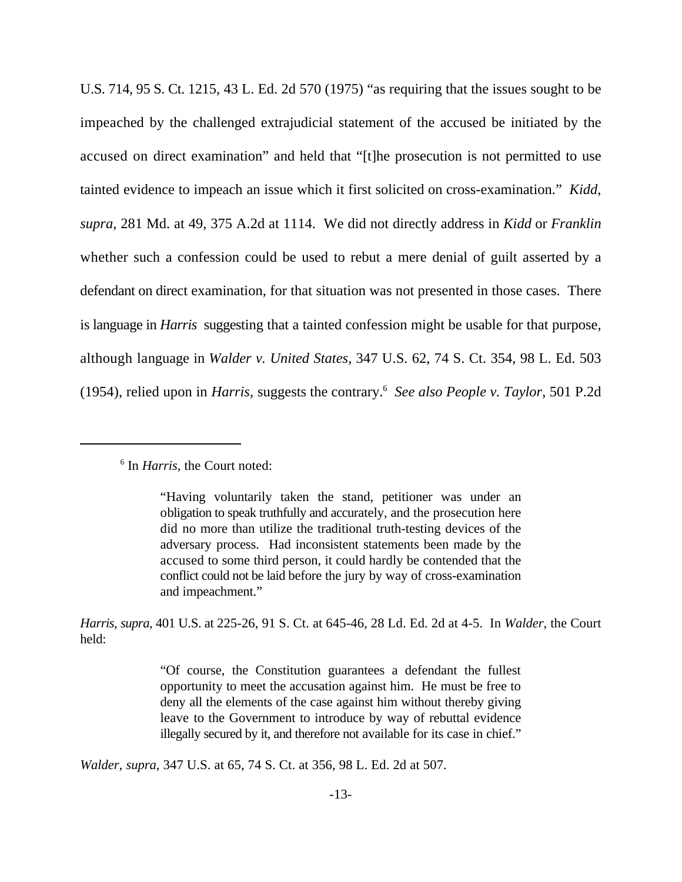U.S. 714, 95 S. Ct. 1215, 43 L. Ed. 2d 570 (1975) "as requiring that the issues sought to be impeached by the challenged extrajudicial statement of the accused be initiated by the accused on direct examination" and held that "[t]he prosecution is not permitted to use tainted evidence to impeach an issue which it first solicited on cross-examination." *Kidd*, *supra*, 281 Md. at 49, 375 A.2d at 1114. We did not directly address in *Kidd* or *Franklin* whether such a confession could be used to rebut a mere denial of guilt asserted by a defendant on direct examination, for that situation was not presented in those cases. There is language in *Harris* suggesting that a tainted confession might be usable for that purpose, although language in *Walder v. United States*, 347 U.S. 62, 74 S. Ct. 354, 98 L. Ed. 503 (1954), relied upon in *Harris*, suggests the contrary.[6] *See also People v. Taylor*, 501 P.2d

---

[6] In *Harris*, the Court noted:

> "Having voluntarily taken the stand, petitioner was under an obligation to speak truthfully and accurately, and the prosecution here did no more than utilize the traditional truth-testing devices of the adversary process. Had inconsistent statements been made by the accused to some third person, it could hardly be contended that the conflict could not be laid before the jury by way of cross-examination and impeachment."

*Harris*, *supra*, 401 U.S. at 225-26, 91 S. Ct. at 645-46, 28 Ld. Ed. 2d at 4-5. In *Walder*, the Court held:

> "Of course, the Constitution guarantees a defendant the fullest opportunity to meet the accusation against him. He must be free to deny all the elements of the case against him without thereby giving leave to the Government to introduce by way of rebuttal evidence illegally secured by it, and therefore not available for its case in chief."

*Walder*, *supra*, 347 U.S. at 65, 74 S. Ct. at 356, 98 L. Ed. 2d at 507.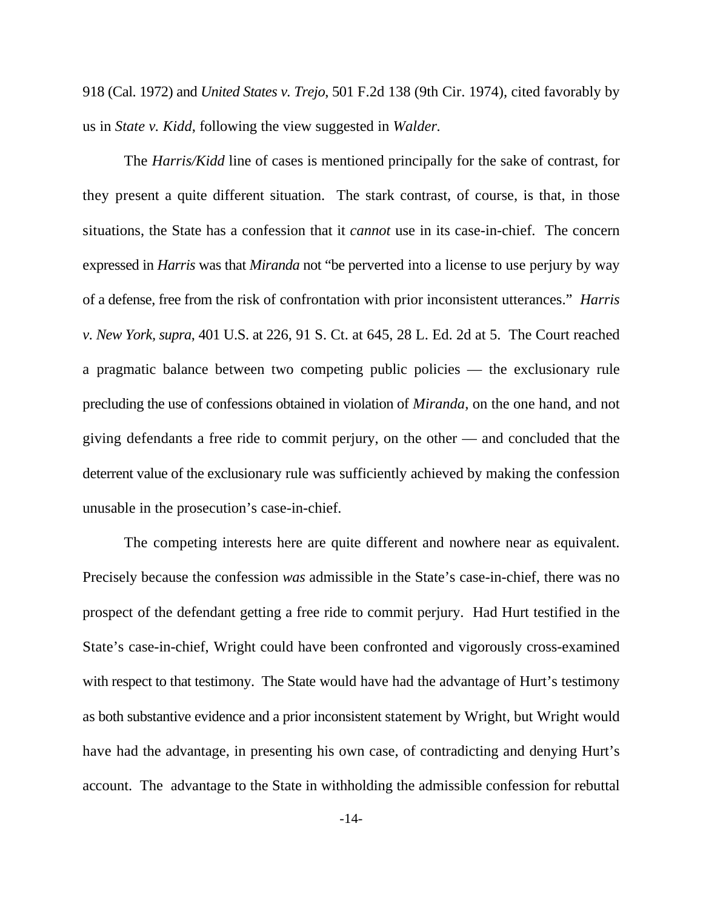918 (Cal. 1972) and *United States v. Trejo*, 501 F.2d 138 (9th Cir. 1974), cited favorably by us in *State v. Kidd*, following the view suggested in *Walder*.

The *Harris/Kidd* line of cases is mentioned principally for the sake of contrast, for they present a quite different situation. The stark contrast, of course, is that, in those situations, the State has a confession that it *cannot* use in its case-in-chief. The concern expressed in *Harris* was that *Miranda* not "be perverted into a license to use perjury by way of a defense, free from the risk of confrontation with prior inconsistent utterances." *Harris v. New York*, *supra*, 401 U.S. at 226, 91 S. Ct. at 645, 28 L. Ed. 2d at 5. The Court reached a pragmatic balance between two competing public policies — the exclusionary rule precluding the use of confessions obtained in violation of *Miranda*, on the one hand, and not giving defendants a free ride to commit perjury, on the other — and concluded that the deterrent value of the exclusionary rule was sufficiently achieved by making the confession unusable in the prosecution's case-in-chief.

The competing interests here are quite different and nowhere near as equivalent. Precisely because the confession *was* admissible in the State's case-in-chief, there was no prospect of the defendant getting a free ride to commit perjury. Had Hurt testified in the State's case-in-chief, Wright could have been confronted and vigorously cross-examined with respect to that testimony. The State would have had the advantage of Hurt's testimony as both substantive evidence and a prior inconsistent statement by Wright, but Wright would have had the advantage, in presenting his own case, of contradicting and denying Hurt's account. The advantage to the State in withholding the admissible confession for rebuttal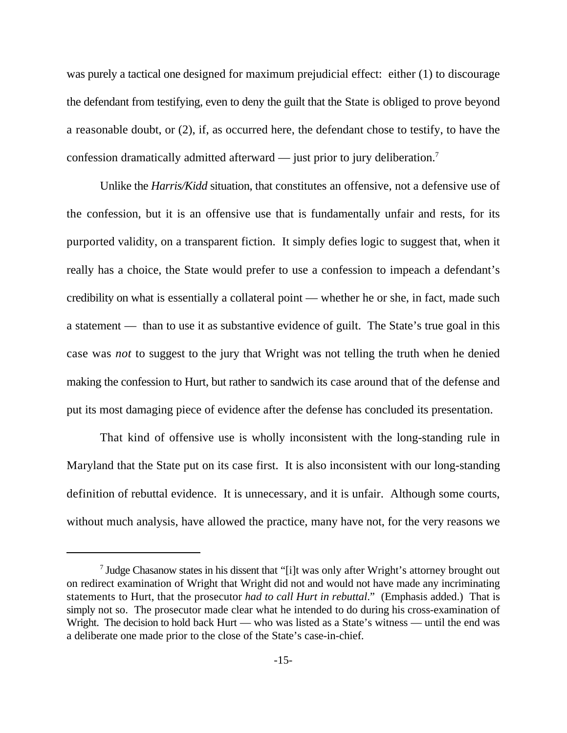was purely a tactical one designed for maximum prejudicial effect: either (1) to discourage the defendant from testifying, even to deny the guilt that the State is obliged to prove beyond a reasonable doubt, or (2), if, as occurred here, the defendant chose to testify, to have the confession dramatically admitted afterward — just prior to jury deliberation.[7]

Unlike the *Harris/Kidd* situation, that constitutes an offensive, not a defensive use of the confession, but it is an offensive use that is fundamentally unfair and rests, for its purported validity, on a transparent fiction. It simply defies logic to suggest that, when it really has a choice, the State would prefer to use a confession to impeach a defendant's credibility on what is essentially a collateral point — whether he or she, in fact, made such a statement — than to use it as substantive evidence of guilt. The State's true goal in this case was *not* to suggest to the jury that Wright was not telling the truth when he denied making the confession to Hurt, but rather to sandwich its case around that of the defense and put its most damaging piece of evidence after the defense has concluded its presentation.

That kind of offensive use is wholly inconsistent with the long-standing rule in Maryland that the State put on its case first. It is also inconsistent with our long-standing definition of rebuttal evidence. It is unnecessary, and it is unfair. Although some courts, without much analysis, have allowed the practice, many have not, for the very reasons we

---

[7] Judge Chasanow states in his dissent that "[i]t was only after Wright's attorney brought out on redirect examination of Wright that Wright did not and would not have made any incriminating statements to Hurt, that the prosecutor *had to call Hurt in rebuttal*." (Emphasis added.) That is simply not so. The prosecutor made clear what he intended to do during his cross-examination of Wright. The decision to hold back Hurt — who was listed as a State's witness — until the end was a deliberate one made prior to the close of the State's case-in-chief.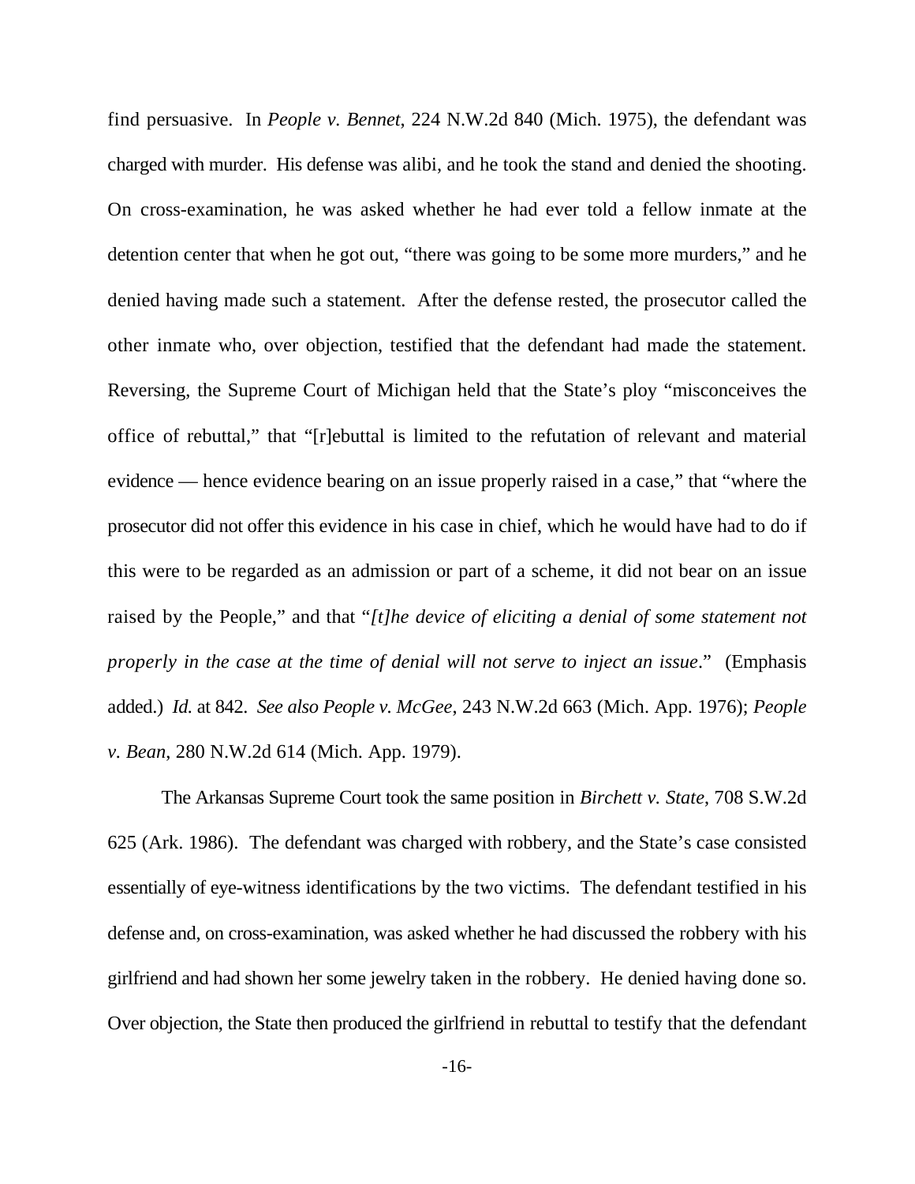find persuasive. In *People v. Bennet*, 224 N.W.2d 840 (Mich. 1975), the defendant was charged with murder. His defense was alibi, and he took the stand and denied the shooting. On cross-examination, he was asked whether he had ever told a fellow inmate at the detention center that when he got out, "there was going to be some more murders," and he denied having made such a statement. After the defense rested, the prosecutor called the other inmate who, over objection, testified that the defendant had made the statement. Reversing, the Supreme Court of Michigan held that the State's ploy "misconceives the office of rebuttal," that "[r]ebuttal is limited to the refutation of relevant and material evidence — hence evidence bearing on an issue properly raised in a case," that "where the prosecutor did not offer this evidence in his case in chief, which he would have had to do if this were to be regarded as an admission or part of a scheme, it did not bear on an issue raised by the People," and that "*[t]he device of eliciting a denial of some statement not properly in the case at the time of denial will not serve to inject an issue*." (Emphasis added.) *Id.* at 842. *See also People v. McGee*, 243 N.W.2d 663 (Mich. App. 1976); *People v. Bean*, 280 N.W.2d 614 (Mich. App. 1979).

The Arkansas Supreme Court took the same position in *Birchett v. State*, 708 S.W.2d 625 (Ark. 1986). The defendant was charged with robbery, and the State's case consisted essentially of eye-witness identifications by the two victims. The defendant testified in his defense and, on cross-examination, was asked whether he had discussed the robbery with his girlfriend and had shown her some jewelry taken in the robbery. He denied having done so. Over objection, the State then produced the girlfriend in rebuttal to testify that the defendant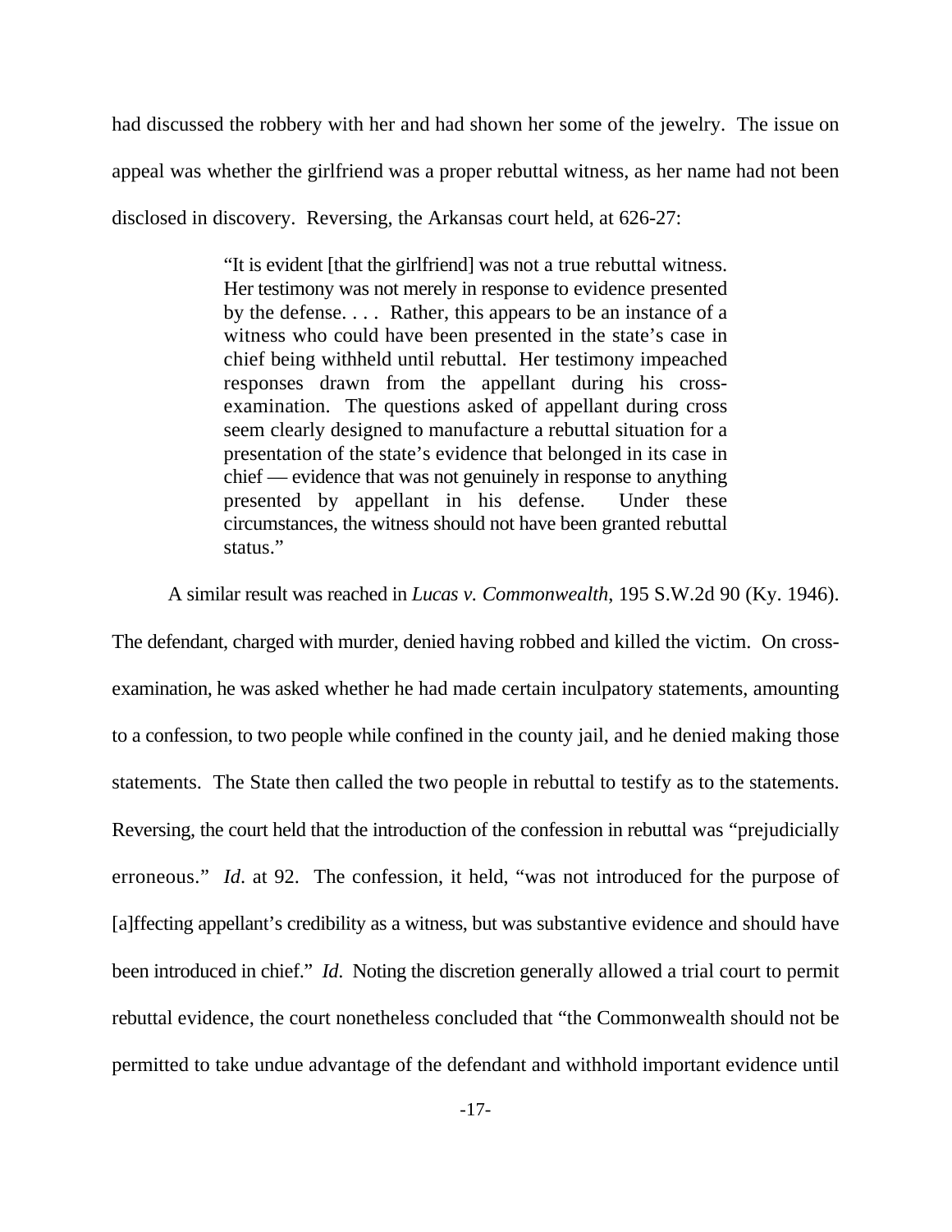had discussed the robbery with her and had shown her some of the jewelry. The issue on appeal was whether the girlfriend was a proper rebuttal witness, as her name had not been disclosed in discovery. Reversing, the Arkansas court held, at 626-27:

> "It is evident [that the girlfriend] was not a true rebuttal witness. Her testimony was not merely in response to evidence presented by the defense. . . . Rather, this appears to be an instance of a witness who could have been presented in the state's case in chief being withheld until rebuttal. Her testimony impeached responses drawn from the appellant during his cross-examination. The questions asked of appellant during cross seem clearly designed to manufacture a rebuttal situation for a presentation of the state's evidence that belonged in its case in chief — evidence that was not genuinely in response to anything presented by appellant in his defense. Under these circumstances, the witness should not have been granted rebuttal status."

A similar result was reached in *Lucas v. Commonwealth*, 195 S.W.2d 90 (Ky. 1946). The defendant, charged with murder, denied having robbed and killed the victim. On cross-examination, he was asked whether he had made certain inculpatory statements, amounting to a confession, to two people while confined in the county jail, and he denied making those statements. The State then called the two people in rebuttal to testify as to the statements. Reversing, the court held that the introduction of the confession in rebuttal was "prejudicially erroneous." *Id*. at 92. The confession, it held, "was not introduced for the purpose of [a]ffecting appellant's credibility as a witness, but was substantive evidence and should have been introduced in chief." *Id*. Noting the discretion generally allowed a trial court to permit rebuttal evidence, the court nonetheless concluded that "the Commonwealth should not be permitted to take undue advantage of the defendant and withhold important evidence until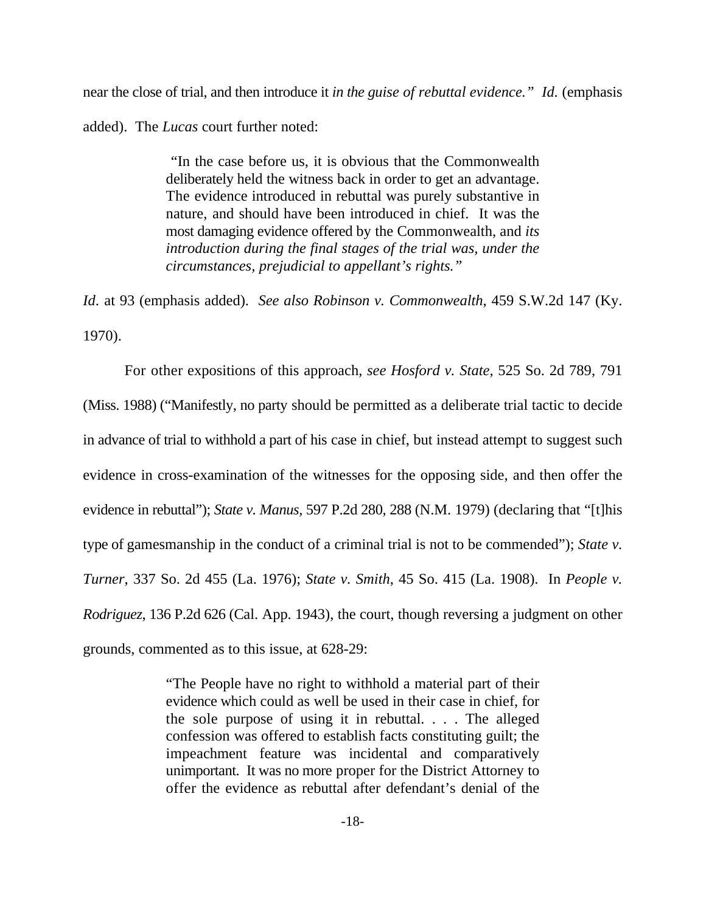near the close of trial, and then introduce it *in the guise of rebuttal evidence." Id.* (emphasis added). The *Lucas* court further noted:

> "In the case before us, it is obvious that the Commonwealth deliberately held the witness back in order to get an advantage. The evidence introduced in rebuttal was purely substantive in nature, and should have been introduced in chief. It was the most damaging evidence offered by the Commonwealth, and *its introduction during the final stages of the trial was, under the circumstances, prejudicial to appellant's rights.*"

*Id*. at 93 (emphasis added). *See also Robinson v. Commonwealth*, 459 S.W.2d 147 (Ky. 1970).

For other expositions of this approach, *see Hosford v. State*, 525 So. 2d 789, 791 (Miss. 1988) ("Manifestly, no party should be permitted as a deliberate trial tactic to decide in advance of trial to withhold a part of his case in chief, but instead attempt to suggest such evidence in cross-examination of the witnesses for the opposing side, and then offer the evidence in rebuttal"); *State v. Manus*, 597 P.2d 280, 288 (N.M. 1979) (declaring that "[t]his type of gamesmanship in the conduct of a criminal trial is not to be commended"); *State v. Turner*, 337 So. 2d 455 (La. 1976); *State v. Smith*, 45 So. 415 (La. 1908). In *People v. Rodriguez*, 136 P.2d 626 (Cal. App. 1943), the court, though reversing a judgment on other grounds, commented as to this issue, at 628-29:

> "The People have no right to withhold a material part of their evidence which could as well be used in their case in chief, for the sole purpose of using it in rebuttal. . . . The alleged confession was offered to establish facts constituting guilt; the impeachment feature was incidental and comparatively unimportant. It was no more proper for the District Attorney to offer the evidence as rebuttal after defendant's denial of the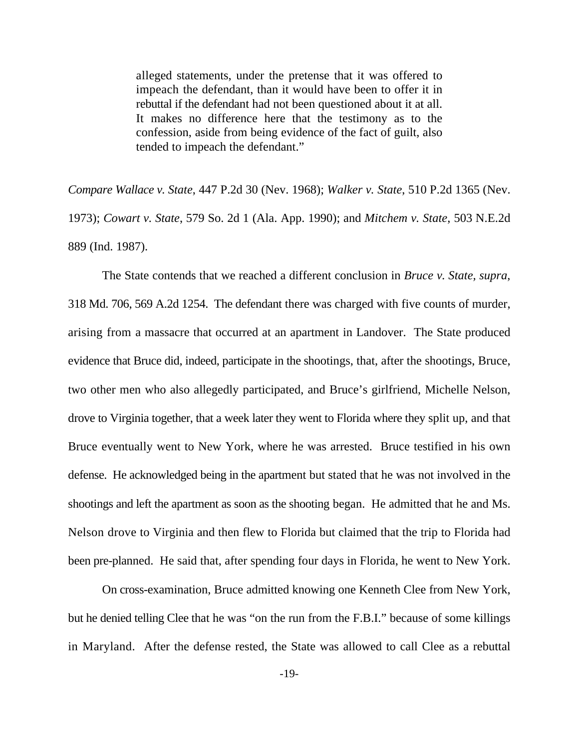> alleged statements, under the pretense that it was offered to impeach the defendant, than it would have been to offer it in rebuttal if the defendant had not been questioned about it at all. It makes no difference here that the testimony as to the confession, aside from being evidence of the fact of guilt, also tended to impeach the defendant."

*Compare Wallace v. State*, 447 P.2d 30 (Nev. 1968); *Walker v. State*, 510 P.2d 1365 (Nev. 1973); *Cowart v. State*, 579 So. 2d 1 (Ala. App. 1990); and *Mitchem v. State*, 503 N.E.2d 889 (Ind. 1987).

The State contends that we reached a different conclusion in *Bruce v. State, supra*, 318 Md. 706, 569 A.2d 1254. The defendant there was charged with five counts of murder, arising from a massacre that occurred at an apartment in Landover. The State produced evidence that Bruce did, indeed, participate in the shootings, that, after the shootings, Bruce, two other men who also allegedly participated, and Bruce's girlfriend, Michelle Nelson, drove to Virginia together, that a week later they went to Florida where they split up, and that Bruce eventually went to New York, where he was arrested. Bruce testified in his own defense. He acknowledged being in the apartment but stated that he was not involved in the shootings and left the apartment as soon as the shooting began. He admitted that he and Ms. Nelson drove to Virginia and then flew to Florida but claimed that the trip to Florida had been pre-planned. He said that, after spending four days in Florida, he went to New York.

On cross-examination, Bruce admitted knowing one Kenneth Clee from New York, but he denied telling Clee that he was "on the run from the F.B.I." because of some killings in Maryland. After the defense rested, the State was allowed to call Clee as a rebuttal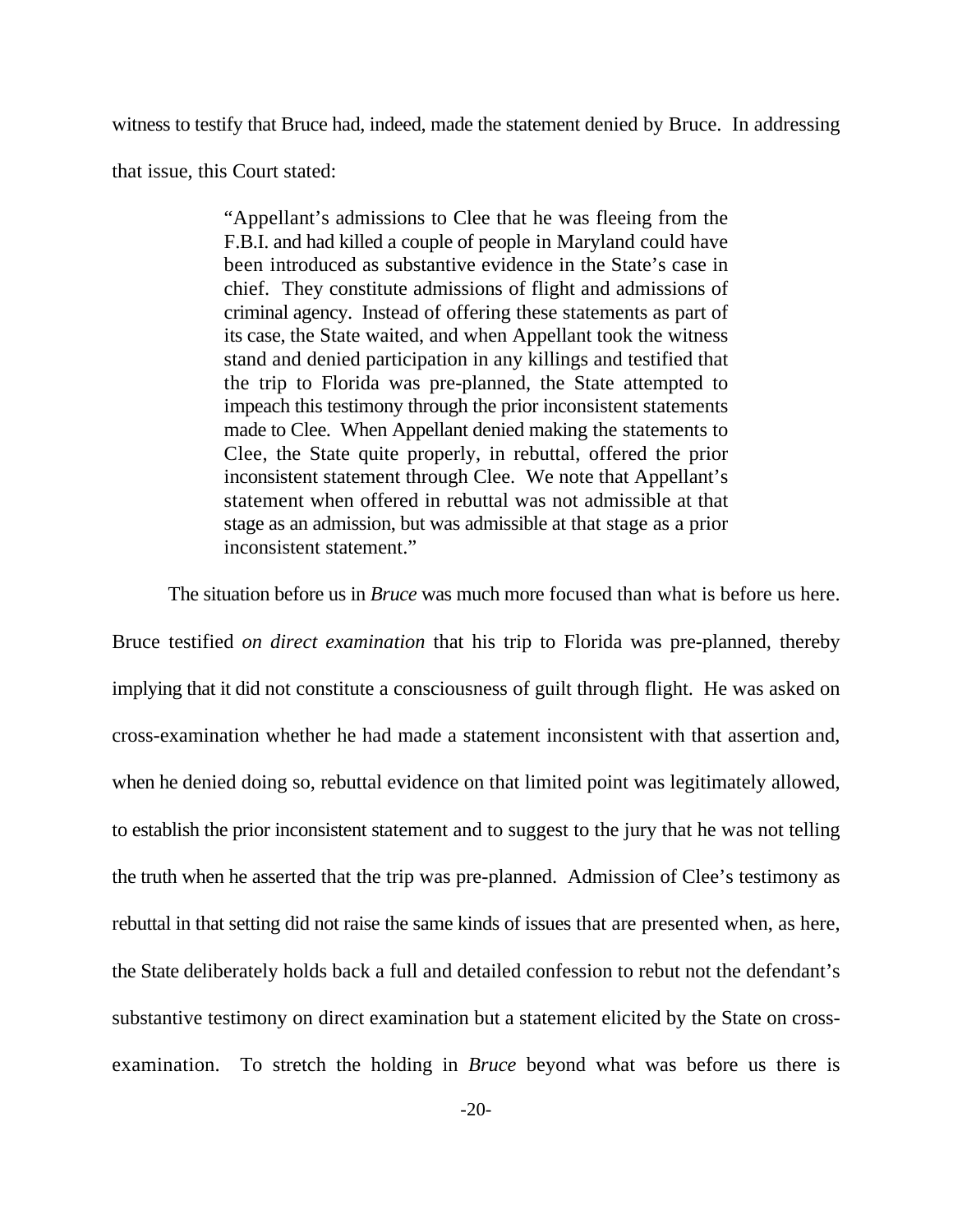witness to testify that Bruce had, indeed, made the statement denied by Bruce. In addressing that issue, this Court stated:

> "Appellant's admissions to Clee that he was fleeing from the F.B.I. and had killed a couple of people in Maryland could have been introduced as substantive evidence in the State's case in chief. They constitute admissions of flight and admissions of criminal agency. Instead of offering these statements as part of its case, the State waited, and when Appellant took the witness stand and denied participation in any killings and testified that the trip to Florida was pre-planned, the State attempted to impeach this testimony through the prior inconsistent statements made to Clee. When Appellant denied making the statements to Clee, the State quite properly, in rebuttal, offered the prior inconsistent statement through Clee. We note that Appellant's statement when offered in rebuttal was not admissible at that stage as an admission, but was admissible at that stage as a prior inconsistent statement."

The situation before us in *Bruce* was much more focused than what is before us here. Bruce testified *on direct examination* that his trip to Florida was pre-planned, thereby implying that it did not constitute a consciousness of guilt through flight. He was asked on cross-examination whether he had made a statement inconsistent with that assertion and, when he denied doing so, rebuttal evidence on that limited point was legitimately allowed, to establish the prior inconsistent statement and to suggest to the jury that he was not telling the truth when he asserted that the trip was pre-planned. Admission of Clee's testimony as rebuttal in that setting did not raise the same kinds of issues that are presented when, as here, the State deliberately holds back a full and detailed confession to rebut not the defendant's substantive testimony on direct examination but a statement elicited by the State on cross-examination. To stretch the holding in *Bruce* beyond what was before us there is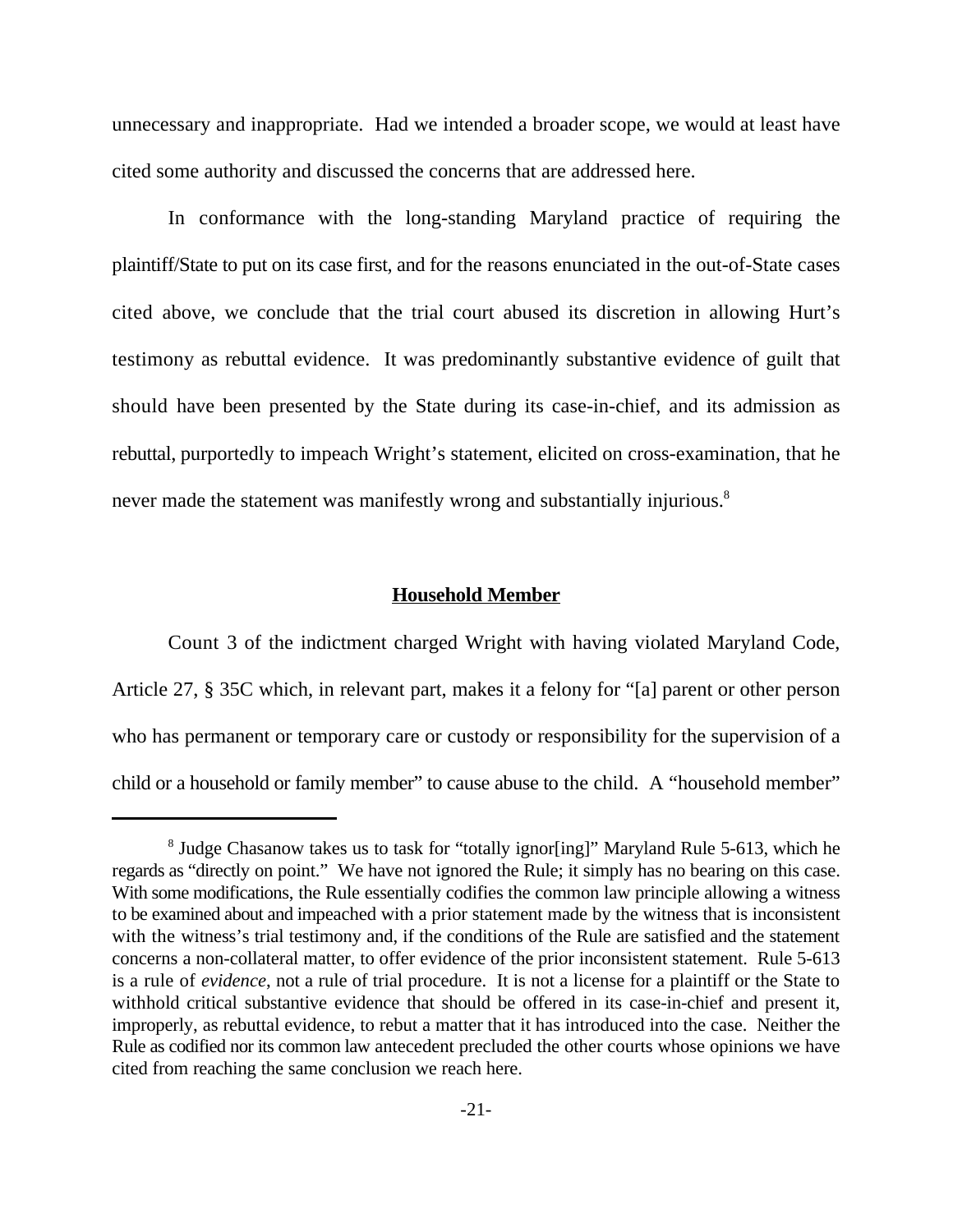unnecessary and inappropriate. Had we intended a broader scope, we would at least have cited some authority and discussed the concerns that are addressed here.

In conformance with the long-standing Maryland practice of requiring the plaintiff/State to put on its case first, and for the reasons enunciated in the out-of-State cases cited above, we conclude that the trial court abused its discretion in allowing Hurt's testimony as rebuttal evidence. It was predominantly substantive evidence of guilt that should have been presented by the State during its case-in-chief, and its admission as rebuttal, purportedly to impeach Wright's statement, elicited on cross-examination, that he never made the statement was manifestly wrong and substantially injurious.[8]

## Household Member

Count 3 of the indictment charged Wright with having violated Maryland Code, Article 27, § 35C which, in relevant part, makes it a felony for "[a] parent or other person who has permanent or temporary care or custody or responsibility for the supervision of a child or a household or family member" to cause abuse to the child. A "household member"

---

[8] Judge Chasanow takes us to task for "totally ignor[ing]" Maryland Rule 5-613, which he regards as "directly on point." We have not ignored the Rule; it simply has no bearing on this case. With some modifications, the Rule essentially codifies the common law principle allowing a witness to be examined about and impeached with a prior statement made by the witness that is inconsistent with the witness's trial testimony and, if the conditions of the Rule are satisfied and the statement concerns a non-collateral matter, to offer evidence of the prior inconsistent statement. Rule 5-613 is a rule of *evidence*, not a rule of trial procedure. It is not a license for a plaintiff or the State to withhold critical substantive evidence that should be offered in its case-in-chief and present it, improperly, as rebuttal evidence, to rebut a matter that it has introduced into the case. Neither the Rule as codified nor its common law antecedent precluded the other courts whose opinions we have cited from reaching the same conclusion we reach here.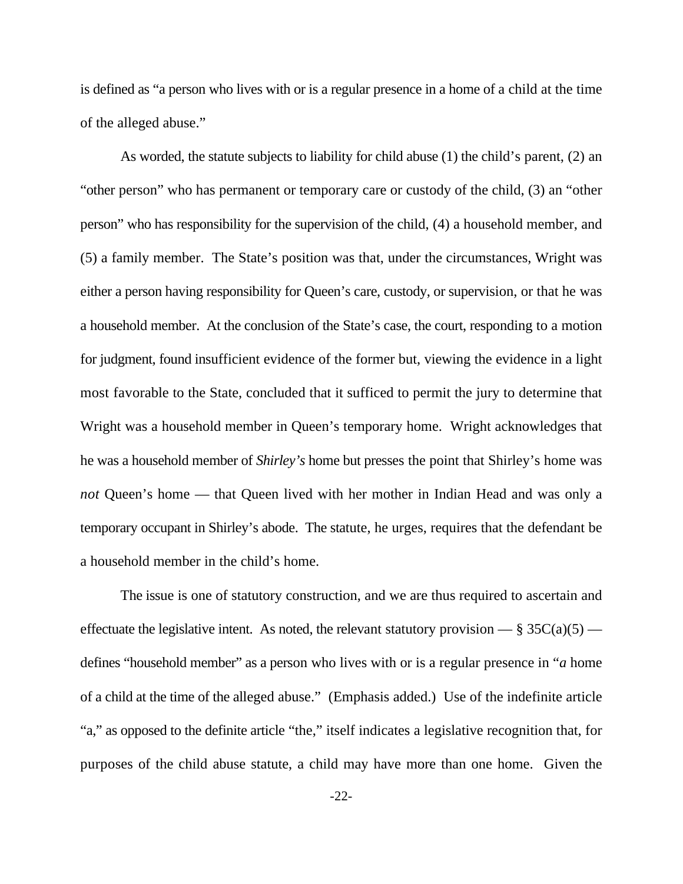is defined as "a person who lives with or is a regular presence in a home of a child at the time of the alleged abuse."

As worded, the statute subjects to liability for child abuse (1) the child's parent, (2) an "other person" who has permanent or temporary care or custody of the child, (3) an "other person" who has responsibility for the supervision of the child, (4) a household member, and (5) a family member. The State's position was that, under the circumstances, Wright was either a person having responsibility for Queen's care, custody, or supervision, or that he was a household member. At the conclusion of the State's case, the court, responding to a motion for judgment, found insufficient evidence of the former but, viewing the evidence in a light most favorable to the State, concluded that it sufficed to permit the jury to determine that Wright was a household member in Queen's temporary home. Wright acknowledges that he was a household member of *Shirley's* home but presses the point that Shirley's home was *not* Queen's home — that Queen lived with her mother in Indian Head and was only a temporary occupant in Shirley's abode. The statute, he urges, requires that the defendant be a household member in the child's home.

The issue is one of statutory construction, and we are thus required to ascertain and effectuate the legislative intent. As noted, the relevant statutory provision — § 35C(a)(5) — defines "household member" as a person who lives with or is a regular presence in "*a* home of a child at the time of the alleged abuse." (Emphasis added.) Use of the indefinite article "a," as opposed to the definite article "the," itself indicates a legislative recognition that, for purposes of the child abuse statute, a child may have more than one home. Given the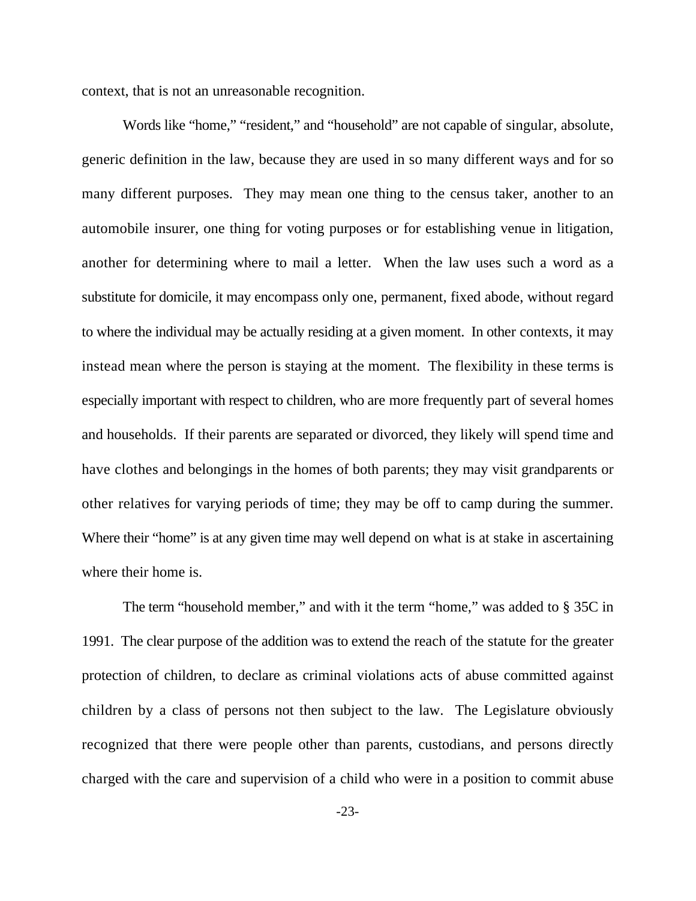context, that is not an unreasonable recognition.

Words like "home," "resident," and "household" are not capable of singular, absolute, generic definition in the law, because they are used in so many different ways and for so many different purposes. They may mean one thing to the census taker, another to an automobile insurer, one thing for voting purposes or for establishing venue in litigation, another for determining where to mail a letter. When the law uses such a word as a substitute for domicile, it may encompass only one, permanent, fixed abode, without regard to where the individual may be actually residing at a given moment. In other contexts, it may instead mean where the person is staying at the moment. The flexibility in these terms is especially important with respect to children, who are more frequently part of several homes and households. If their parents are separated or divorced, they likely will spend time and have clothes and belongings in the homes of both parents; they may visit grandparents or other relatives for varying periods of time; they may be off to camp during the summer. Where their "home" is at any given time may well depend on what is at stake in ascertaining where their home is.

The term "household member," and with it the term "home," was added to § 35C in 1991. The clear purpose of the addition was to extend the reach of the statute for the greater protection of children, to declare as criminal violations acts of abuse committed against children by a class of persons not then subject to the law. The Legislature obviously recognized that there were people other than parents, custodians, and persons directly charged with the care and supervision of a child who were in a position to commit abuse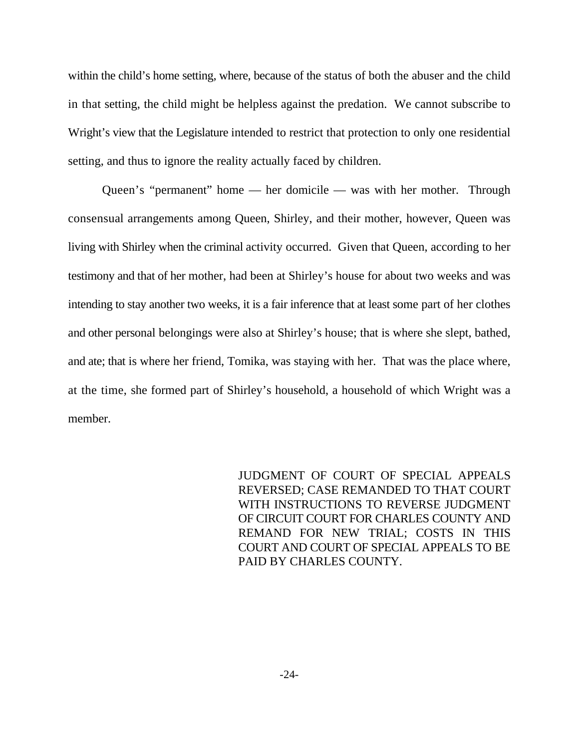within the child's home setting, where, because of the status of both the abuser and the child in that setting, the child might be helpless against the predation. We cannot subscribe to Wright's view that the Legislature intended to restrict that protection to only one residential setting, and thus to ignore the reality actually faced by children.

Queen's "permanent" home — her domicile — was with her mother. Through consensual arrangements among Queen, Shirley, and their mother, however, Queen was living with Shirley when the criminal activity occurred. Given that Queen, according to her testimony and that of her mother, had been at Shirley's house for about two weeks and was intending to stay another two weeks, it is a fair inference that at least some part of her clothes and other personal belongings were also at Shirley's house; that is where she slept, bathed, and ate; that is where her friend, Tomika, was staying with her. That was the place where, at the time, she formed part of Shirley's household, a household of which Wright was a member.

JUDGMENT OF COURT OF SPECIAL APPEALS REVERSED; CASE REMANDED TO THAT COURT WITH INSTRUCTIONS TO REVERSE JUDGMENT OF CIRCUIT COURT FOR CHARLES COUNTY AND REMAND FOR NEW TRIAL; COSTS IN THIS COURT AND COURT OF SPECIAL APPEALS TO BE PAID BY CHARLES COUNTY.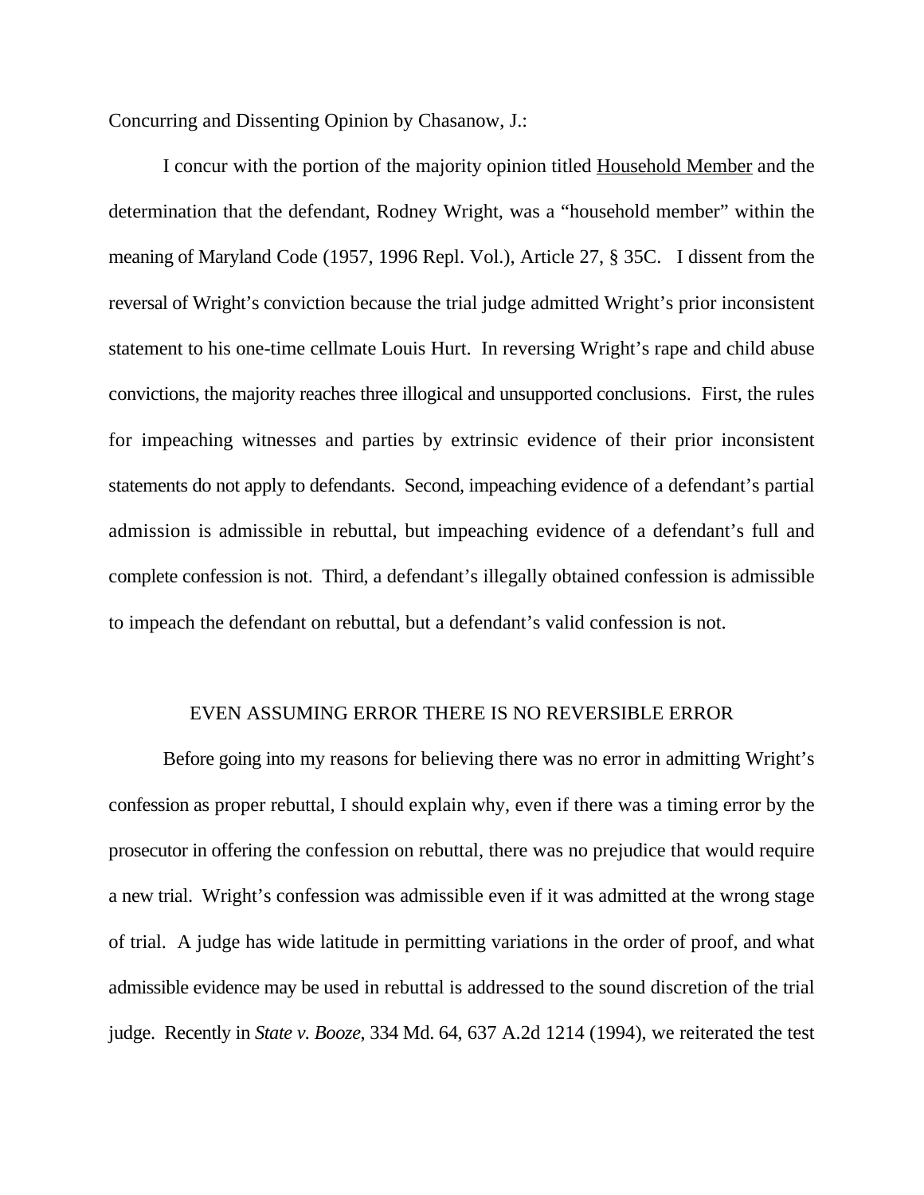Concurring and Dissenting Opinion by Chasanow, J.:

I concur with the portion of the majority opinion titled Household Member and the determination that the defendant, Rodney Wright, was a "household member" within the meaning of Maryland Code (1957, 1996 Repl. Vol.), Article 27, § 35C. I dissent from the reversal of Wright's conviction because the trial judge admitted Wright's prior inconsistent statement to his one-time cellmate Louis Hurt. In reversing Wright's rape and child abuse convictions, the majority reaches three illogical and unsupported conclusions. First, the rules for impeaching witnesses and parties by extrinsic evidence of their prior inconsistent statements do not apply to defendants. Second, impeaching evidence of a defendant's partial admission is admissible in rebuttal, but impeaching evidence of a defendant's full and complete confession is not. Third, a defendant's illegally obtained confession is admissible to impeach the defendant on rebuttal, but a defendant's valid confession is not.

## EVEN ASSUMING ERROR THERE IS NO REVERSIBLE ERROR

Before going into my reasons for believing there was no error in admitting Wright's confession as proper rebuttal, I should explain why, even if there was a timing error by the prosecutor in offering the confession on rebuttal, there was no prejudice that would require a new trial. Wright's confession was admissible even if it was admitted at the wrong stage of trial. A judge has wide latitude in permitting variations in the order of proof, and what admissible evidence may be used in rebuttal is addressed to the sound discretion of the trial judge. Recently in *State v. Booze*, 334 Md. 64, 637 A.2d 1214 (1994), we reiterated the test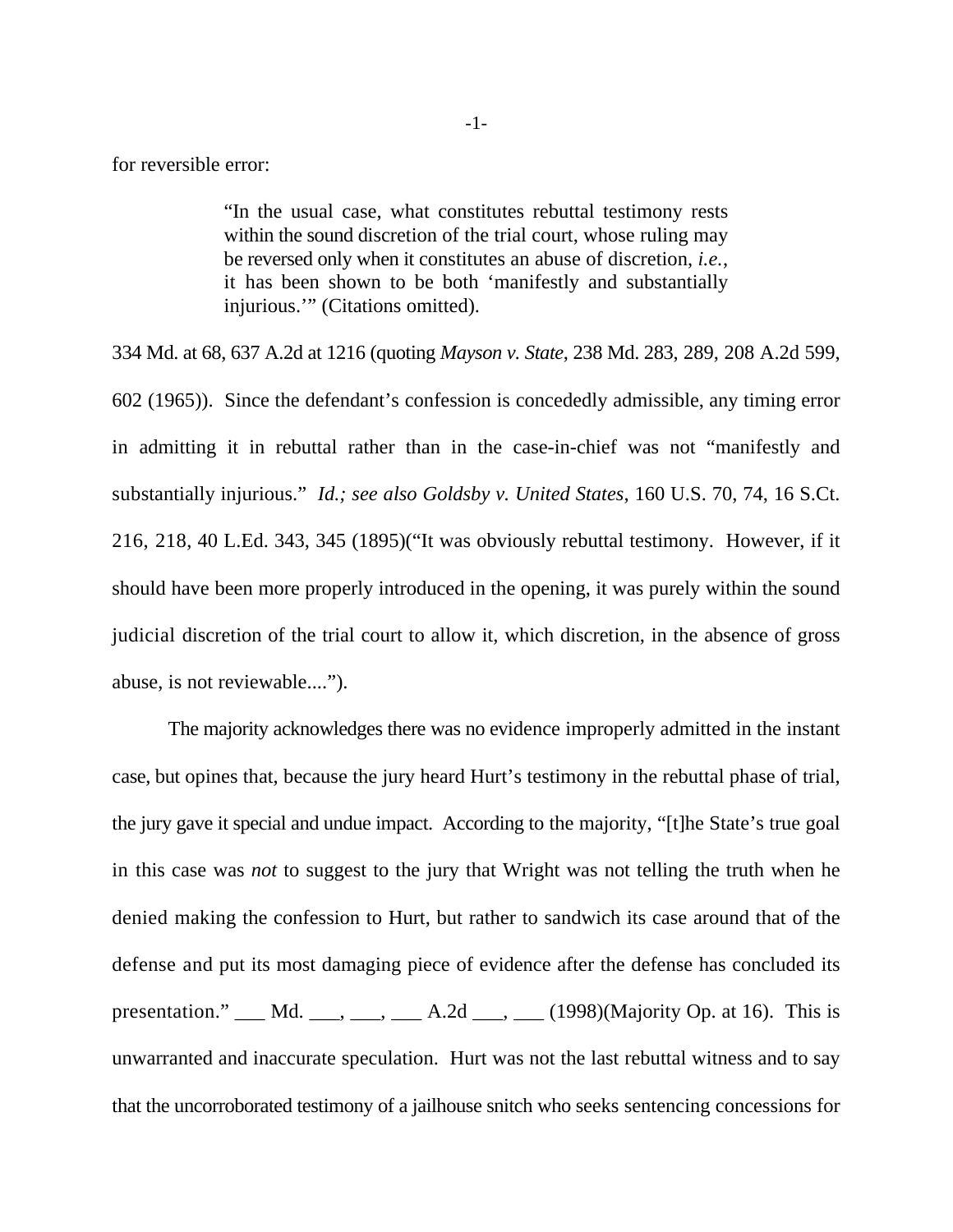for reversible error:

> "In the usual case, what constitutes rebuttal testimony rests within the sound discretion of the trial court, whose ruling may be reversed only when it constitutes an abuse of discretion, *i.e.*, it has been shown to be both 'manifestly and substantially injurious.'" (Citations omitted).

334 Md. at 68, 637 A.2d at 1216 (quoting *Mayson v. State*, 238 Md. 283, 289, 208 A.2d 599, 602 (1965)). Since the defendant's confession is concededly admissible, any timing error in admitting it in rebuttal rather than in the case-in-chief was not "manifestly and substantially injurious." *Id.; see also Goldsby v. United States*, 160 U.S. 70, 74, 16 S.Ct. 216, 218, 40 L.Ed. 343, 345 (1895)("It was obviously rebuttal testimony. However, if it should have been more properly introduced in the opening, it was purely within the sound judicial discretion of the trial court to allow it, which discretion, in the absence of gross abuse, is not reviewable....").

The majority acknowledges there was no evidence improperly admitted in the instant case, but opines that, because the jury heard Hurt's testimony in the rebuttal phase of trial, the jury gave it special and undue impact. According to the majority, "[t]he State's true goal in this case was *not* to suggest to the jury that Wright was not telling the truth when he denied making the confession to Hurt, but rather to sandwich its case around that of the defense and put its most damaging piece of evidence after the defense has concluded its presentation." ___ Md. ___, ___, ___ A.2d ___, ___ (1998)(Majority Op. at 16). This is unwarranted and inaccurate speculation. Hurt was not the last rebuttal witness and to say that the uncorroborated testimony of a jailhouse snitch who seeks sentencing concessions for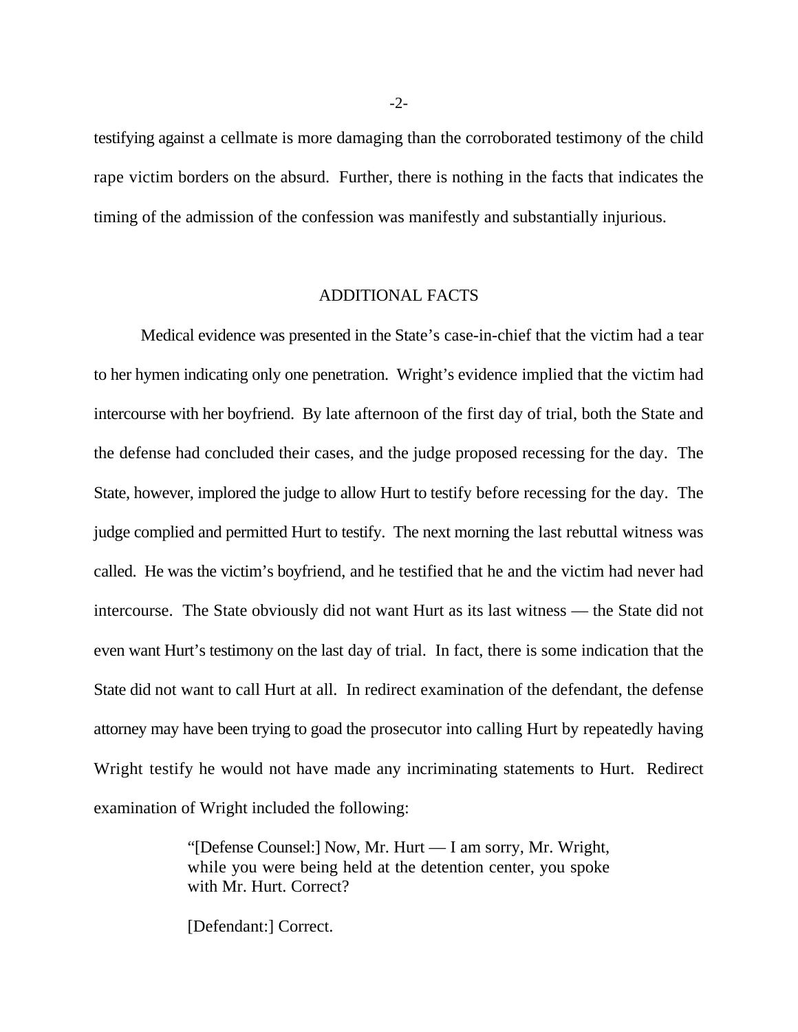testifying against a cellmate is more damaging than the corroborated testimony of the child rape victim borders on the absurd. Further, there is nothing in the facts that indicates the timing of the admission of the confession was manifestly and substantially injurious.

## ADDITIONAL FACTS

Medical evidence was presented in the State's case-in-chief that the victim had a tear to her hymen indicating only one penetration. Wright's evidence implied that the victim had intercourse with her boyfriend. By late afternoon of the first day of trial, both the State and the defense had concluded their cases, and the judge proposed recessing for the day. The State, however, implored the judge to allow Hurt to testify before recessing for the day. The judge complied and permitted Hurt to testify. The next morning the last rebuttal witness was called. He was the victim's boyfriend, and he testified that he and the victim had never had intercourse. The State obviously did not want Hurt as its last witness — the State did not even want Hurt's testimony on the last day of trial. In fact, there is some indication that the State did not want to call Hurt at all. In redirect examination of the defendant, the defense attorney may have been trying to goad the prosecutor into calling Hurt by repeatedly having Wright testify he would not have made any incriminating statements to Hurt. Redirect examination of Wright included the following:

> "[Defense Counsel:] Now, Mr. Hurt — I am sorry, Mr. Wright, while you were being held at the detention center, you spoke with Mr. Hurt. Correct?
>
> [Defendant:] Correct.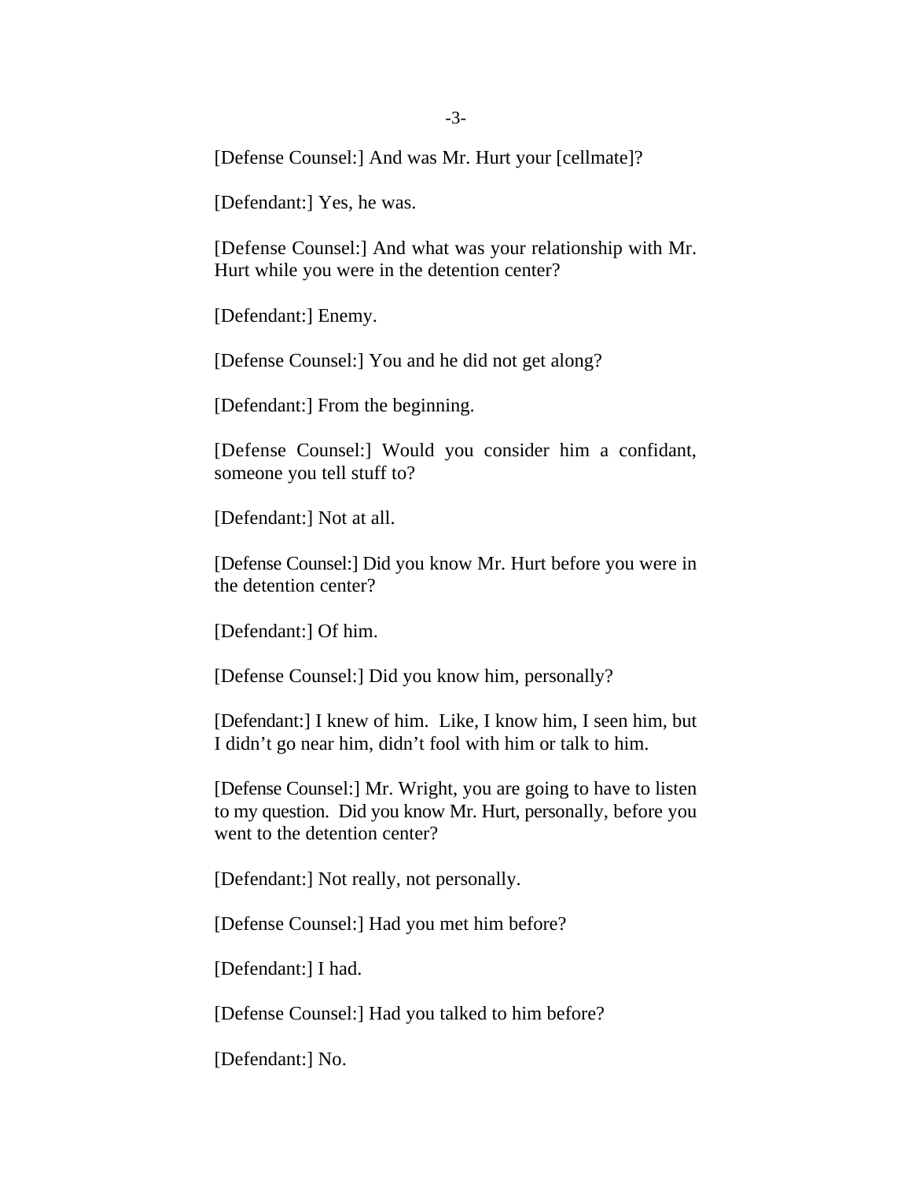[Defense Counsel:] And was Mr. Hurt your [cellmate]?

[Defendant:] Yes, he was.

[Defense Counsel:] And what was your relationship with Mr. Hurt while you were in the detention center?

[Defendant:] Enemy.

[Defense Counsel:] You and he did not get along?

[Defendant:] From the beginning.

[Defense Counsel:] Would you consider him a confidant, someone you tell stuff to?

[Defendant:] Not at all.

[Defense Counsel:] Did you know Mr. Hurt before you were in the detention center?

[Defendant:] Of him.

[Defense Counsel:] Did you know him, personally?

[Defendant:] I knew of him. Like, I know him, I seen him, but I didn't go near him, didn't fool with him or talk to him.

[Defense Counsel:] Mr. Wright, you are going to have to listen to my question. Did you know Mr. Hurt, personally, before you went to the detention center?

[Defendant:] Not really, not personally.

[Defense Counsel:] Had you met him before?

[Defendant:] I had.

[Defense Counsel:] Had you talked to him before?

[Defendant:] No.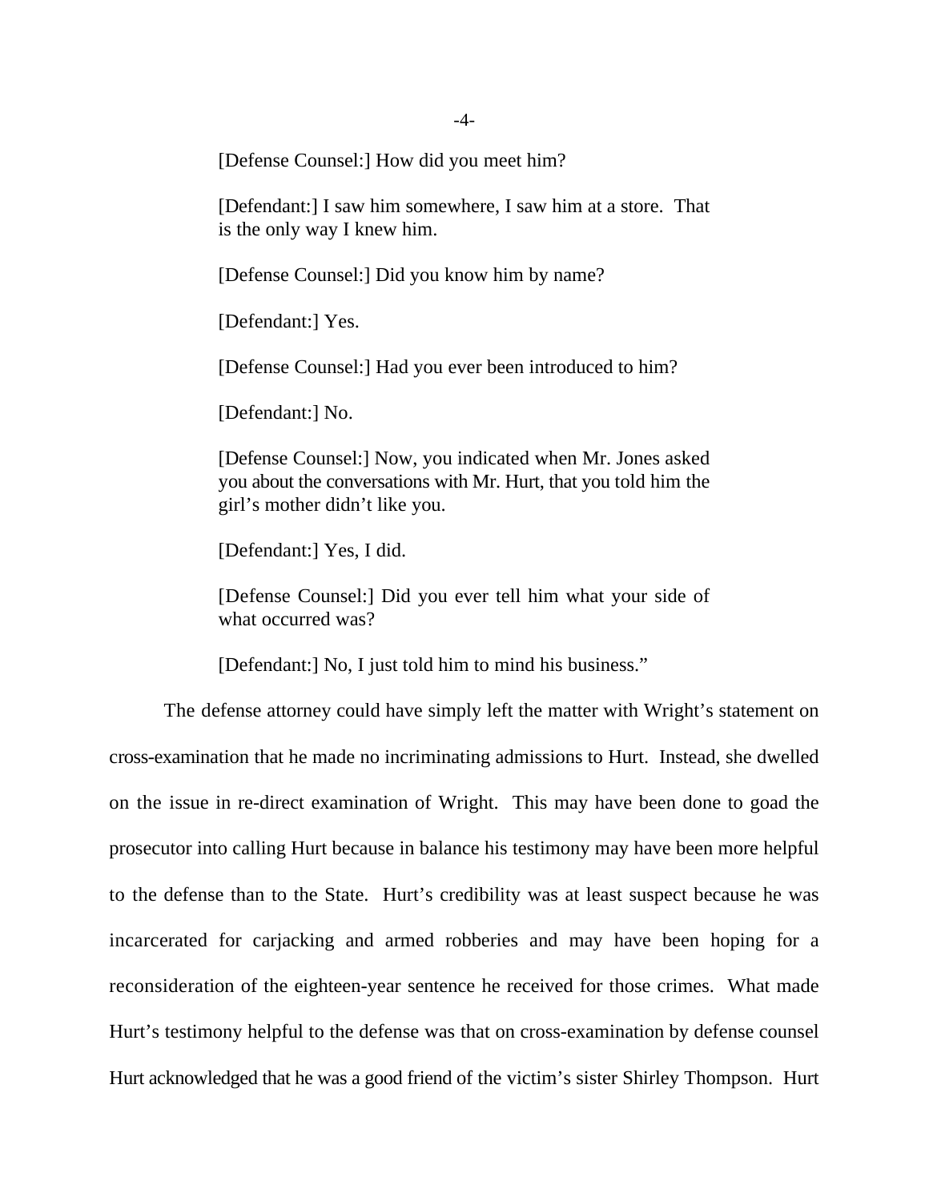[Defense Counsel:] How did you meet him?

[Defendant:] I saw him somewhere, I saw him at a store. That is the only way I knew him.

[Defense Counsel:] Did you know him by name?

[Defendant:] Yes.

[Defense Counsel:] Had you ever been introduced to him?

[Defendant:] No.

[Defense Counsel:] Now, you indicated when Mr. Jones asked you about the conversations with Mr. Hurt, that you told him the girl's mother didn't like you.

[Defendant:] Yes, I did.

[Defense Counsel:] Did you ever tell him what your side of what occurred was?

[Defendant:] No, I just told him to mind his business."

The defense attorney could have simply left the matter with Wright's statement on cross-examination that he made no incriminating admissions to Hurt. Instead, she dwelled on the issue in re-direct examination of Wright. This may have been done to goad the prosecutor into calling Hurt because in balance his testimony may have been more helpful to the defense than to the State. Hurt's credibility was at least suspect because he was incarcerated for carjacking and armed robberies and may have been hoping for a reconsideration of the eighteen-year sentence he received for those crimes. What made Hurt's testimony helpful to the defense was that on cross-examination by defense counsel Hurt acknowledged that he was a good friend of the victim's sister Shirley Thompson. Hurt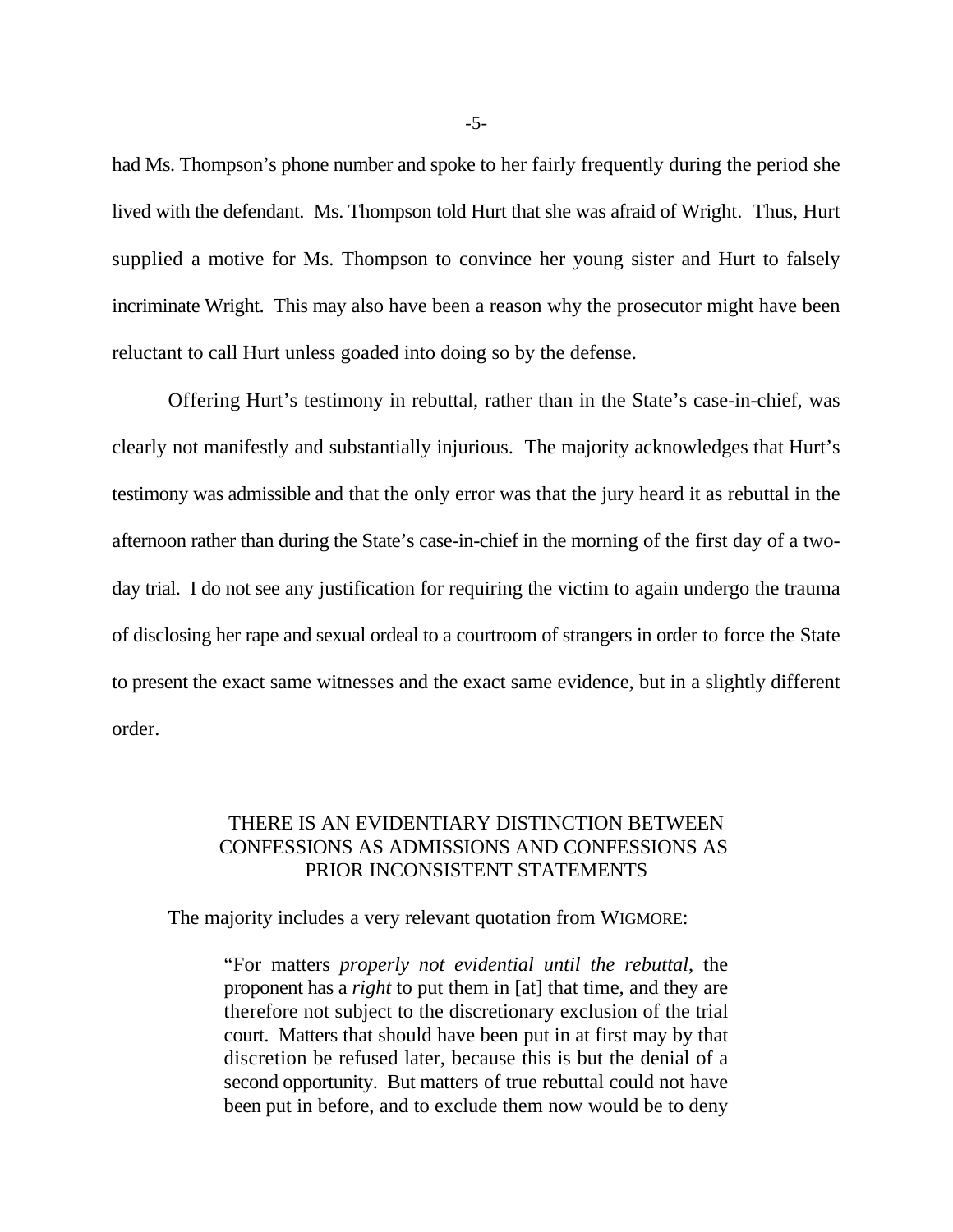had Ms. Thompson's phone number and spoke to her fairly frequently during the period she lived with the defendant. Ms. Thompson told Hurt that she was afraid of Wright. Thus, Hurt supplied a motive for Ms. Thompson to convince her young sister and Hurt to falsely incriminate Wright. This may also have been a reason why the prosecutor might have been reluctant to call Hurt unless goaded into doing so by the defense.

Offering Hurt's testimony in rebuttal, rather than in the State's case-in-chief, was clearly not manifestly and substantially injurious. The majority acknowledges that Hurt's testimony was admissible and that the only error was that the jury heard it as rebuttal in the afternoon rather than during the State's case-in-chief in the morning of the first day of a two-day trial. I do not see any justification for requiring the victim to again undergo the trauma of disclosing her rape and sexual ordeal to a courtroom of strangers in order to force the State to present the exact same witnesses and the exact same evidence, but in a slightly different order.

## THERE IS AN EVIDENTIARY DISTINCTION BETWEEN CONFESSIONS AS ADMISSIONS AND CONFESSIONS AS PRIOR INCONSISTENT STATEMENTS

The majority includes a very relevant quotation from WIGMORE:

> "For matters *properly not evidential until the rebuttal*, the proponent has a *right* to put them in [at] that time, and they are therefore not subject to the discretionary exclusion of the trial court. Matters that should have been put in at first may by that discretion be refused later, because this is but the denial of a second opportunity. But matters of true rebuttal could not have been put in before, and to exclude them now would be to deny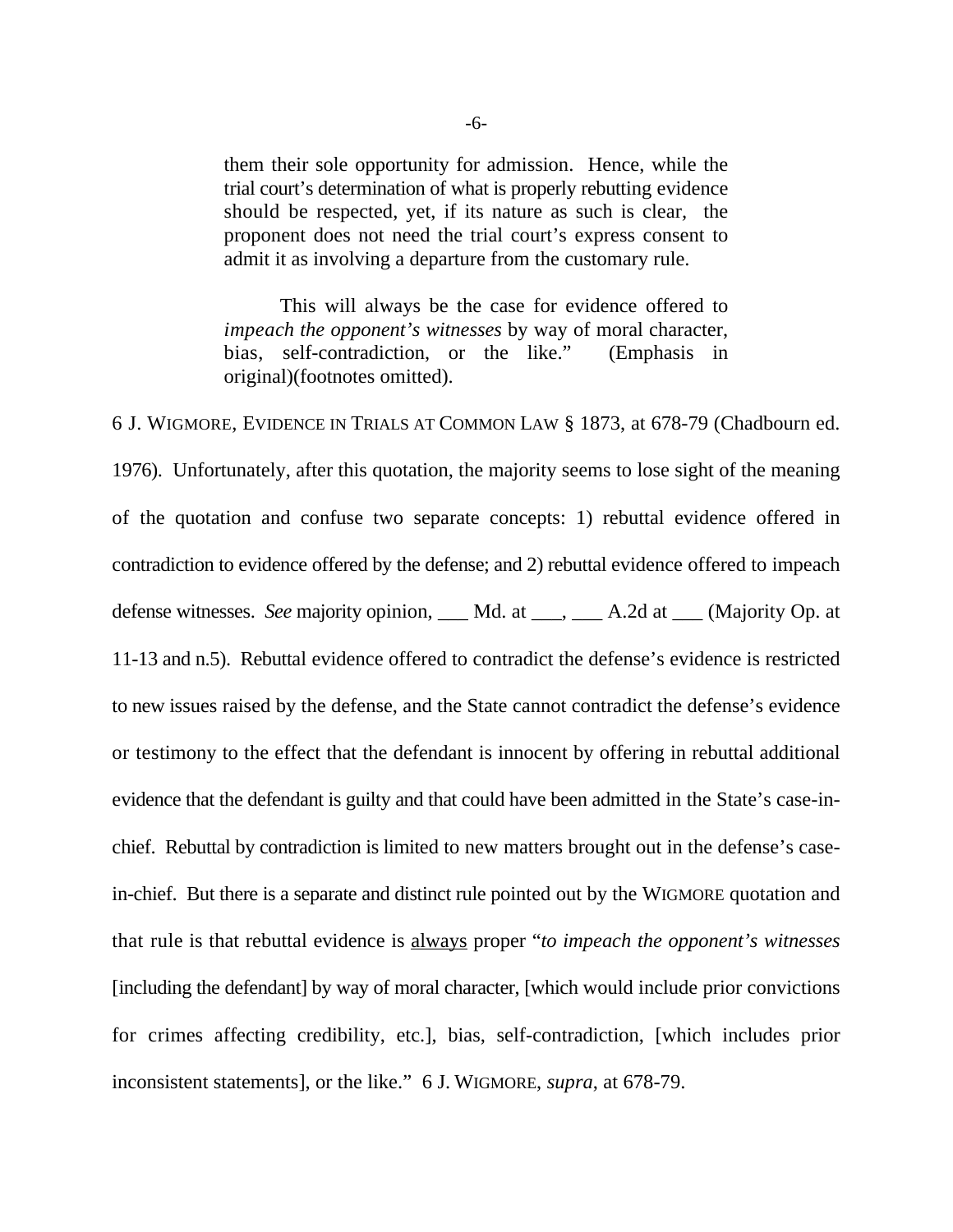> them their sole opportunity for admission. Hence, while the trial court's determination of what is properly rebutting evidence should be respected, yet, if its nature as such is clear, the proponent does not need the trial court's express consent to admit it as involving a departure from the customary rule.
>
> This will always be the case for evidence offered to *impeach the opponent's witnesses* by way of moral character, bias, self-contradiction, or the like." (Emphasis in original)(footnotes omitted).

6 J. WIGMORE, EVIDENCE IN TRIALS AT COMMON LAW § 1873, at 678-79 (Chadbourn ed. 1976). Unfortunately, after this quotation, the majority seems to lose sight of the meaning of the quotation and confuse two separate concepts: 1) rebuttal evidence offered in contradiction to evidence offered by the defense; and 2) rebuttal evidence offered to impeach defense witnesses. *See* majority opinion, ___ Md. at ___, ___ A.2d at ___ (Majority Op. at 11-13 and n.5). Rebuttal evidence offered to contradict the defense's evidence is restricted to new issues raised by the defense, and the State cannot contradict the defense's evidence or testimony to the effect that the defendant is innocent by offering in rebuttal additional evidence that the defendant is guilty and that could have been admitted in the State's case-in-chief. Rebuttal by contradiction is limited to new matters brought out in the defense's case-in-chief. But there is a separate and distinct rule pointed out by the WIGMORE quotation and that rule is that rebuttal evidence is <u>always</u> proper "*to impeach the opponent's witnesses* [including the defendant] by way of moral character, [which would include prior convictions for crimes affecting credibility, etc.], bias, self-contradiction, [which includes prior inconsistent statements], or the like." 6 J. WIGMORE, *supra*, at 678-79.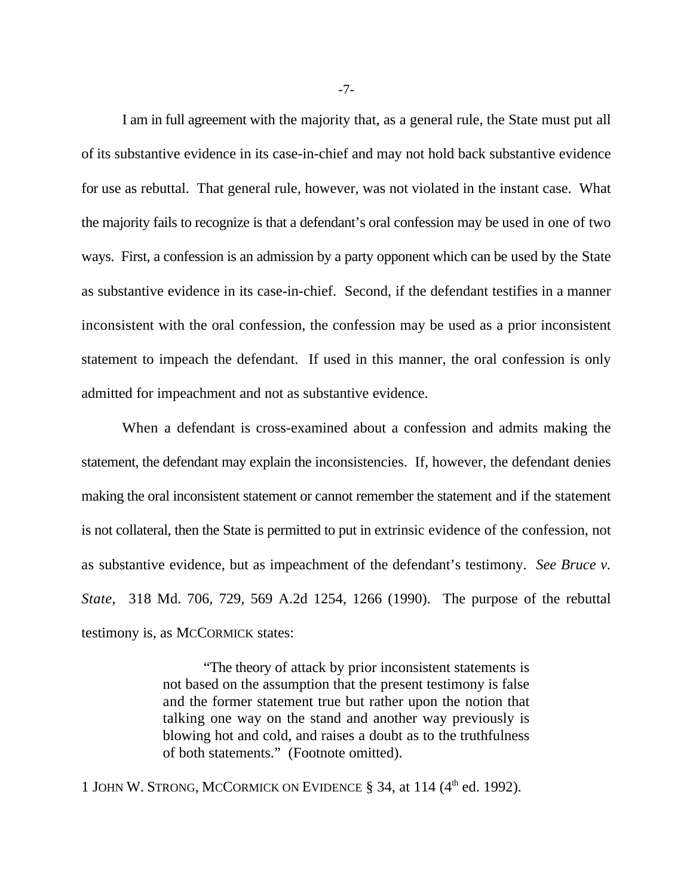I am in full agreement with the majority that, as a general rule, the State must put all of its substantive evidence in its case-in-chief and may not hold back substantive evidence for use as rebuttal. That general rule, however, was not violated in the instant case. What the majority fails to recognize is that a defendant's oral confession may be used in one of two ways. First, a confession is an admission by a party opponent which can be used by the State as substantive evidence in its case-in-chief. Second, if the defendant testifies in a manner inconsistent with the oral confession, the confession may be used as a prior inconsistent statement to impeach the defendant. If used in this manner, the oral confession is only admitted for impeachment and not as substantive evidence.

When a defendant is cross-examined about a confession and admits making the statement, the defendant may explain the inconsistencies. If, however, the defendant denies making the oral inconsistent statement or cannot remember the statement and if the statement is not collateral, then the State is permitted to put in extrinsic evidence of the confession, not as substantive evidence, but as impeachment of the defendant's testimony. *See Bruce v. State*, 318 Md. 706, 729, 569 A.2d 1254, 1266 (1990). The purpose of the rebuttal testimony is, as MCCORMICK states:

> "The theory of attack by prior inconsistent statements is not based on the assumption that the present testimony is false and the former statement true but rather upon the notion that talking one way on the stand and another way previously is blowing hot and cold, and raises a doubt as to the truthfulness of both statements." (Footnote omitted).

1 JOHN W. STRONG, MCCORMICK ON EVIDENCE § 34, at 114 (4th ed. 1992).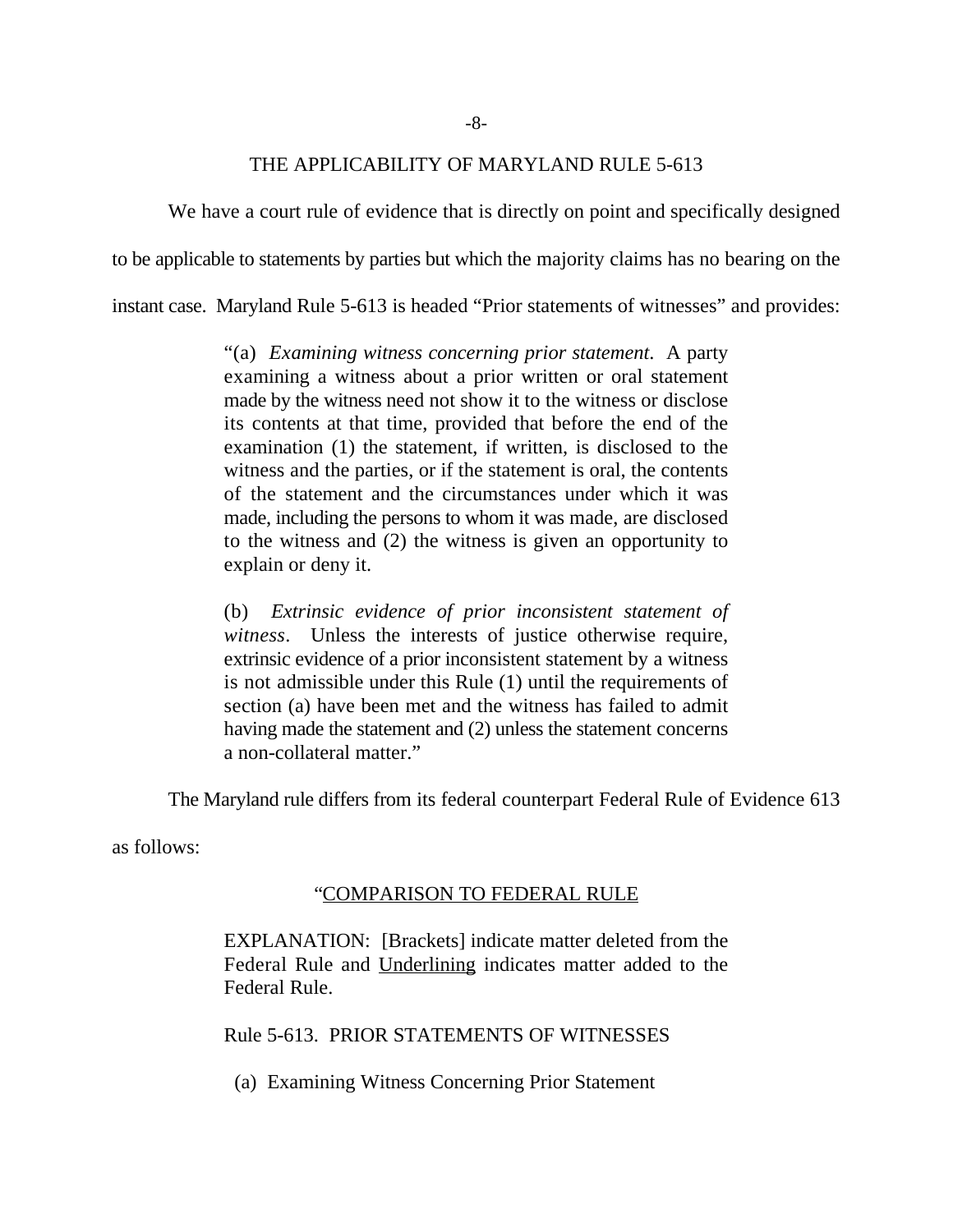## THE APPLICABILITY OF MARYLAND RULE 5-613

We have a court rule of evidence that is directly on point and specifically designed to be applicable to statements by parties but which the majority claims has no bearing on the instant case. Maryland Rule 5-613 is headed "Prior statements of witnesses" and provides:

> "(a) *Examining witness concerning prior statement*. A party examining a witness about a prior written or oral statement made by the witness need not show it to the witness or disclose its contents at that time, provided that before the end of the examination (1) the statement, if written, is disclosed to the witness and the parties, or if the statement is oral, the contents of the statement and the circumstances under which it was made, including the persons to whom it was made, are disclosed to the witness and (2) the witness is given an opportunity to explain or deny it.
>
> (b) *Extrinsic evidence of prior inconsistent statement of witness*. Unless the interests of justice otherwise require, extrinsic evidence of a prior inconsistent statement by a witness is not admissible under this Rule (1) until the requirements of section (a) have been met and the witness has failed to admit having made the statement and (2) unless the statement concerns a non-collateral matter."

The Maryland rule differs from its federal counterpart Federal Rule of Evidence 613 as follows:

> "<u>COMPARISON TO FEDERAL RULE</u>
>
> EXPLANATION: [Brackets] indicate matter deleted from the Federal Rule and <u>Underlining</u> indicates matter added to the Federal Rule.
>
> Rule 5-613. PRIOR STATEMENTS OF WITNESSES
>
> (a) Examining Witness Concerning Prior Statement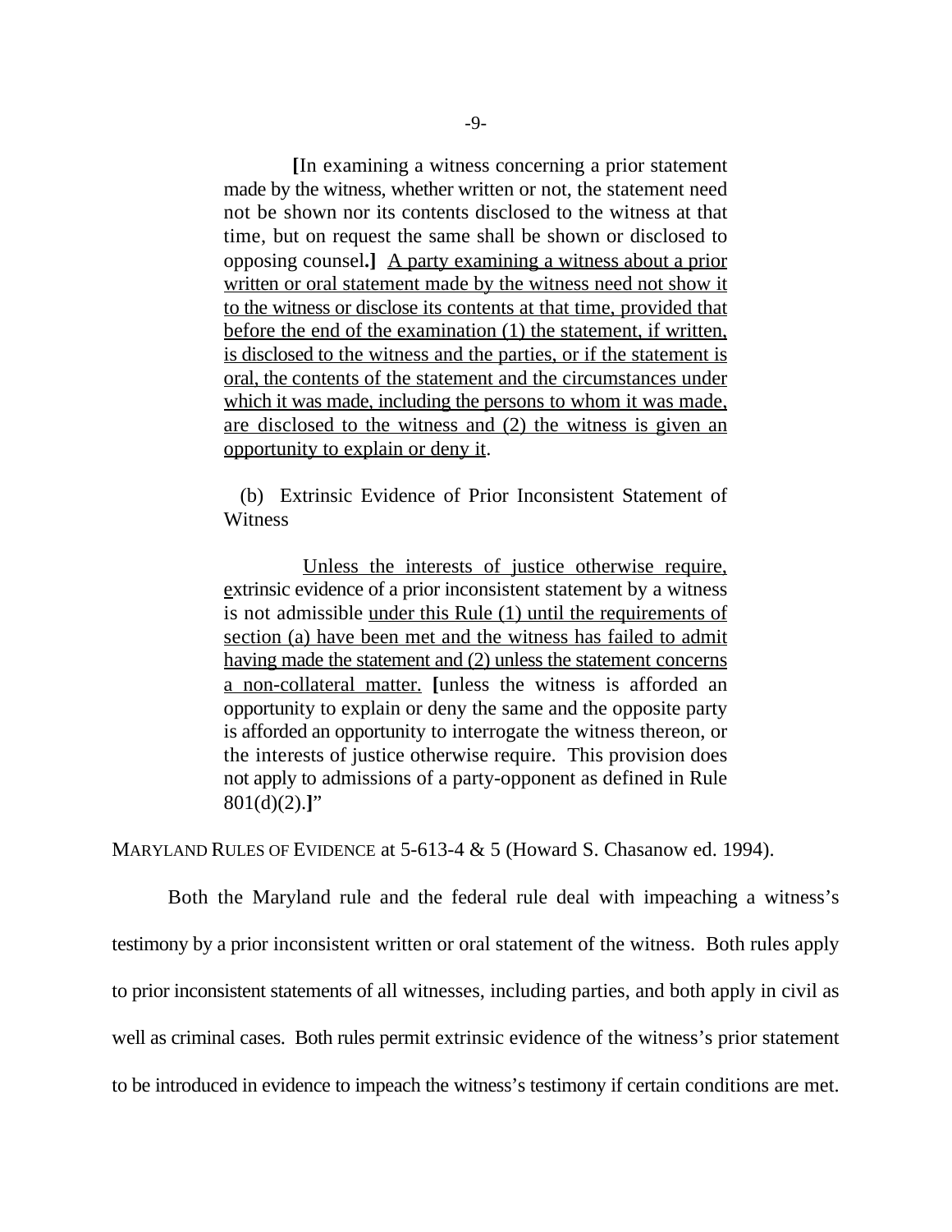> **[**In examining a witness concerning a prior statement made by the witness, whether written or not, the statement need not be shown nor its contents disclosed to the witness at that time, but on request the same shall be shown or disclosed to opposing counsel**.]** <u>A party examining a witness about a prior written or oral statement made by the witness need not show it to the witness or disclose its contents at that time, provided that before the end of the examination (1) the statement, if written, is disclosed to the witness and the parties, or if the statement is oral, the contents of the statement and the circumstances under which it was made, including the persons to whom it was made, are disclosed to the witness and (2) the witness is given an opportunity to explain or deny it</u>.
>
> (b) Extrinsic Evidence of Prior Inconsistent Statement of Witness
>
> <u>Unless the interests of justice otherwise require, e</u>xtrinsic evidence of a prior inconsistent statement by a witness is not admissible <u>under this Rule (1) until the requirements of section (a) have been met and the witness has failed to admit having made the statement and (2) unless the statement concerns a non-collateral matter.</u> **[**unless the witness is afforded an opportunity to explain or deny the same and the opposite party is afforded an opportunity to interrogate the witness thereon, or the interests of justice otherwise require. This provision does not apply to admissions of a party-opponent as defined in Rule 801(d)(2).**]**"

MARYLAND RULES OF EVIDENCE at 5-613-4 & 5 (Howard S. Chasanow ed. 1994).

Both the Maryland rule and the federal rule deal with impeaching a witness's testimony by a prior inconsistent written or oral statement of the witness. Both rules apply to prior inconsistent statements of all witnesses, including parties, and both apply in civil as well as criminal cases. Both rules permit extrinsic evidence of the witness's prior statement to be introduced in evidence to impeach the witness's testimony if certain conditions are met.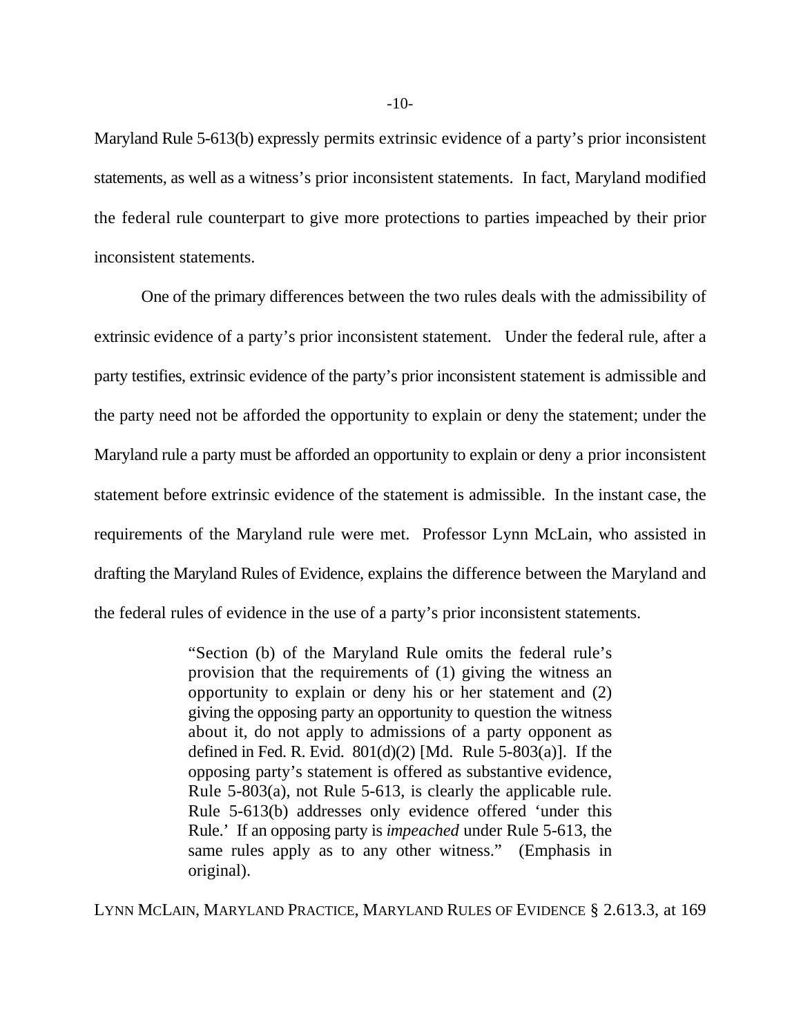Maryland Rule 5-613(b) expressly permits extrinsic evidence of a party's prior inconsistent statements, as well as a witness's prior inconsistent statements. In fact, Maryland modified the federal rule counterpart to give more protections to parties impeached by their prior inconsistent statements.

One of the primary differences between the two rules deals with the admissibility of extrinsic evidence of a party's prior inconsistent statement. Under the federal rule, after a party testifies, extrinsic evidence of the party's prior inconsistent statement is admissible and the party need not be afforded the opportunity to explain or deny the statement; under the Maryland rule a party must be afforded an opportunity to explain or deny a prior inconsistent statement before extrinsic evidence of the statement is admissible. In the instant case, the requirements of the Maryland rule were met. Professor Lynn McLain, who assisted in drafting the Maryland Rules of Evidence, explains the difference between the Maryland and the federal rules of evidence in the use of a party's prior inconsistent statements.

> "Section (b) of the Maryland Rule omits the federal rule's provision that the requirements of (1) giving the witness an opportunity to explain or deny his or her statement and (2) giving the opposing party an opportunity to question the witness about it, do not apply to admissions of a party opponent as defined in Fed. R. Evid. 801(d)(2) [Md. Rule 5-803(a)]. If the opposing party's statement is offered as substantive evidence, Rule 5-803(a), not Rule 5-613, is clearly the applicable rule. Rule 5-613(b) addresses only evidence offered 'under this Rule.' If an opposing party is *impeached* under Rule 5-613, the same rules apply as to any other witness." (Emphasis in original).

LYNN MCLAIN, MARYLAND PRACTICE, MARYLAND RULES OF EVIDENCE § 2.613.3, at 169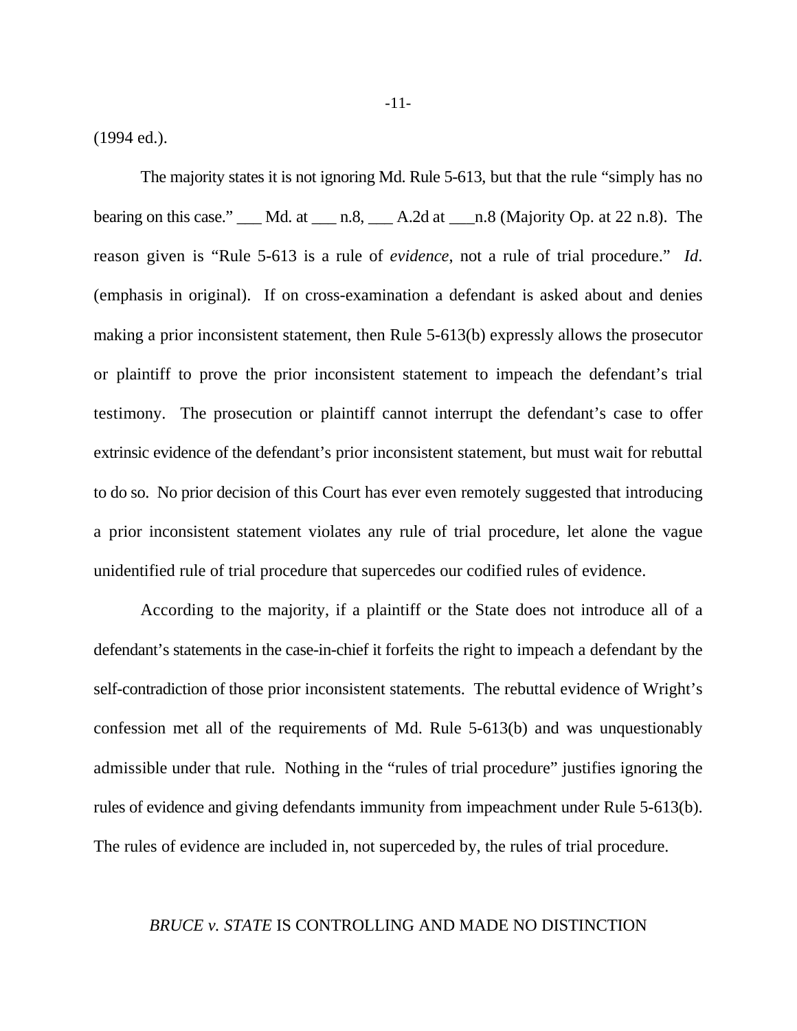(1994 ed.).

The majority states it is not ignoring Md. Rule 5-613, but that the rule "simply has no bearing on this case." ___ Md. at ___ n.8, ___ A.2d at ___n.8 (Majority Op. at 22 n.8). The reason given is "Rule 5-613 is a rule of *evidence*, not a rule of trial procedure." *Id*. (emphasis in original). If on cross-examination a defendant is asked about and denies making a prior inconsistent statement, then Rule 5-613(b) expressly allows the prosecutor or plaintiff to prove the prior inconsistent statement to impeach the defendant's trial testimony. The prosecution or plaintiff cannot interrupt the defendant's case to offer extrinsic evidence of the defendant's prior inconsistent statement, but must wait for rebuttal to do so. No prior decision of this Court has ever even remotely suggested that introducing a prior inconsistent statement violates any rule of trial procedure, let alone the vague unidentified rule of trial procedure that supercedes our codified rules of evidence.

According to the majority, if a plaintiff or the State does not introduce all of a defendant's statements in the case-in-chief it forfeits the right to impeach a defendant by the self-contradiction of those prior inconsistent statements. The rebuttal evidence of Wright's confession met all of the requirements of Md. Rule 5-613(b) and was unquestionably admissible under that rule. Nothing in the "rules of trial procedure" justifies ignoring the rules of evidence and giving defendants immunity from impeachment under Rule 5-613(b). The rules of evidence are included in, not superceded by, the rules of trial procedure.

## *BRUCE v. STATE* IS CONTROLLING AND MADE NO DISTINCTION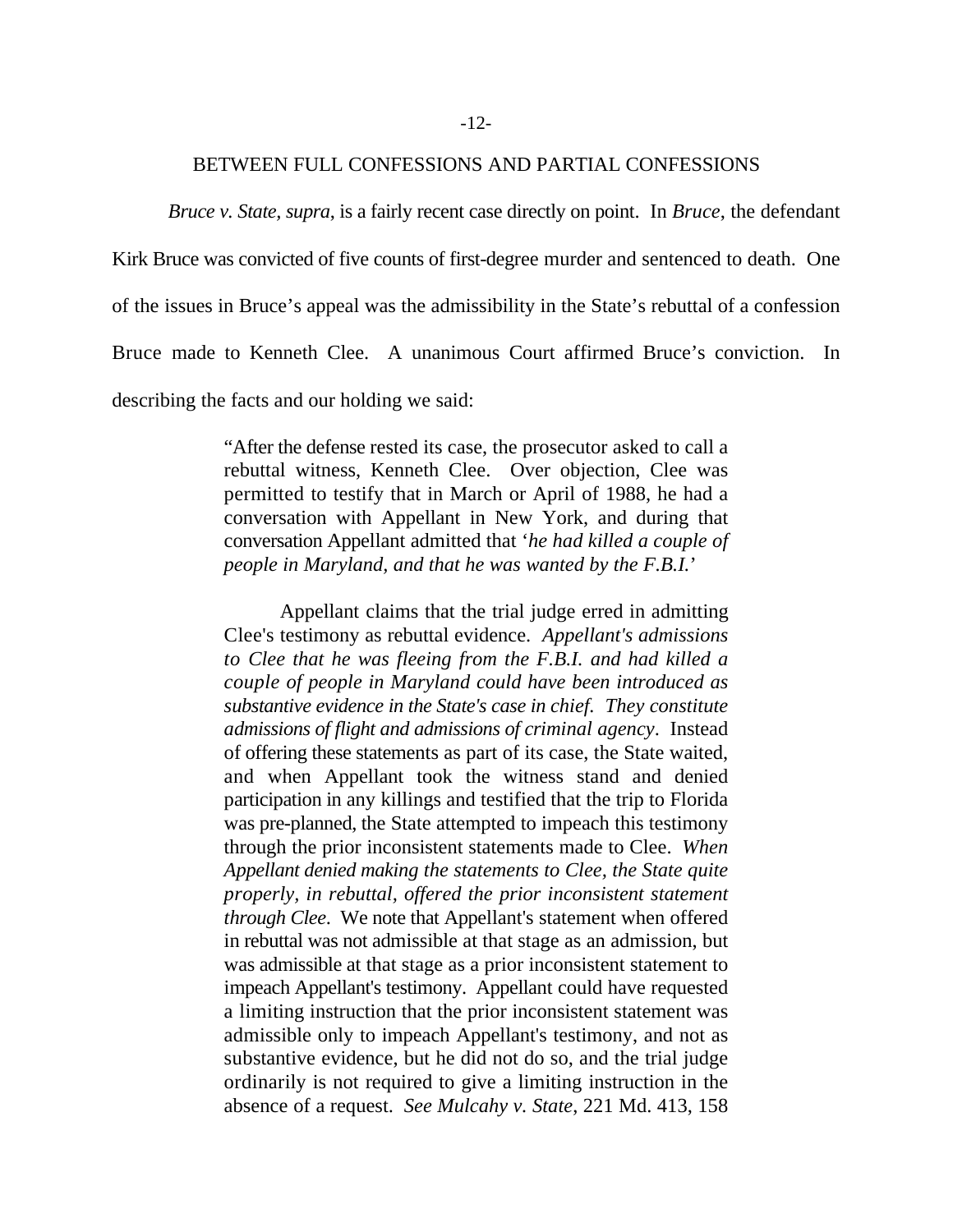BETWEEN FULL CONFESSIONS AND PARTIAL CONFESSIONS

*Bruce v. State, supra*, is a fairly recent case directly on point. In *Bruce*, the defendant Kirk Bruce was convicted of five counts of first-degree murder and sentenced to death. One of the issues in Bruce's appeal was the admissibility in the State's rebuttal of a confession Bruce made to Kenneth Clee. A unanimous Court affirmed Bruce's conviction. In describing the facts and our holding we said:

> "After the defense rested its case, the prosecutor asked to call a rebuttal witness, Kenneth Clee. Over objection, Clee was permitted to testify that in March or April of 1988, he had a conversation with Appellant in New York, and during that conversation Appellant admitted that '*he had killed a couple of people in Maryland, and that he was wanted by the F.B.I.*'
>
> Appellant claims that the trial judge erred in admitting Clee's testimony as rebuttal evidence. *Appellant's admissions to Clee that he was fleeing from the F.B.I. and had killed a couple of people in Maryland could have been introduced as substantive evidence in the State's case in chief. They constitute admissions of flight and admissions of criminal agency*. Instead of offering these statements as part of its case, the State waited, and when Appellant took the witness stand and denied participation in any killings and testified that the trip to Florida was pre-planned, the State attempted to impeach this testimony through the prior inconsistent statements made to Clee. *When Appellant denied making the statements to Clee, the State quite properly, in rebuttal, offered the prior inconsistent statement through Clee.* We note that Appellant's statement when offered in rebuttal was not admissible at that stage as an admission, but was admissible at that stage as a prior inconsistent statement to impeach Appellant's testimony. Appellant could have requested a limiting instruction that the prior inconsistent statement was admissible only to impeach Appellant's testimony, and not as substantive evidence, but he did not do so, and the trial judge ordinarily is not required to give a limiting instruction in the absence of a request. *See Mulcahy v. State*, 221 Md. 413, 158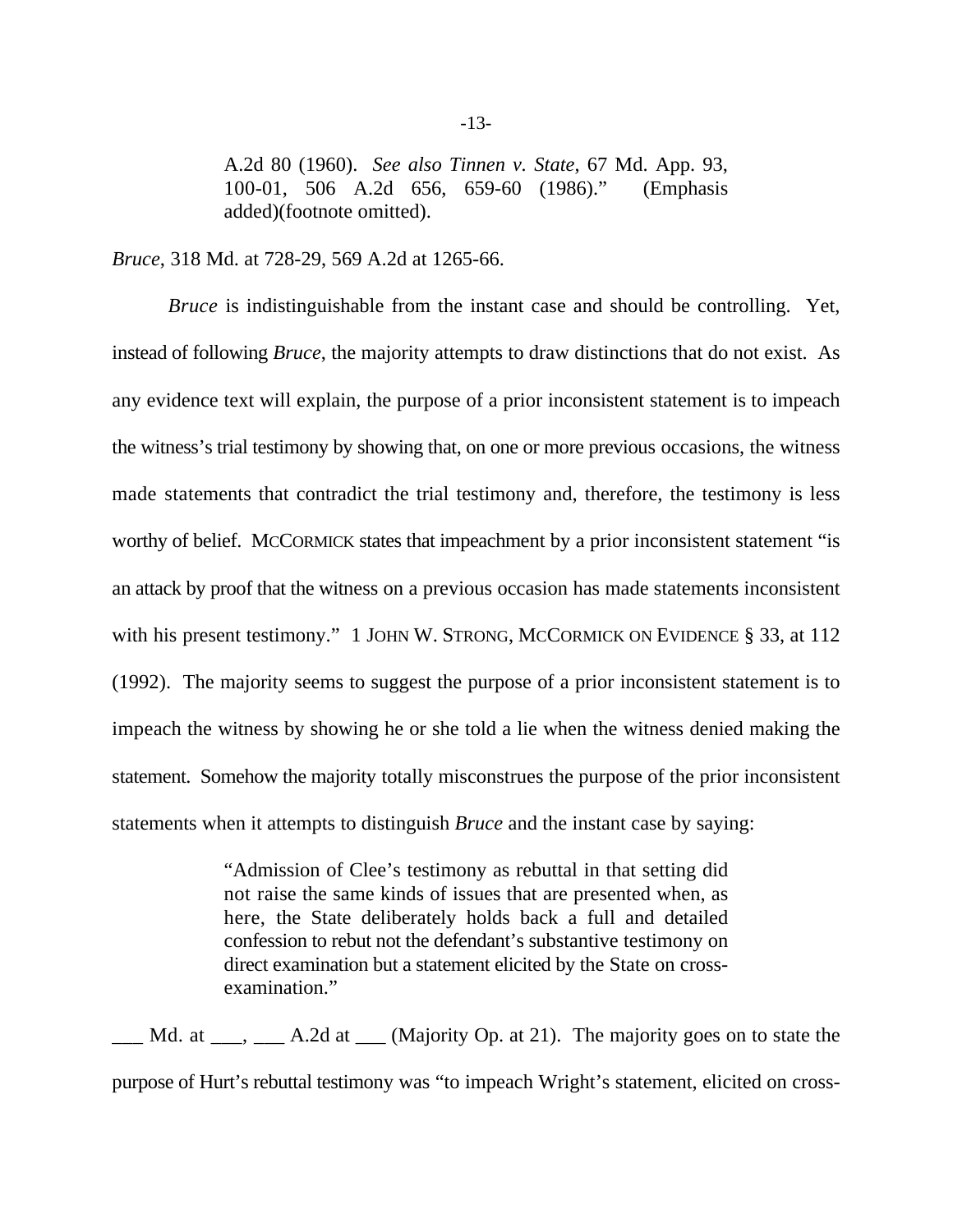> A.2d 80 (1960). *See also Tinnen v. State*, 67 Md. App. 93, 100-01, 506 A.2d 656, 659-60 (1986)." (Emphasis added)(footnote omitted).

*Bruce*, 318 Md. at 728-29, 569 A.2d at 1265-66.

*Bruce* is indistinguishable from the instant case and should be controlling. Yet, instead of following *Bruce*, the majority attempts to draw distinctions that do not exist. As any evidence text will explain, the purpose of a prior inconsistent statement is to impeach the witness's trial testimony by showing that, on one or more previous occasions, the witness made statements that contradict the trial testimony and, therefore, the testimony is less worthy of belief. MCCORMICK states that impeachment by a prior inconsistent statement "is an attack by proof that the witness on a previous occasion has made statements inconsistent with his present testimony." 1 JOHN W. STRONG, MCCORMICK ON EVIDENCE § 33, at 112 (1992). The majority seems to suggest the purpose of a prior inconsistent statement is to impeach the witness by showing he or she told a lie when the witness denied making the statement. Somehow the majority totally misconstrues the purpose of the prior inconsistent statements when it attempts to distinguish *Bruce* and the instant case by saying:

> "Admission of Clee's testimony as rebuttal in that setting did not raise the same kinds of issues that are presented when, as here, the State deliberately holds back a full and detailed confession to rebut not the defendant's substantive testimony on direct examination but a statement elicited by the State on cross-examination."

___ Md. at ___, ___ A.2d at ___ (Majority Op. at 21). The majority goes on to state the purpose of Hurt's rebuttal testimony was "to impeach Wright's statement, elicited on cross-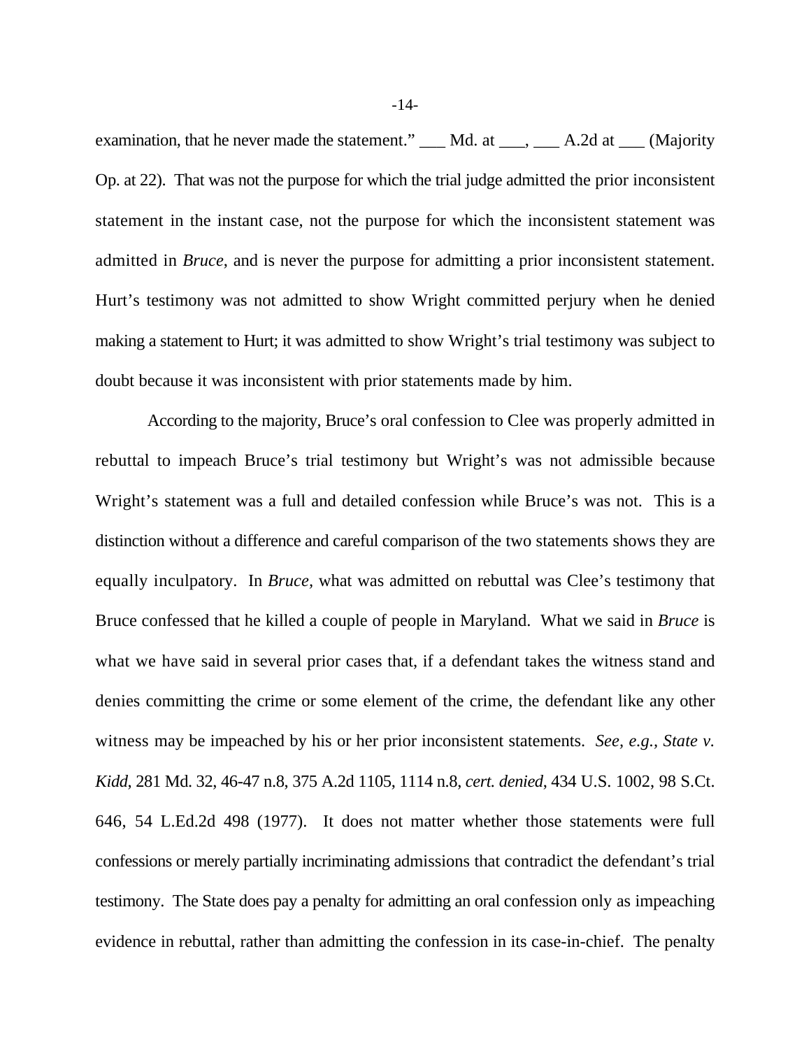examination, that he never made the statement." ___ Md. at ___, ___ A.2d at ___ (Majority Op. at 22). That was not the purpose for which the trial judge admitted the prior inconsistent statement in the instant case, not the purpose for which the inconsistent statement was admitted in *Bruce*, and is never the purpose for admitting a prior inconsistent statement. Hurt's testimony was not admitted to show Wright committed perjury when he denied making a statement to Hurt; it was admitted to show Wright's trial testimony was subject to doubt because it was inconsistent with prior statements made by him.

According to the majority, Bruce's oral confession to Clee was properly admitted in rebuttal to impeach Bruce's trial testimony but Wright's was not admissible because Wright's statement was a full and detailed confession while Bruce's was not. This is a distinction without a difference and careful comparison of the two statements shows they are equally inculpatory. In *Bruce*, what was admitted on rebuttal was Clee's testimony that Bruce confessed that he killed a couple of people in Maryland. What we said in *Bruce* is what we have said in several prior cases that, if a defendant takes the witness stand and denies committing the crime or some element of the crime, the defendant like any other witness may be impeached by his or her prior inconsistent statements. *See, e.g., State v. Kidd*, 281 Md. 32, 46-47 n.8, 375 A.2d 1105, 1114 n.8, *cert. denied*, 434 U.S. 1002, 98 S.Ct. 646, 54 L.Ed.2d 498 (1977). It does not matter whether those statements were full confessions or merely partially incriminating admissions that contradict the defendant's trial testimony. The State does pay a penalty for admitting an oral confession only as impeaching evidence in rebuttal, rather than admitting the confession in its case-in-chief. The penalty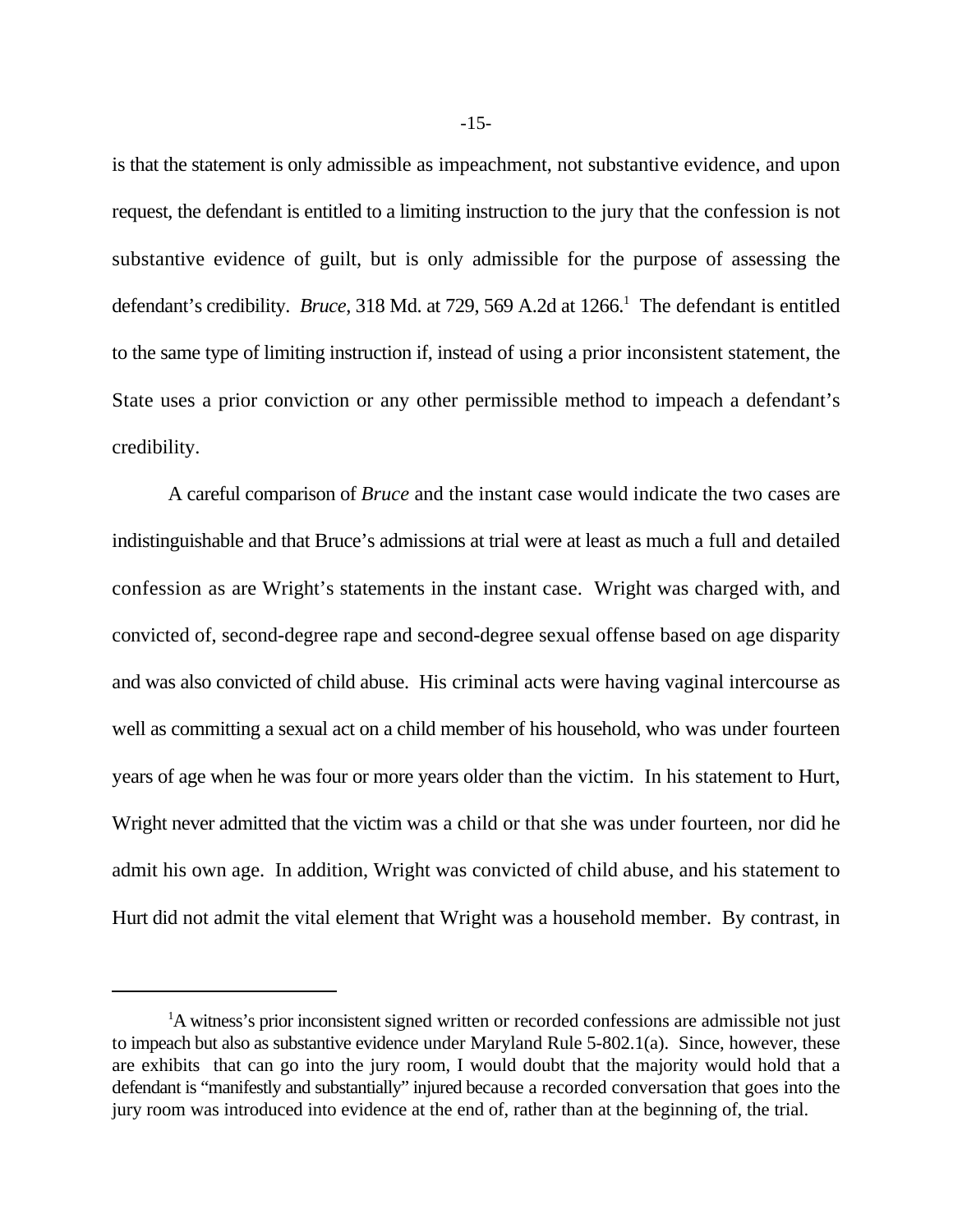is that the statement is only admissible as impeachment, not substantive evidence, and upon request, the defendant is entitled to a limiting instruction to the jury that the confession is not substantive evidence of guilt, but is only admissible for the purpose of assessing the defendant's credibility. *Bruce*, 318 Md. at 729, 569 A.2d at 1266.[1] The defendant is entitled to the same type of limiting instruction if, instead of using a prior inconsistent statement, the State uses a prior conviction or any other permissible method to impeach a defendant's credibility.

A careful comparison of *Bruce* and the instant case would indicate the two cases are indistinguishable and that Bruce's admissions at trial were at least as much a full and detailed confession as are Wright's statements in the instant case. Wright was charged with, and convicted of, second-degree rape and second-degree sexual offense based on age disparity and was also convicted of child abuse. His criminal acts were having vaginal intercourse as well as committing a sexual act on a child member of his household, who was under fourteen years of age when he was four or more years older than the victim. In his statement to Hurt, Wright never admitted that the victim was a child or that she was under fourteen, nor did he admit his own age. In addition, Wright was convicted of child abuse, and his statement to Hurt did not admit the vital element that Wright was a household member. By contrast, in

---

[1]A witness's prior inconsistent signed written or recorded confessions are admissible not just to impeach but also as substantive evidence under Maryland Rule 5-802.1(a). Since, however, these are exhibits that can go into the jury room, I would doubt that the majority would hold that a defendant is "manifestly and substantially" injured because a recorded conversation that goes into the jury room was introduced into evidence at the end of, rather than at the beginning of, the trial.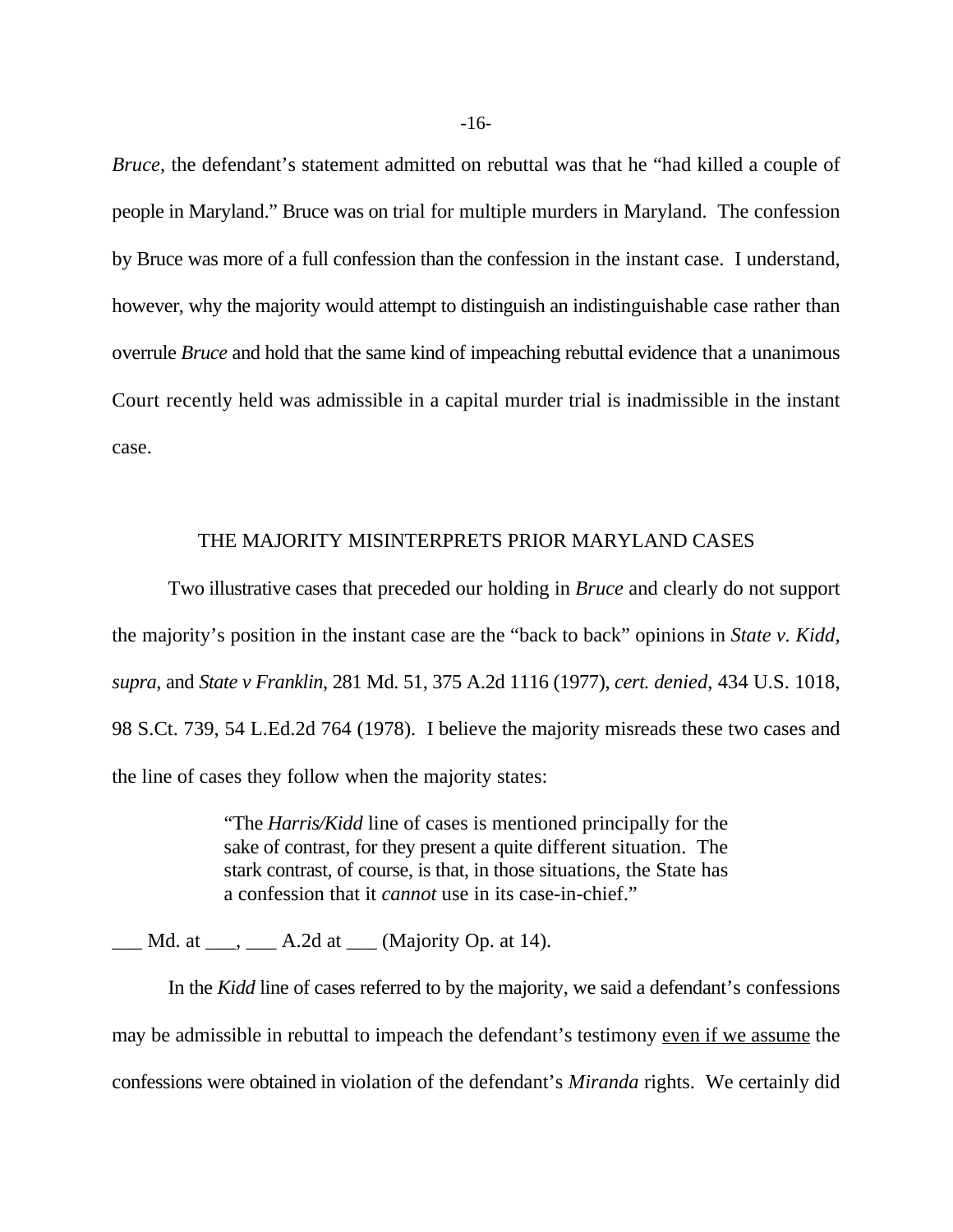*Bruce*, the defendant's statement admitted on rebuttal was that he "had killed a couple of people in Maryland." Bruce was on trial for multiple murders in Maryland. The confession by Bruce was more of a full confession than the confession in the instant case. I understand, however, why the majority would attempt to distinguish an indistinguishable case rather than overrule *Bruce* and hold that the same kind of impeaching rebuttal evidence that a unanimous Court recently held was admissible in a capital murder trial is inadmissible in the instant case.

## THE MAJORITY MISINTERPRETS PRIOR MARYLAND CASES

Two illustrative cases that preceded our holding in *Bruce* and clearly do not support the majority's position in the instant case are the "back to back" opinions in *State v. Kidd*, *supra*, and *State v Franklin*, 281 Md. 51, 375 A.2d 1116 (1977), *cert. denied*, 434 U.S. 1018, 98 S.Ct. 739, 54 L.Ed.2d 764 (1978). I believe the majority misreads these two cases and the line of cases they follow when the majority states:

> "The *Harris/Kidd* line of cases is mentioned principally for the sake of contrast, for they present a quite different situation. The stark contrast, of course, is that, in those situations, the State has a confession that it *cannot* use in its case-in-chief."

___ Md. at ___, ___ A.2d at ___ (Majority Op. at 14).

In the *Kidd* line of cases referred to by the majority, we said a defendant's confessions may be admissible in rebuttal to impeach the defendant's testimony <u>even if we assume</u> the confessions were obtained in violation of the defendant's *Miranda* rights. We certainly did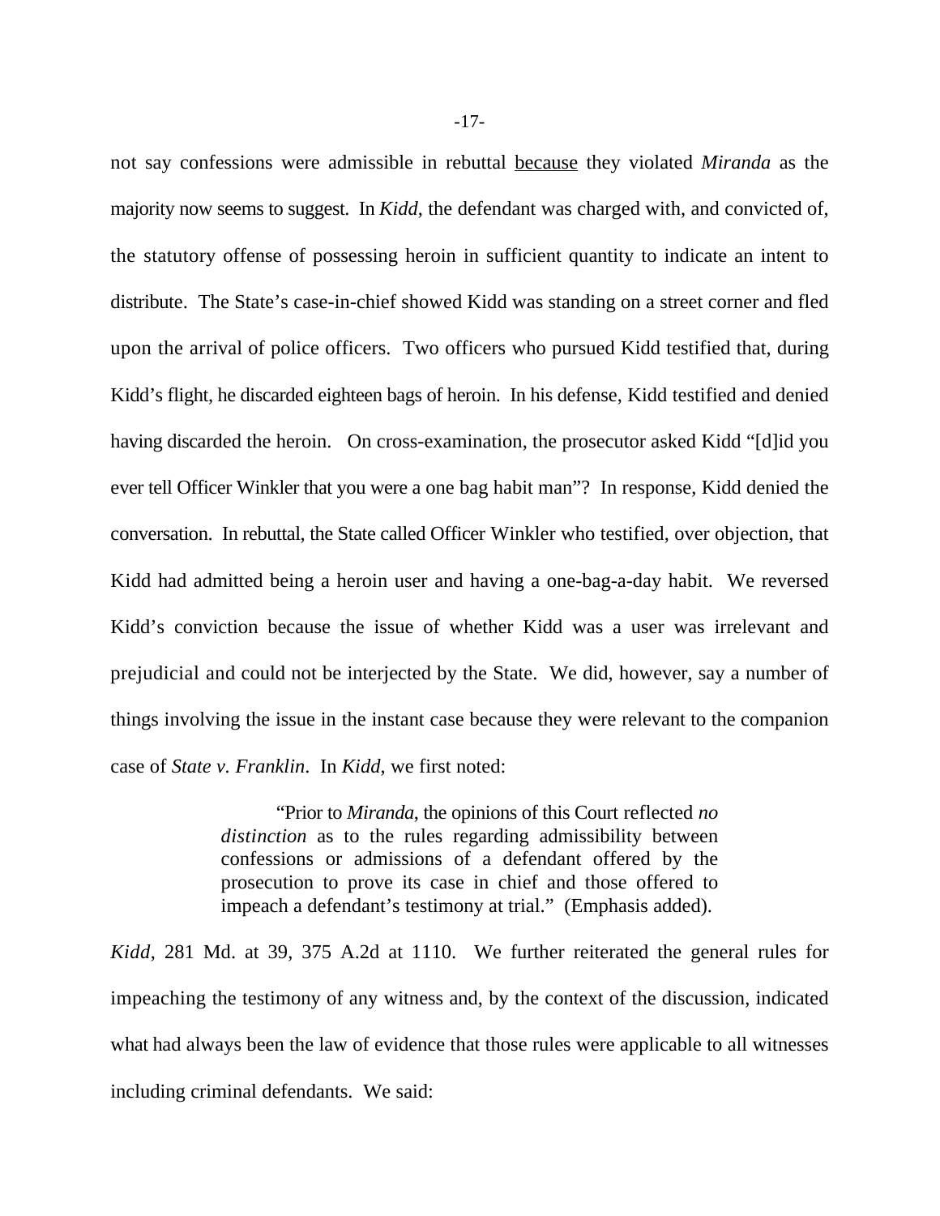not say confessions were admissible in rebuttal <u>because</u> they violated *Miranda* as the majority now seems to suggest. In *Kidd*, the defendant was charged with, and convicted of, the statutory offense of possessing heroin in sufficient quantity to indicate an intent to distribute. The State's case-in-chief showed Kidd was standing on a street corner and fled upon the arrival of police officers. Two officers who pursued Kidd testified that, during Kidd's flight, he discarded eighteen bags of heroin. In his defense, Kidd testified and denied having discarded the heroin. On cross-examination, the prosecutor asked Kidd "[d]id you ever tell Officer Winkler that you were a one bag habit man"? In response, Kidd denied the conversation. In rebuttal, the State called Officer Winkler who testified, over objection, that Kidd had admitted being a heroin user and having a one-bag-a-day habit. We reversed Kidd's conviction because the issue of whether Kidd was a user was irrelevant and prejudicial and could not be interjected by the State. We did, however, say a number of things involving the issue in the instant case because they were relevant to the companion case of *State v. Franklin*. In *Kidd*, we first noted:

> "Prior to *Miranda*, the opinions of this Court reflected *no distinction* as to the rules regarding admissibility between confessions or admissions of a defendant offered by the prosecution to prove its case in chief and those offered to impeach a defendant's testimony at trial." (Emphasis added).

*Kidd*, 281 Md. at 39, 375 A.2d at 1110. We further reiterated the general rules for impeaching the testimony of any witness and, by the context of the discussion, indicated what had always been the law of evidence that those rules were applicable to all witnesses including criminal defendants. We said: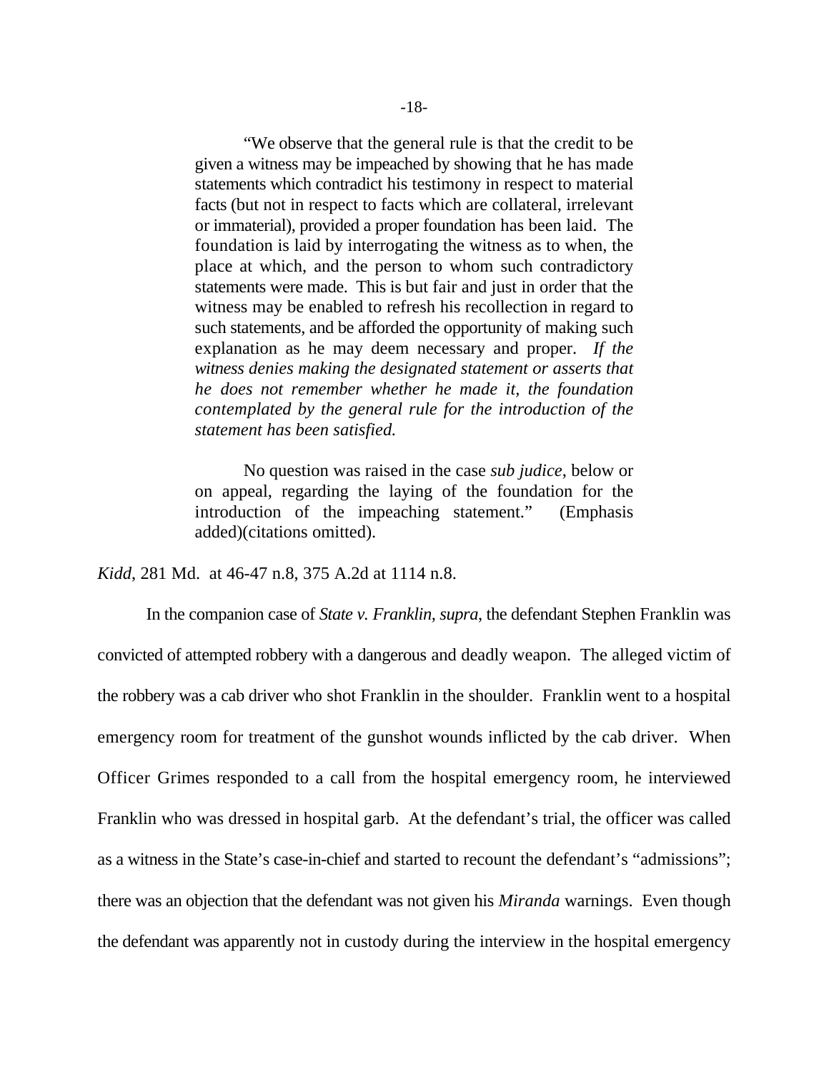> "We observe that the general rule is that the credit to be given a witness may be impeached by showing that he has made statements which contradict his testimony in respect to material facts (but not in respect to facts which are collateral, irrelevant or immaterial), provided a proper foundation has been laid. The foundation is laid by interrogating the witness as to when, the place at which, and the person to whom such contradictory statements were made. This is but fair and just in order that the witness may be enabled to refresh his recollection in regard to such statements, and be afforded the opportunity of making such explanation as he may deem necessary and proper. *If the witness denies making the designated statement or asserts that he does not remember whether he made it, the foundation contemplated by the general rule for the introduction of the statement has been satisfied.*
>
> No question was raised in the case *sub judice*, below or on appeal, regarding the laying of the foundation for the introduction of the impeaching statement." (Emphasis added)(citations omitted).

*Kidd*, 281 Md. at 46-47 n.8, 375 A.2d at 1114 n.8.

In the companion case of *State v. Franklin, supra*, the defendant Stephen Franklin was convicted of attempted robbery with a dangerous and deadly weapon. The alleged victim of the robbery was a cab driver who shot Franklin in the shoulder. Franklin went to a hospital emergency room for treatment of the gunshot wounds inflicted by the cab driver. When Officer Grimes responded to a call from the hospital emergency room, he interviewed Franklin who was dressed in hospital garb. At the defendant's trial, the officer was called as a witness in the State's case-in-chief and started to recount the defendant's "admissions"; there was an objection that the defendant was not given his *Miranda* warnings. Even though the defendant was apparently not in custody during the interview in the hospital emergency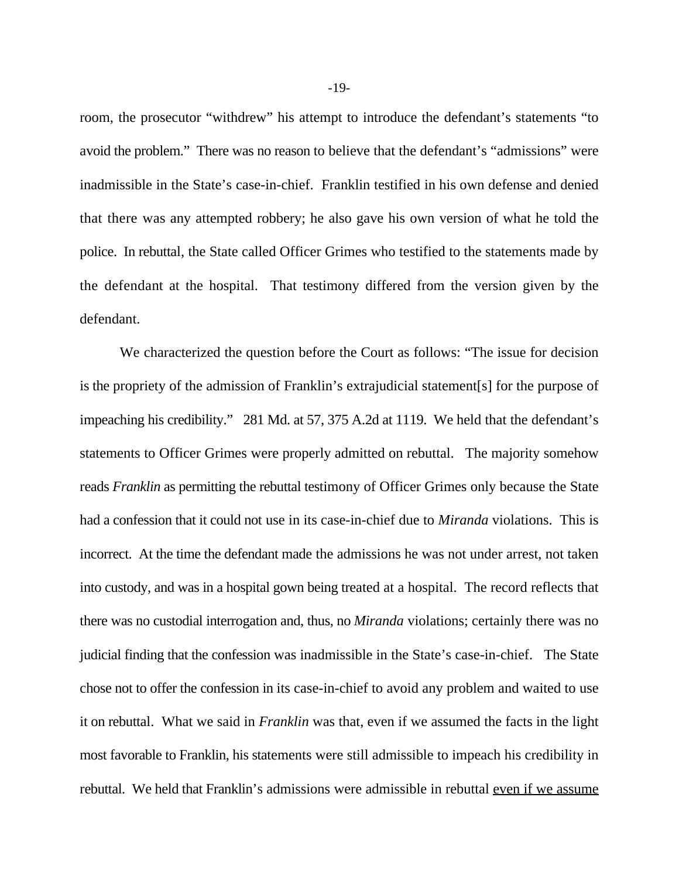room, the prosecutor "withdrew" his attempt to introduce the defendant's statements "to avoid the problem." There was no reason to believe that the defendant's "admissions" were inadmissible in the State's case-in-chief. Franklin testified in his own defense and denied that there was any attempted robbery; he also gave his own version of what he told the police. In rebuttal, the State called Officer Grimes who testified to the statements made by the defendant at the hospital. That testimony differed from the version given by the defendant.

We characterized the question before the Court as follows: "The issue for decision is the propriety of the admission of Franklin's extrajudicial statement[s] for the purpose of impeaching his credibility." 281 Md. at 57, 375 A.2d at 1119. We held that the defendant's statements to Officer Grimes were properly admitted on rebuttal. The majority somehow reads *Franklin* as permitting the rebuttal testimony of Officer Grimes only because the State had a confession that it could not use in its case-in-chief due to *Miranda* violations. This is incorrect. At the time the defendant made the admissions he was not under arrest, not taken into custody, and was in a hospital gown being treated at a hospital. The record reflects that there was no custodial interrogation and, thus, no *Miranda* violations; certainly there was no judicial finding that the confession was inadmissible in the State's case-in-chief. The State chose not to offer the confession in its case-in-chief to avoid any problem and waited to use it on rebuttal. What we said in *Franklin* was that, even if we assumed the facts in the light most favorable to Franklin, his statements were still admissible to impeach his credibility in rebuttal. We held that Franklin's admissions were admissible in rebuttal <u>even if we assume</u>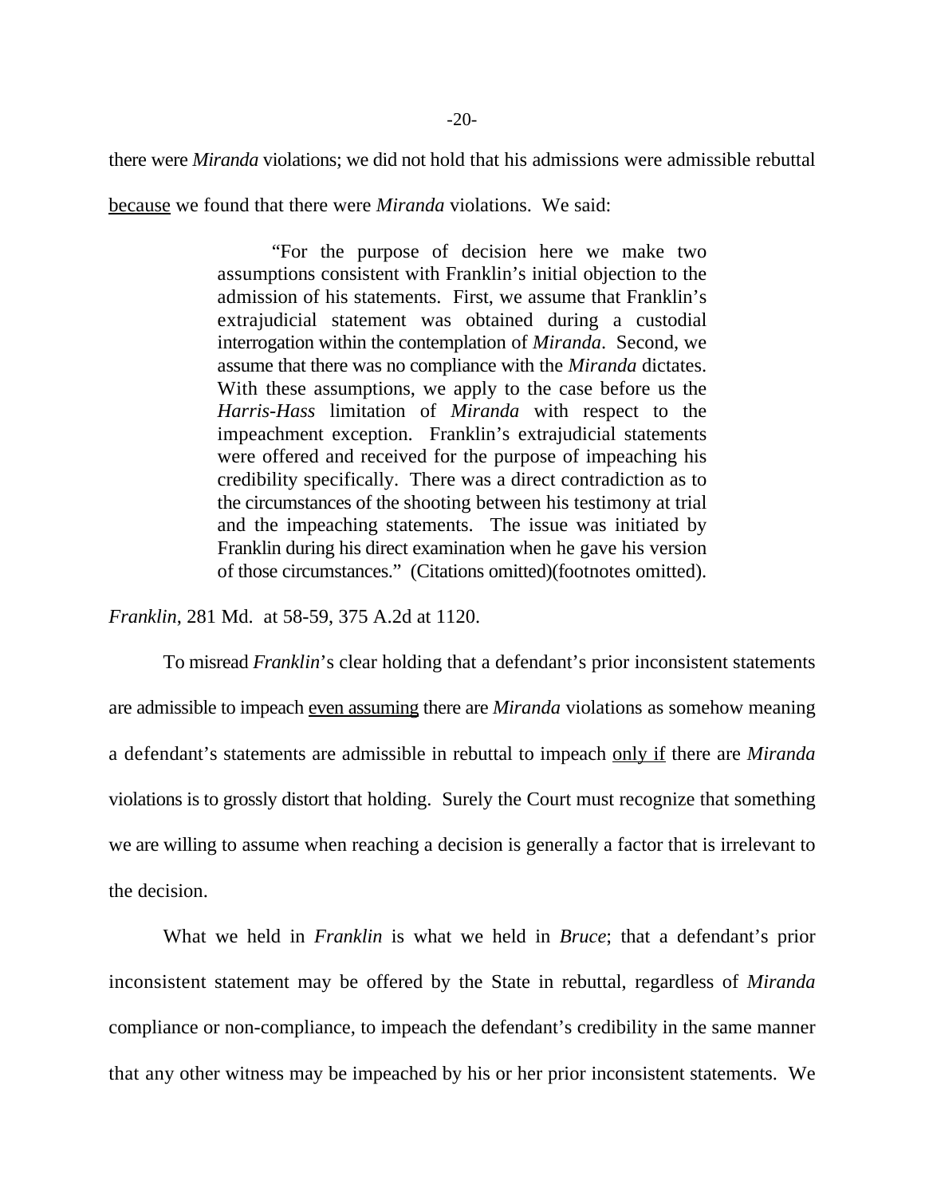there were *Miranda* violations; we did not hold that his admissions were admissible rebuttal <u>because</u> we found that there were *Miranda* violations. We said:

> "For the purpose of decision here we make two assumptions consistent with Franklin's initial objection to the admission of his statements. First, we assume that Franklin's extrajudicial statement was obtained during a custodial interrogation within the contemplation of *Miranda*. Second, we assume that there was no compliance with the *Miranda* dictates. With these assumptions, we apply to the case before us the *Harris-Hass* limitation of *Miranda* with respect to the impeachment exception. Franklin's extrajudicial statements were offered and received for the purpose of impeaching his credibility specifically. There was a direct contradiction as to the circumstances of the shooting between his testimony at trial and the impeaching statements. The issue was initiated by Franklin during his direct examination when he gave his version of those circumstances." (Citations omitted)(footnotes omitted).

*Franklin*, 281 Md. at 58-59, 375 A.2d at 1120.

To misread *Franklin*'s clear holding that a defendant's prior inconsistent statements are admissible to impeach <u>even assuming</u> there are *Miranda* violations as somehow meaning a defendant's statements are admissible in rebuttal to impeach <u>only if</u> there are *Miranda* violations is to grossly distort that holding. Surely the Court must recognize that something we are willing to assume when reaching a decision is generally a factor that is irrelevant to the decision.

What we held in *Franklin* is what we held in *Bruce*; that a defendant's prior inconsistent statement may be offered by the State in rebuttal, regardless of *Miranda* compliance or non-compliance, to impeach the defendant's credibility in the same manner that any other witness may be impeached by his or her prior inconsistent statements. We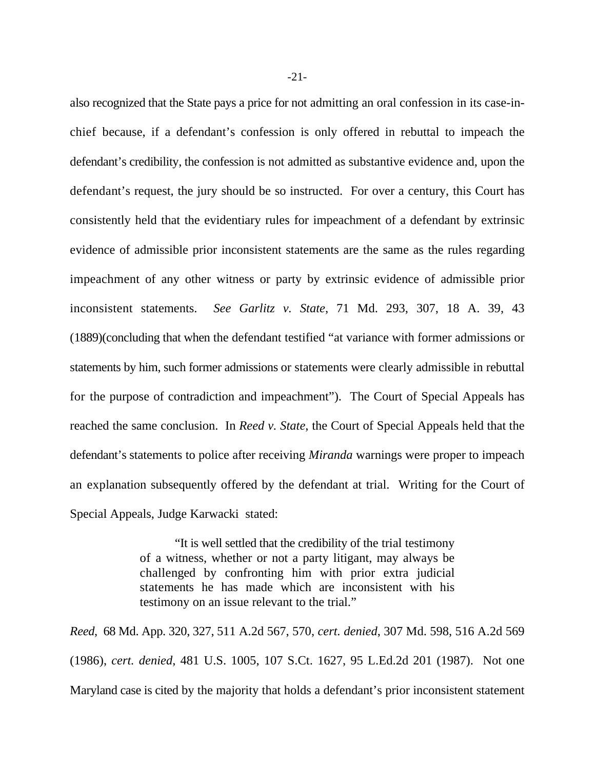also recognized that the State pays a price for not admitting an oral confession in its case-in-chief because, if a defendant's confession is only offered in rebuttal to impeach the defendant's credibility, the confession is not admitted as substantive evidence and, upon the defendant's request, the jury should be so instructed. For over a century, this Court has consistently held that the evidentiary rules for impeachment of a defendant by extrinsic evidence of admissible prior inconsistent statements are the same as the rules regarding impeachment of any other witness or party by extrinsic evidence of admissible prior inconsistent statements. *See Garlitz v. State*, 71 Md. 293, 307, 18 A. 39, 43 (1889)(concluding that when the defendant testified "at variance with former admissions or statements by him, such former admissions or statements were clearly admissible in rebuttal for the purpose of contradiction and impeachment"). The Court of Special Appeals has reached the same conclusion. In *Reed v. State*, the Court of Special Appeals held that the defendant's statements to police after receiving *Miranda* warnings were proper to impeach an explanation subsequently offered by the defendant at trial. Writing for the Court of Special Appeals, Judge Karwacki stated:

> "It is well settled that the credibility of the trial testimony of a witness, whether or not a party litigant, may always be challenged by confronting him with prior extra judicial statements he has made which are inconsistent with his testimony on an issue relevant to the trial."

*Reed*, 68 Md. App. 320, 327, 511 A.2d 567, 570, *cert. denied*, 307 Md. 598, 516 A.2d 569 (1986), *cert. denied*, 481 U.S. 1005, 107 S.Ct. 1627, 95 L.Ed.2d 201 (1987). Not one Maryland case is cited by the majority that holds a defendant's prior inconsistent statement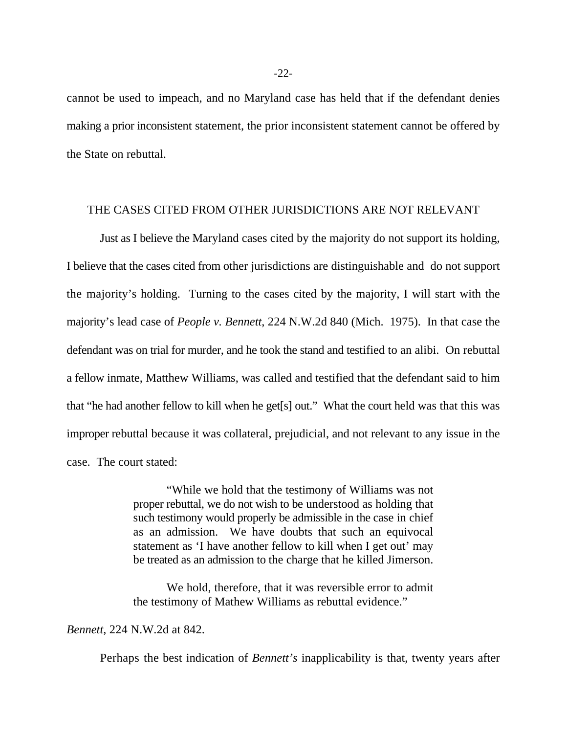cannot be used to impeach, and no Maryland case has held that if the defendant denies making a prior inconsistent statement, the prior inconsistent statement cannot be offered by the State on rebuttal.

## THE CASES CITED FROM OTHER JURISDICTIONS ARE NOT RELEVANT

Just as I believe the Maryland cases cited by the majority do not support its holding, I believe that the cases cited from other jurisdictions are distinguishable and do not support the majority's holding. Turning to the cases cited by the majority, I will start with the majority's lead case of *People v. Bennett*, 224 N.W.2d 840 (Mich. 1975). In that case the defendant was on trial for murder, and he took the stand and testified to an alibi. On rebuttal a fellow inmate, Matthew Williams, was called and testified that the defendant said to him that "he had another fellow to kill when he get[s] out." What the court held was that this was improper rebuttal because it was collateral, prejudicial, and not relevant to any issue in the case. The court stated:

> "While we hold that the testimony of Williams was not proper rebuttal, we do not wish to be understood as holding that such testimony would properly be admissible in the case in chief as an admission. We have doubts that such an equivocal statement as 'I have another fellow to kill when I get out' may be treated as an admission to the charge that he killed Jimerson.
>
> We hold, therefore, that it was reversible error to admit the testimony of Mathew Williams as rebuttal evidence."

*Bennett*, 224 N.W.2d at 842.

Perhaps the best indication of *Bennett's* inapplicability is that, twenty years after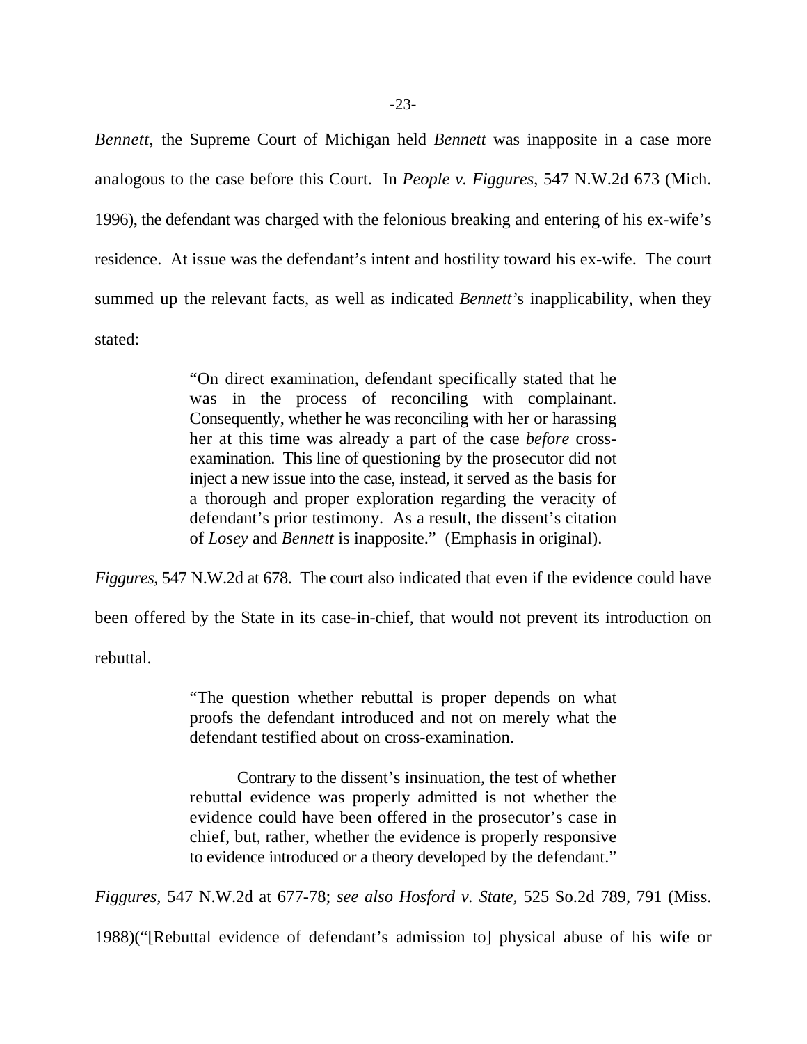*Bennett*, the Supreme Court of Michigan held *Bennett* was inapposite in a case more analogous to the case before this Court. In *People v. Figgures*, 547 N.W.2d 673 (Mich. 1996), the defendant was charged with the felonious breaking and entering of his ex-wife's residence. At issue was the defendant's intent and hostility toward his ex-wife. The court summed up the relevant facts, as well as indicated *Bennett*'s inapplicability, when they stated:

> "On direct examination, defendant specifically stated that he was in the process of reconciling with complainant. Consequently, whether he was reconciling with her or harassing her at this time was already a part of the case *before* cross-examination. This line of questioning by the prosecutor did not inject a new issue into the case, instead, it served as the basis for a thorough and proper exploration regarding the veracity of defendant's prior testimony. As a result, the dissent's citation of *Losey* and *Bennett* is inapposite." (Emphasis in original).

*Figgures*, 547 N.W.2d at 678. The court also indicated that even if the evidence could have been offered by the State in its case-in-chief, that would not prevent its introduction on rebuttal.

> "The question whether rebuttal is proper depends on what proofs the defendant introduced and not on merely what the defendant testified about on cross-examination.
>
> Contrary to the dissent's insinuation, the test of whether rebuttal evidence was properly admitted is not whether the evidence could have been offered in the prosecutor's case in chief, but, rather, whether the evidence is properly responsive to evidence introduced or a theory developed by the defendant."

*Figgures*, 547 N.W.2d at 677-78; *see also Hosford v. State*, 525 So.2d 789, 791 (Miss. 1988)("[Rebuttal evidence of defendant's admission to] physical abuse of his wife or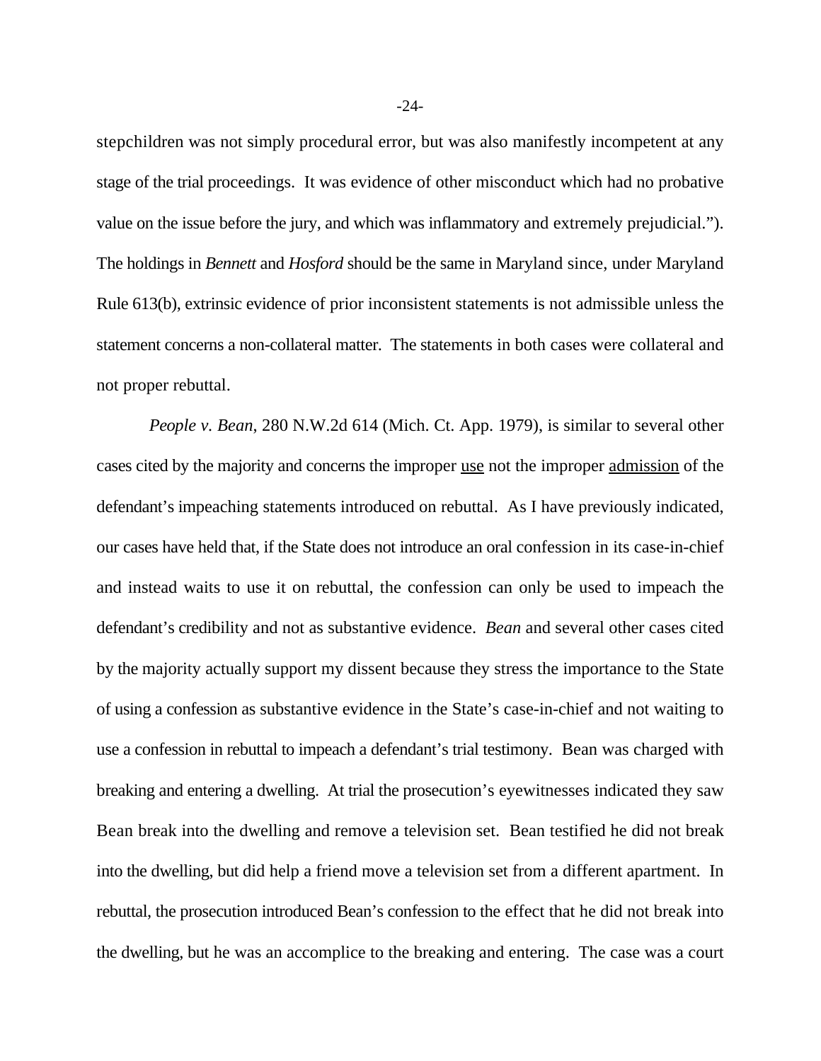stepchildren was not simply procedural error, but was also manifestly incompetent at any stage of the trial proceedings. It was evidence of other misconduct which had no probative value on the issue before the jury, and which was inflammatory and extremely prejudicial."). The holdings in *Bennett* and *Hosford* should be the same in Maryland since, under Maryland Rule 613(b), extrinsic evidence of prior inconsistent statements is not admissible unless the statement concerns a non-collateral matter. The statements in both cases were collateral and not proper rebuttal.

*People v. Bean*, 280 N.W.2d 614 (Mich. Ct. App. 1979), is similar to several other cases cited by the majority and concerns the improper <u>use</u> not the improper <u>admission</u> of the defendant's impeaching statements introduced on rebuttal. As I have previously indicated, our cases have held that, if the State does not introduce an oral confession in its case-in-chief and instead waits to use it on rebuttal, the confession can only be used to impeach the defendant's credibility and not as substantive evidence. *Bean* and several other cases cited by the majority actually support my dissent because they stress the importance to the State of using a confession as substantive evidence in the State's case-in-chief and not waiting to use a confession in rebuttal to impeach a defendant's trial testimony. Bean was charged with breaking and entering a dwelling. At trial the prosecution's eyewitnesses indicated they saw Bean break into the dwelling and remove a television set. Bean testified he did not break into the dwelling, but did help a friend move a television set from a different apartment. In rebuttal, the prosecution introduced Bean's confession to the effect that he did not break into the dwelling, but he was an accomplice to the breaking and entering. The case was a court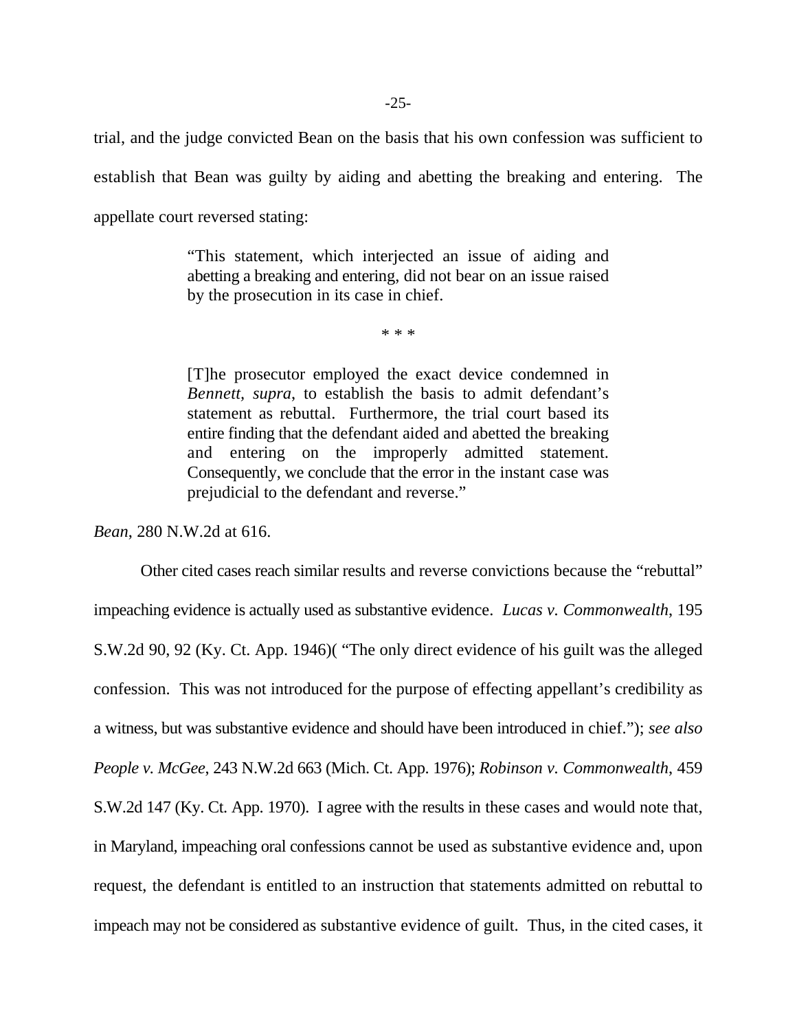trial, and the judge convicted Bean on the basis that his own confession was sufficient to establish that Bean was guilty by aiding and abetting the breaking and entering. The appellate court reversed stating:

> "This statement, which interjected an issue of aiding and abetting a breaking and entering, did not bear on an issue raised by the prosecution in its case in chief.
>
> * * *
>
> [T]he prosecutor employed the exact device condemned in *Bennett, supra*, to establish the basis to admit defendant's statement as rebuttal. Furthermore, the trial court based its entire finding that the defendant aided and abetted the breaking and entering on the improperly admitted statement. Consequently, we conclude that the error in the instant case was prejudicial to the defendant and reverse."

*Bean*, 280 N.W.2d at 616.

Other cited cases reach similar results and reverse convictions because the "rebuttal" impeaching evidence is actually used as substantive evidence. *Lucas v. Commonwealth*, 195 S.W.2d 90, 92 (Ky. Ct. App. 1946)( "The only direct evidence of his guilt was the alleged confession. This was not introduced for the purpose of effecting appellant's credibility as a witness, but was substantive evidence and should have been introduced in chief."); *see also People v. McGee*, 243 N.W.2d 663 (Mich. Ct. App. 1976); *Robinson v. Commonwealth*, 459 S.W.2d 147 (Ky. Ct. App. 1970). I agree with the results in these cases and would note that, in Maryland, impeaching oral confessions cannot be used as substantive evidence and, upon request, the defendant is entitled to an instruction that statements admitted on rebuttal to impeach may not be considered as substantive evidence of guilt. Thus, in the cited cases, it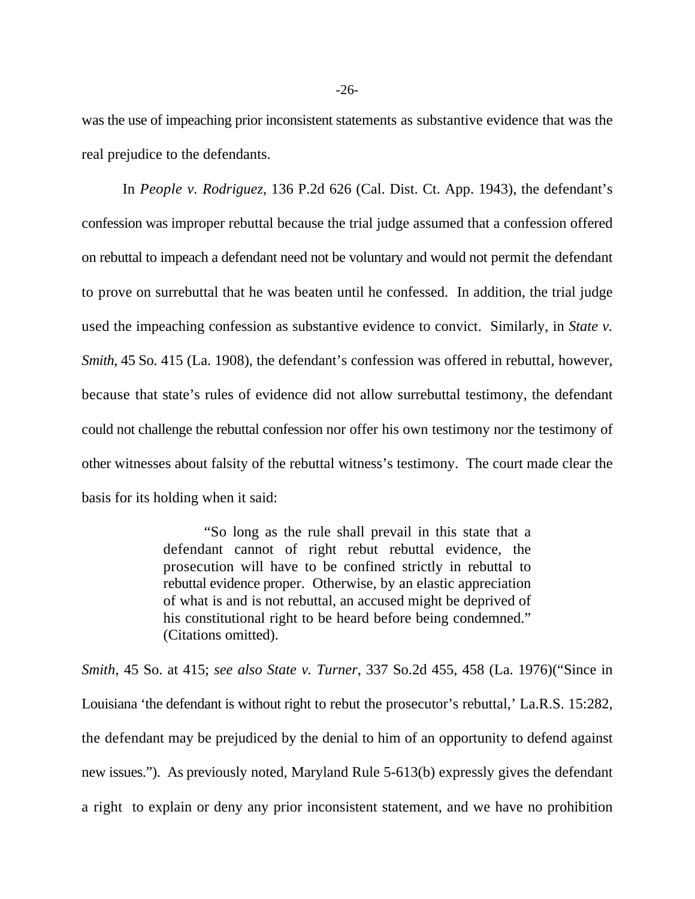was the use of impeaching prior inconsistent statements as substantive evidence that was the real prejudice to the defendants.

In *People v. Rodriguez*, 136 P.2d 626 (Cal. Dist. Ct. App. 1943), the defendant's confession was improper rebuttal because the trial judge assumed that a confession offered on rebuttal to impeach a defendant need not be voluntary and would not permit the defendant to prove on surrebuttal that he was beaten until he confessed. In addition, the trial judge used the impeaching confession as substantive evidence to convict. Similarly, in *State v. Smith*, 45 So. 415 (La. 1908), the defendant's confession was offered in rebuttal, however, because that state's rules of evidence did not allow surrebuttal testimony, the defendant could not challenge the rebuttal confession nor offer his own testimony nor the testimony of other witnesses about falsity of the rebuttal witness's testimony. The court made clear the basis for its holding when it said:

> "So long as the rule shall prevail in this state that a defendant cannot of right rebut rebuttal evidence, the prosecution will have to be confined strictly in rebuttal to rebuttal evidence proper. Otherwise, by an elastic appreciation of what is and is not rebuttal, an accused might be deprived of his constitutional right to be heard before being condemned." (Citations omitted).

*Smith*, 45 So. at 415; *see also State v. Turner*, 337 So.2d 455, 458 (La. 1976)("Since in Louisiana 'the defendant is without right to rebut the prosecutor's rebuttal,' La.R.S. 15:282, the defendant may be prejudiced by the denial to him of an opportunity to defend against new issues."). As previously noted, Maryland Rule 5-613(b) expressly gives the defendant a right to explain or deny any prior inconsistent statement, and we have no prohibition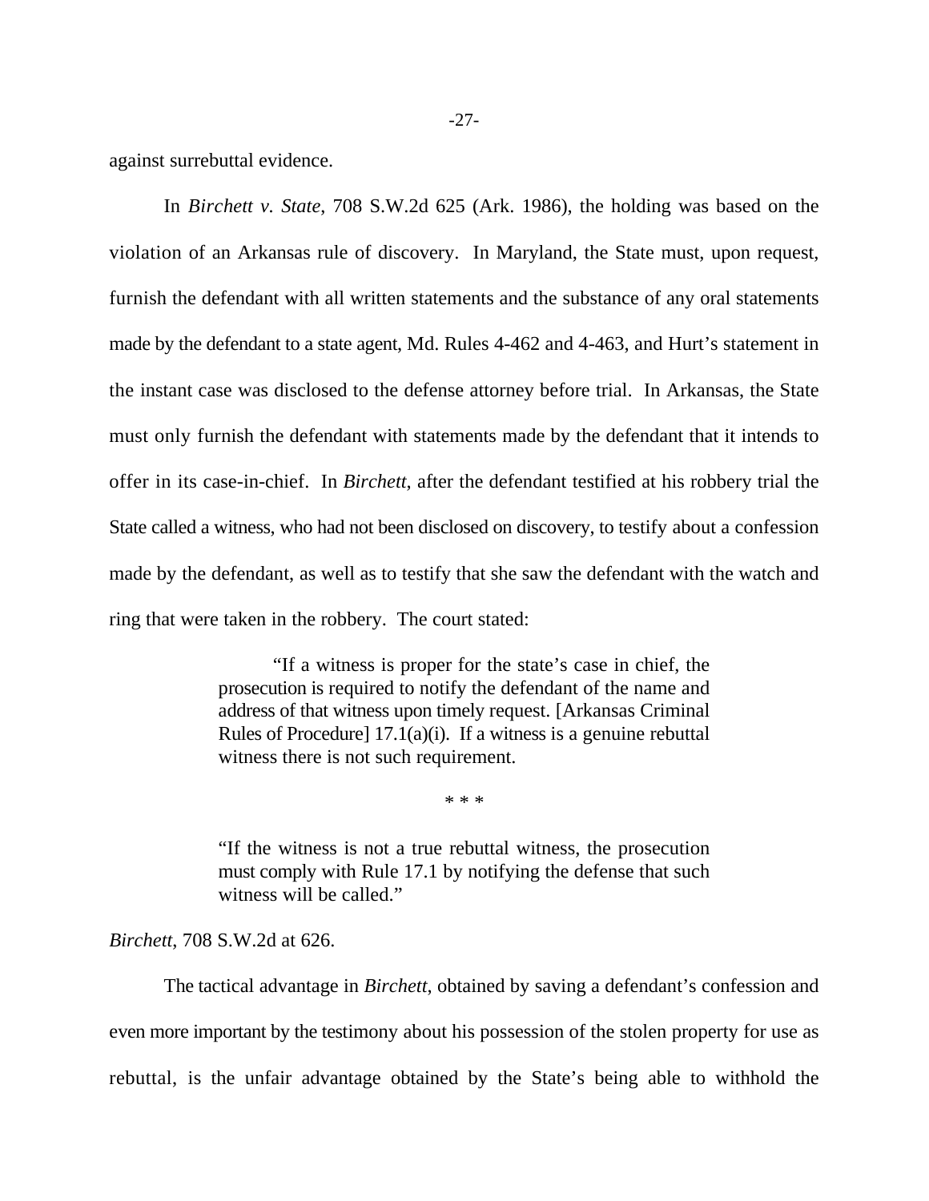against surrebuttal evidence.

In *Birchett v. State*, 708 S.W.2d 625 (Ark. 1986), the holding was based on the violation of an Arkansas rule of discovery. In Maryland, the State must, upon request, furnish the defendant with all written statements and the substance of any oral statements made by the defendant to a state agent, Md. Rules 4-462 and 4-463, and Hurt's statement in the instant case was disclosed to the defense attorney before trial. In Arkansas, the State must only furnish the defendant with statements made by the defendant that it intends to offer in its case-in-chief. In *Birchett*, after the defendant testified at his robbery trial the State called a witness, who had not been disclosed on discovery, to testify about a confession made by the defendant, as well as to testify that she saw the defendant with the watch and ring that were taken in the robbery. The court stated:

> "If a witness is proper for the state's case in chief, the prosecution is required to notify the defendant of the name and address of that witness upon timely request. [Arkansas Criminal Rules of Procedure] 17.1(a)(i). If a witness is a genuine rebuttal witness there is not such requirement.
>
> \* \* \*
>
> "If the witness is not a true rebuttal witness, the prosecution must comply with Rule 17.1 by notifying the defense that such witness will be called."

*Birchett*, 708 S.W.2d at 626.

The tactical advantage in *Birchett*, obtained by saving a defendant's confession and even more important by the testimony about his possession of the stolen property for use as rebuttal, is the unfair advantage obtained by the State's being able to withhold the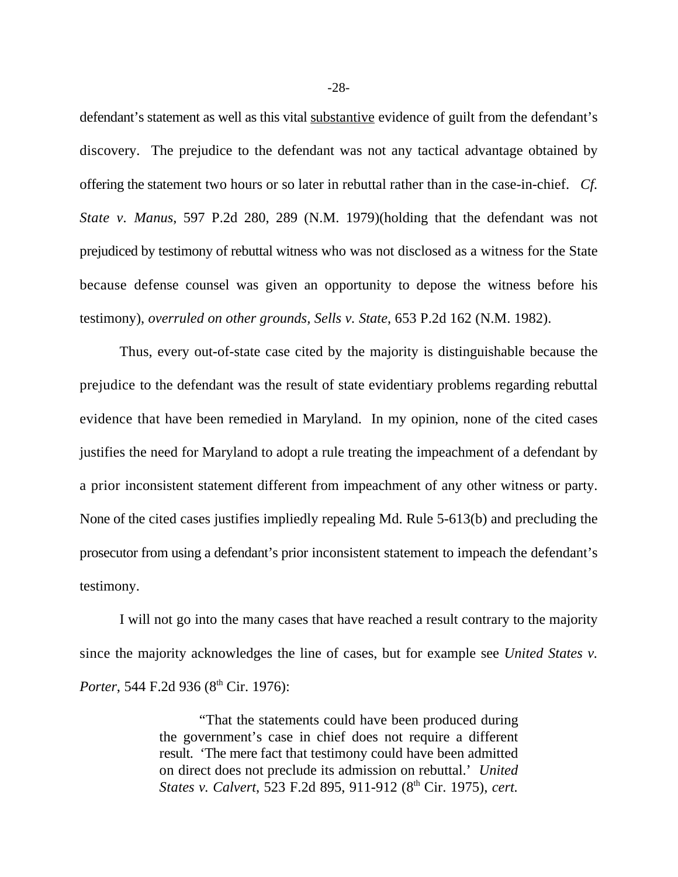defendant's statement as well as this vital <u>substantive</u> evidence of guilt from the defendant's discovery. The prejudice to the defendant was not any tactical advantage obtained by offering the statement two hours or so later in rebuttal rather than in the case-in-chief. *Cf. State v. Manus*, 597 P.2d 280, 289 (N.M. 1979)(holding that the defendant was not prejudiced by testimony of rebuttal witness who was not disclosed as a witness for the State because defense counsel was given an opportunity to depose the witness before his testimony), *overruled on other grounds, Sells v. State*, 653 P.2d 162 (N.M. 1982).

Thus, every out-of-state case cited by the majority is distinguishable because the prejudice to the defendant was the result of state evidentiary problems regarding rebuttal evidence that have been remedied in Maryland. In my opinion, none of the cited cases justifies the need for Maryland to adopt a rule treating the impeachment of a defendant by a prior inconsistent statement different from impeachment of any other witness or party. None of the cited cases justifies impliedly repealing Md. Rule 5-613(b) and precluding the prosecutor from using a defendant's prior inconsistent statement to impeach the defendant's testimony.

I will not go into the many cases that have reached a result contrary to the majority since the majority acknowledges the line of cases, but for example see *United States v. Porter*, 544 F.2d 936 (8th Cir. 1976):

> "That the statements could have been produced during the government's case in chief does not require a different result. 'The mere fact that testimony could have been admitted on direct does not preclude its admission on rebuttal.' *United States v. Calvert*, 523 F.2d 895, 911-912 (8th Cir. 1975), *cert.*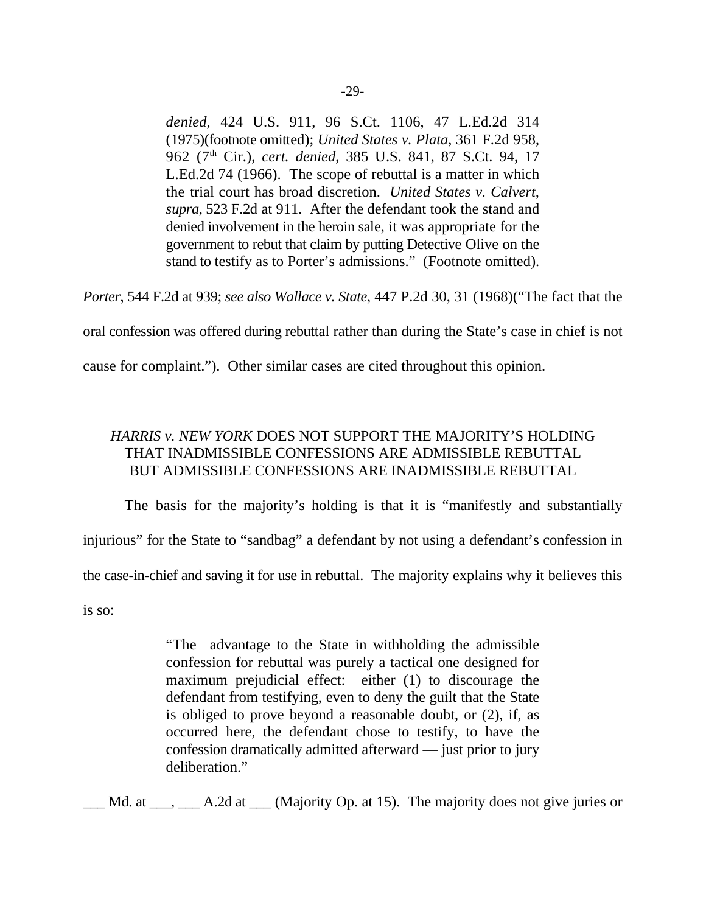> *denied*, 424 U.S. 911, 96 S.Ct. 1106, 47 L.Ed.2d 314 (1975)(footnote omitted); *United States v. Plata*, 361 F.2d 958, 962 (7th Cir.), *cert. denied*, 385 U.S. 841, 87 S.Ct. 94, 17 L.Ed.2d 74 (1966). The scope of rebuttal is a matter in which the trial court has broad discretion. *United States v. Calvert, supra*, 523 F.2d at 911. After the defendant took the stand and denied involvement in the heroin sale, it was appropriate for the government to rebut that claim by putting Detective Olive on the stand to testify as to Porter's admissions." (Footnote omitted).

*Porter*, 544 F.2d at 939; *see also Wallace v. State*, 447 P.2d 30, 31 (1968)("The fact that the oral confession was offered during rebuttal rather than during the State's case in chief is not cause for complaint."). Other similar cases are cited throughout this opinion.

## *HARRIS v. NEW YORK* DOES NOT SUPPORT THE MAJORITY'S HOLDING THAT INADMISSIBLE CONFESSIONS ARE ADMISSIBLE REBUTTAL BUT ADMISSIBLE CONFESSIONS ARE INADMISSIBLE REBUTTAL

The basis for the majority's holding is that it is "manifestly and substantially injurious" for the State to "sandbag" a defendant by not using a defendant's confession in the case-in-chief and saving it for use in rebuttal. The majority explains why it believes this is so:

> "The advantage to the State in withholding the admissible confession for rebuttal was purely a tactical one designed for maximum prejudicial effect: either (1) to discourage the defendant from testifying, even to deny the guilt that the State is obliged to prove beyond a reasonable doubt, or (2), if, as occurred here, the defendant chose to testify, to have the confession dramatically admitted afterward — just prior to jury deliberation."

___ Md. at ___, ___ A.2d at ___ (Majority Op. at 15). The majority does not give juries or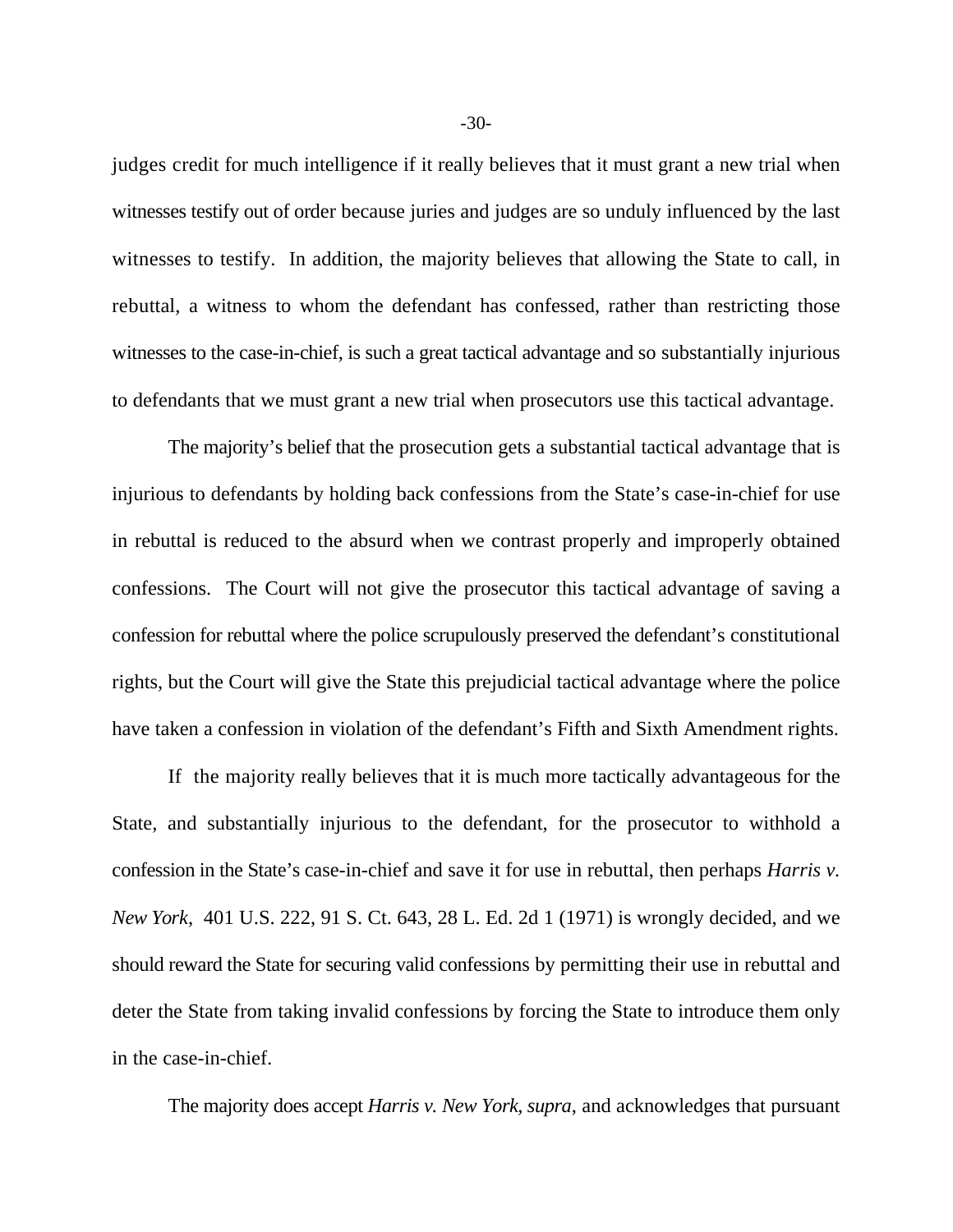judges credit for much intelligence if it really believes that it must grant a new trial when witnesses testify out of order because juries and judges are so unduly influenced by the last witnesses to testify. In addition, the majority believes that allowing the State to call, in rebuttal, a witness to whom the defendant has confessed, rather than restricting those witnesses to the case-in-chief, is such a great tactical advantage and so substantially injurious to defendants that we must grant a new trial when prosecutors use this tactical advantage.

The majority's belief that the prosecution gets a substantial tactical advantage that is injurious to defendants by holding back confessions from the State's case-in-chief for use in rebuttal is reduced to the absurd when we contrast properly and improperly obtained confessions. The Court will not give the prosecutor this tactical advantage of saving a confession for rebuttal where the police scrupulously preserved the defendant's constitutional rights, but the Court will give the State this prejudicial tactical advantage where the police have taken a confession in violation of the defendant's Fifth and Sixth Amendment rights.

If the majority really believes that it is much more tactically advantageous for the State, and substantially injurious to the defendant, for the prosecutor to withhold a confession in the State's case-in-chief and save it for use in rebuttal, then perhaps *Harris v. New York*, 401 U.S. 222, 91 S. Ct. 643, 28 L. Ed. 2d 1 (1971) is wrongly decided, and we should reward the State for securing valid confessions by permitting their use in rebuttal and deter the State from taking invalid confessions by forcing the State to introduce them only in the case-in-chief.

The majority does accept *Harris v. New York*, *supra*, and acknowledges that pursuant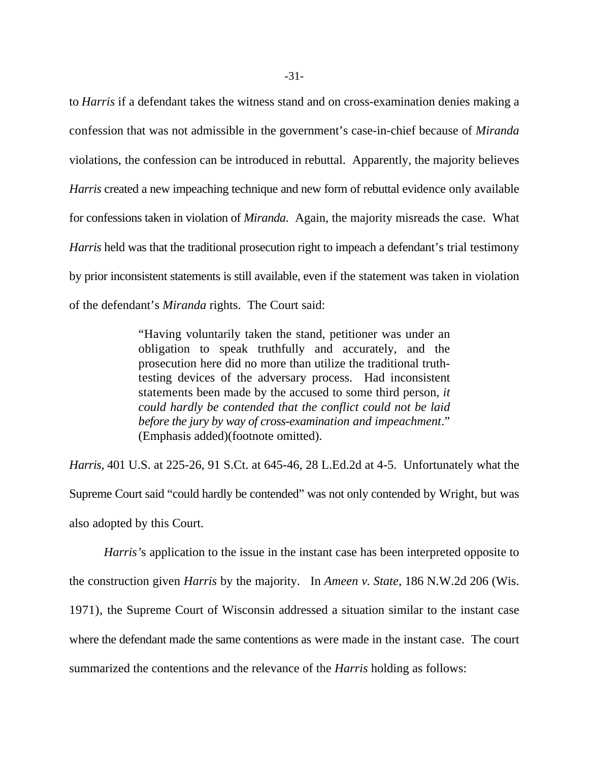to *Harris* if a defendant takes the witness stand and on cross-examination denies making a confession that was not admissible in the government's case-in-chief because of *Miranda* violations, the confession can be introduced in rebuttal. Apparently, the majority believes *Harris* created a new impeaching technique and new form of rebuttal evidence only available for confessions taken in violation of *Miranda*. Again, the majority misreads the case. What *Harris* held was that the traditional prosecution right to impeach a defendant's trial testimony by prior inconsistent statements is still available, even if the statement was taken in violation of the defendant's *Miranda* rights. The Court said:

> "Having voluntarily taken the stand, petitioner was under an obligation to speak truthfully and accurately, and the prosecution here did no more than utilize the traditional truth-testing devices of the adversary process. Had inconsistent statements been made by the accused to some third person, *it could hardly be contended that the conflict could not be laid before the jury by way of cross-examination and impeachment*." (Emphasis added)(footnote omitted).

*Harris*, 401 U.S. at 225-26, 91 S.Ct. at 645-46, 28 L.Ed.2d at 4-5. Unfortunately what the Supreme Court said "could hardly be contended" was not only contended by Wright, but was also adopted by this Court.

*Harris'*s application to the issue in the instant case has been interpreted opposite to the construction given *Harris* by the majority. In *Ameen v. State*, 186 N.W.2d 206 (Wis. 1971), the Supreme Court of Wisconsin addressed a situation similar to the instant case where the defendant made the same contentions as were made in the instant case. The court summarized the contentions and the relevance of the *Harris* holding as follows: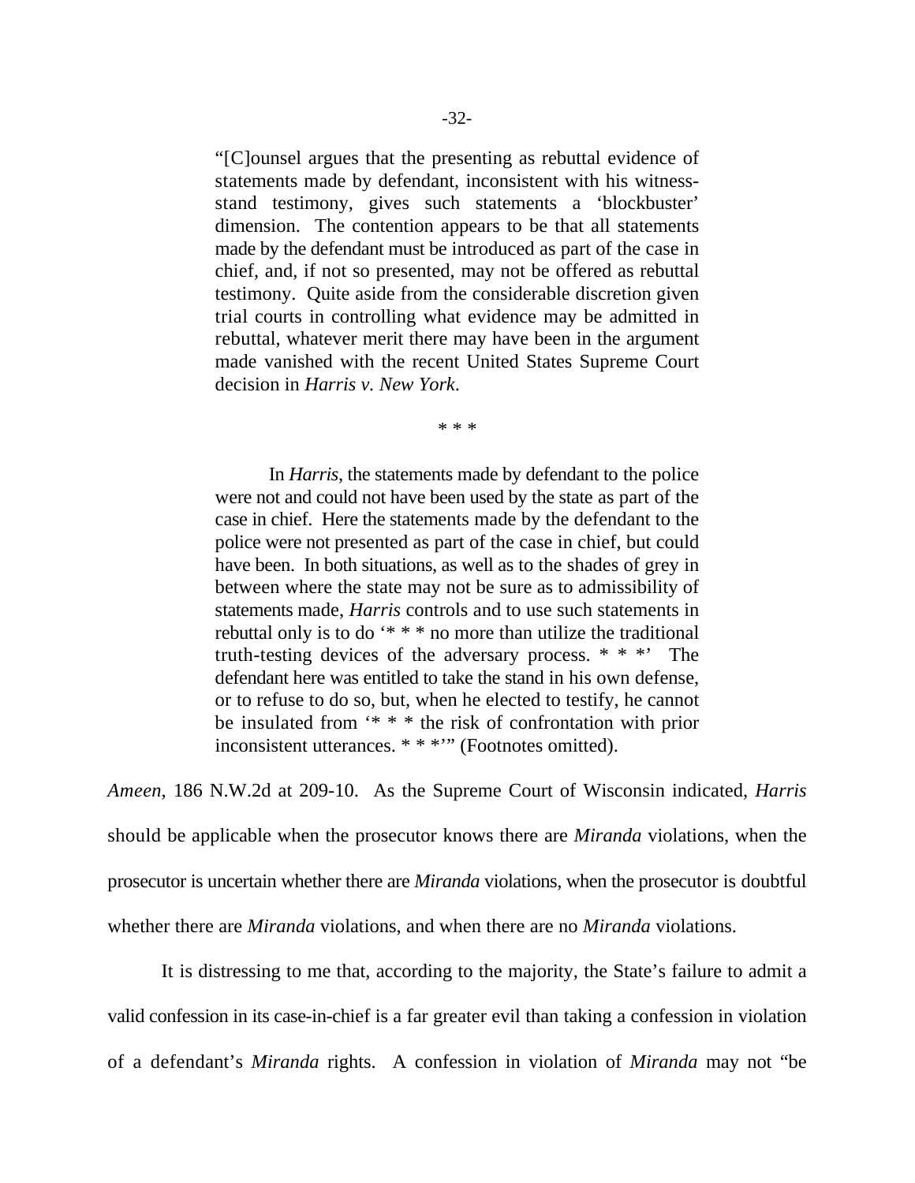> "[C]ounsel argues that the presenting as rebuttal evidence of statements made by defendant, inconsistent with his witness-stand testimony, gives such statements a 'blockbuster' dimension. The contention appears to be that all statements made by the defendant must be introduced as part of the case in chief, and, if not so presented, may not be offered as rebuttal testimony. Quite aside from the considerable discretion given trial courts in controlling what evidence may be admitted in rebuttal, whatever merit there may have been in the argument made vanished with the recent United States Supreme Court decision in *Harris v. New York*.
>
> \* \* \*
>
> In *Harris*, the statements made by defendant to the police were not and could not have been used by the state as part of the case in chief. Here the statements made by the defendant to the police were not presented as part of the case in chief, but could have been. In both situations, as well as to the shades of grey in between where the state may not be sure as to admissibility of statements made, *Harris* controls and to use such statements in rebuttal only is to do '* * * no more than utilize the traditional truth-testing devices of the adversary process. * * *' The defendant here was entitled to take the stand in his own defense, or to refuse to do so, but, when he elected to testify, he cannot be insulated from '* * * the risk of confrontation with prior inconsistent utterances. * * *'" (Footnotes omitted).

*Ameen*, 186 N.W.2d at 209-10. As the Supreme Court of Wisconsin indicated, *Harris* should be applicable when the prosecutor knows there are *Miranda* violations, when the prosecutor is uncertain whether there are *Miranda* violations, when the prosecutor is doubtful whether there are *Miranda* violations, and when there are no *Miranda* violations.

It is distressing to me that, according to the majority, the State's failure to admit a valid confession in its case-in-chief is a far greater evil than taking a confession in violation of a defendant's *Miranda* rights. A confession in violation of *Miranda* may not "be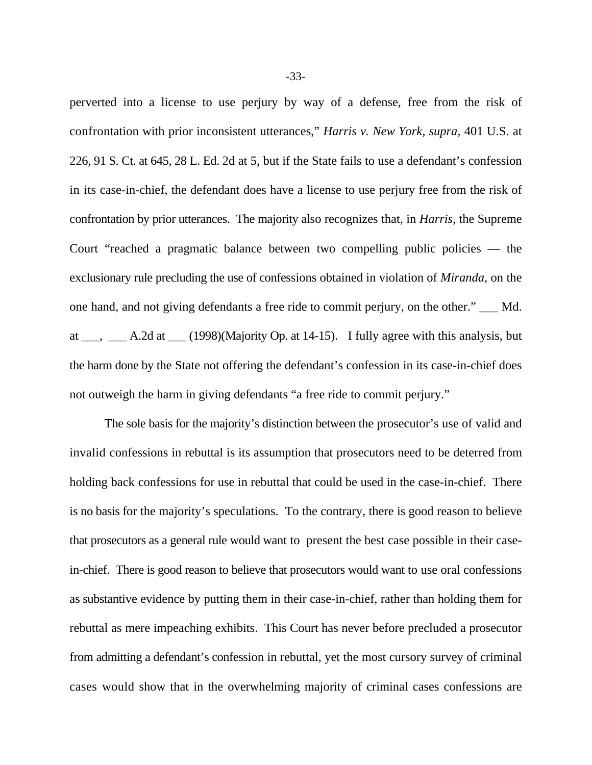perverted into a license to use perjury by way of a defense, free from the risk of confrontation with prior inconsistent utterances," *Harris v. New York, supra*, 401 U.S. at 226, 91 S. Ct. at 645, 28 L. Ed. 2d at 5, but if the State fails to use a defendant's confession in its case-in-chief, the defendant does have a license to use perjury free from the risk of confrontation by prior utterances. The majority also recognizes that, in *Harris*, the Supreme Court "reached a pragmatic balance between two compelling public policies — the exclusionary rule precluding the use of confessions obtained in violation of *Miranda,* on the one hand, and not giving defendants a free ride to commit perjury, on the other." ___ Md. at ___, ___ A.2d at ___ (1998)(Majority Op. at 14-15). I fully agree with this analysis, but the harm done by the State not offering the defendant's confession in its case-in-chief does not outweigh the harm in giving defendants "a free ride to commit perjury."

The sole basis for the majority's distinction between the prosecutor's use of valid and invalid confessions in rebuttal is its assumption that prosecutors need to be deterred from holding back confessions for use in rebuttal that could be used in the case-in-chief. There is no basis for the majority's speculations. To the contrary, there is good reason to believe that prosecutors as a general rule would want to present the best case possible in their case-in-chief. There is good reason to believe that prosecutors would want to use oral confessions as substantive evidence by putting them in their case-in-chief, rather than holding them for rebuttal as mere impeaching exhibits. This Court has never before precluded a prosecutor from admitting a defendant's confession in rebuttal, yet the most cursory survey of criminal cases would show that in the overwhelming majority of criminal cases confessions are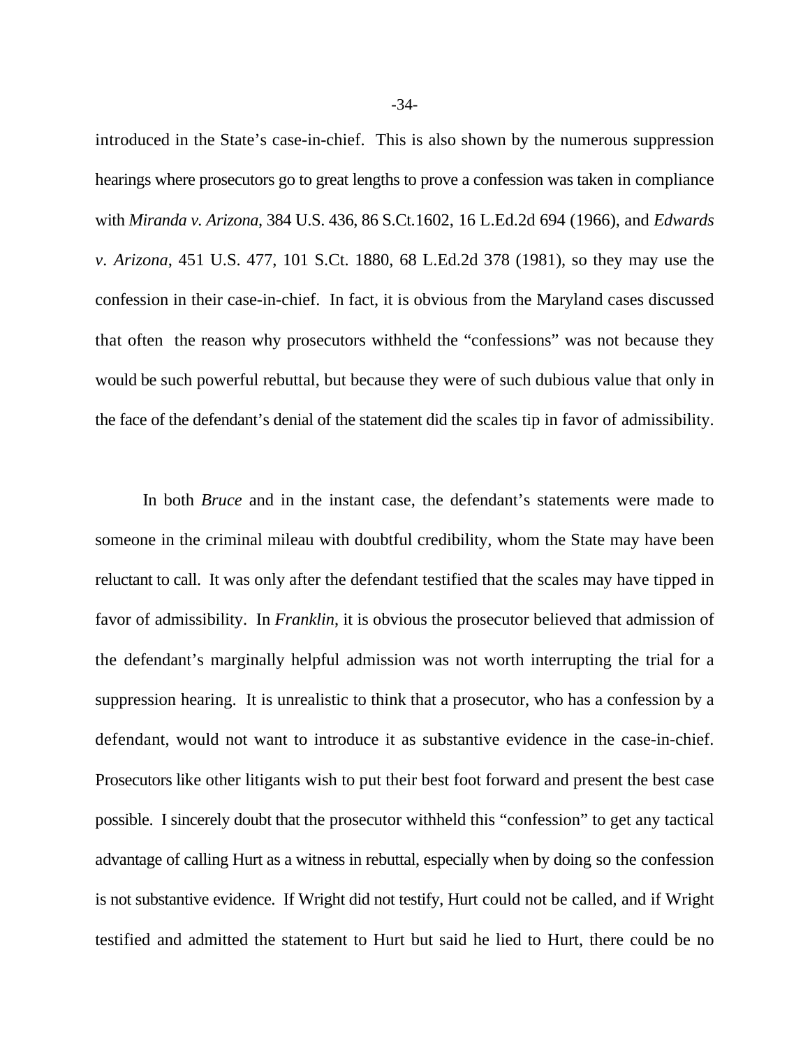introduced in the State's case-in-chief. This is also shown by the numerous suppression hearings where prosecutors go to great lengths to prove a confession was taken in compliance with *Miranda v. Arizona*, 384 U.S. 436, 86 S.Ct.1602, 16 L.Ed.2d 694 (1966), and *Edwards v. Arizona*, 451 U.S. 477, 101 S.Ct. 1880, 68 L.Ed.2d 378 (1981), so they may use the confession in their case-in-chief. In fact, it is obvious from the Maryland cases discussed that often the reason why prosecutors withheld the "confessions" was not because they would be such powerful rebuttal, but because they were of such dubious value that only in the face of the defendant's denial of the statement did the scales tip in favor of admissibility.

In both *Bruce* and in the instant case, the defendant's statements were made to someone in the criminal mileau with doubtful credibility, whom the State may have been reluctant to call. It was only after the defendant testified that the scales may have tipped in favor of admissibility. In *Franklin*, it is obvious the prosecutor believed that admission of the defendant's marginally helpful admission was not worth interrupting the trial for a suppression hearing. It is unrealistic to think that a prosecutor, who has a confession by a defendant, would not want to introduce it as substantive evidence in the case-in-chief. Prosecutors like other litigants wish to put their best foot forward and present the best case possible. I sincerely doubt that the prosecutor withheld this "confession" to get any tactical advantage of calling Hurt as a witness in rebuttal, especially when by doing so the confession is not substantive evidence. If Wright did not testify, Hurt could not be called, and if Wright testified and admitted the statement to Hurt but said he lied to Hurt, there could be no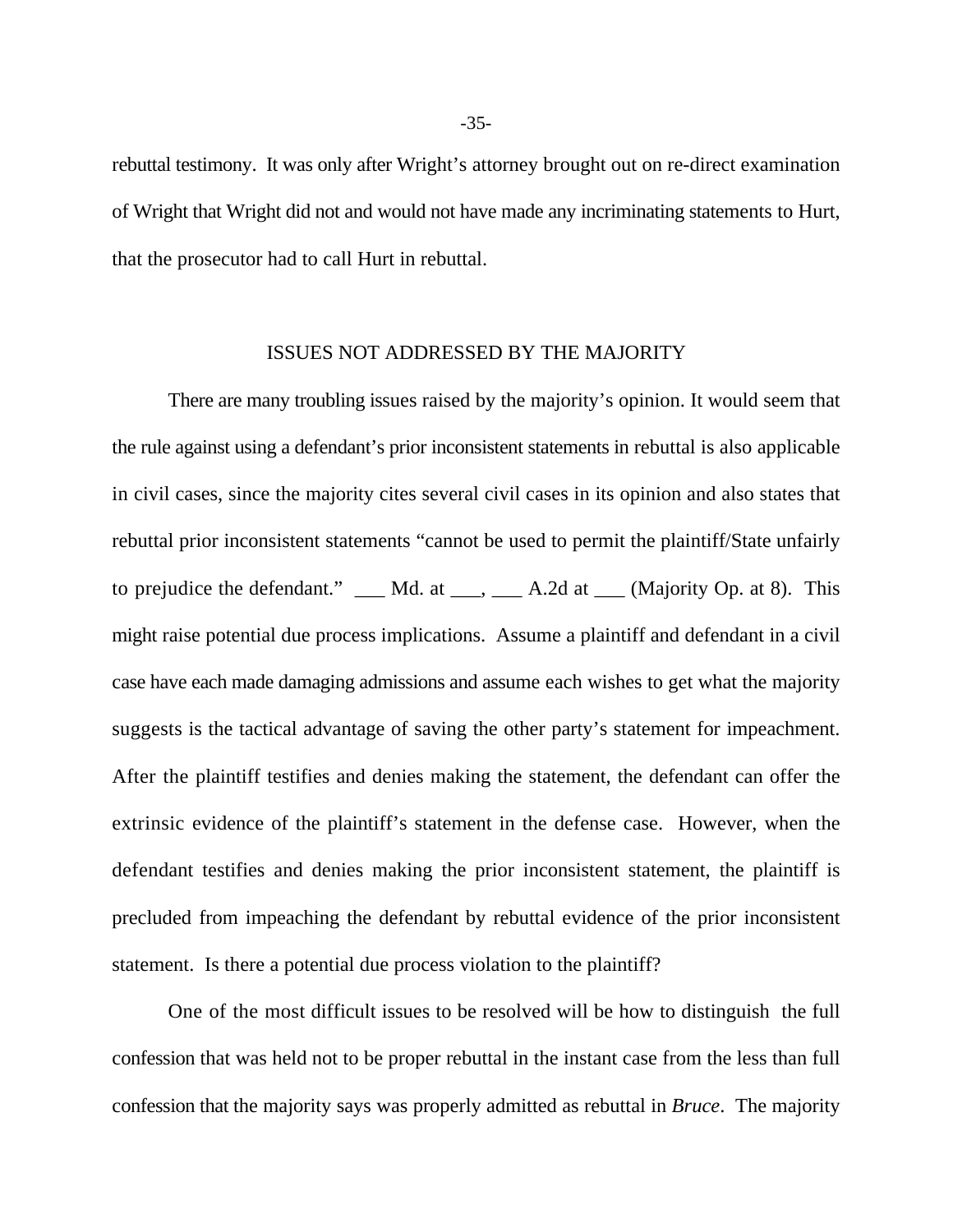rebuttal testimony. It was only after Wright's attorney brought out on re-direct examination of Wright that Wright did not and would not have made any incriminating statements to Hurt, that the prosecutor had to call Hurt in rebuttal.

## ISSUES NOT ADDRESSED BY THE MAJORITY

There are many troubling issues raised by the majority's opinion. It would seem that the rule against using a defendant's prior inconsistent statements in rebuttal is also applicable in civil cases, since the majority cites several civil cases in its opinion and also states that rebuttal prior inconsistent statements "cannot be used to permit the plaintiff/State unfairly to prejudice the defendant." ___ Md. at ___, ___ A.2d at ___ (Majority Op. at 8). This might raise potential due process implications. Assume a plaintiff and defendant in a civil case have each made damaging admissions and assume each wishes to get what the majority suggests is the tactical advantage of saving the other party's statement for impeachment. After the plaintiff testifies and denies making the statement, the defendant can offer the extrinsic evidence of the plaintiff's statement in the defense case. However, when the defendant testifies and denies making the prior inconsistent statement, the plaintiff is precluded from impeaching the defendant by rebuttal evidence of the prior inconsistent statement. Is there a potential due process violation to the plaintiff?

One of the most difficult issues to be resolved will be how to distinguish the full confession that was held not to be proper rebuttal in the instant case from the less than full confession that the majority says was properly admitted as rebuttal in *Bruce*. The majority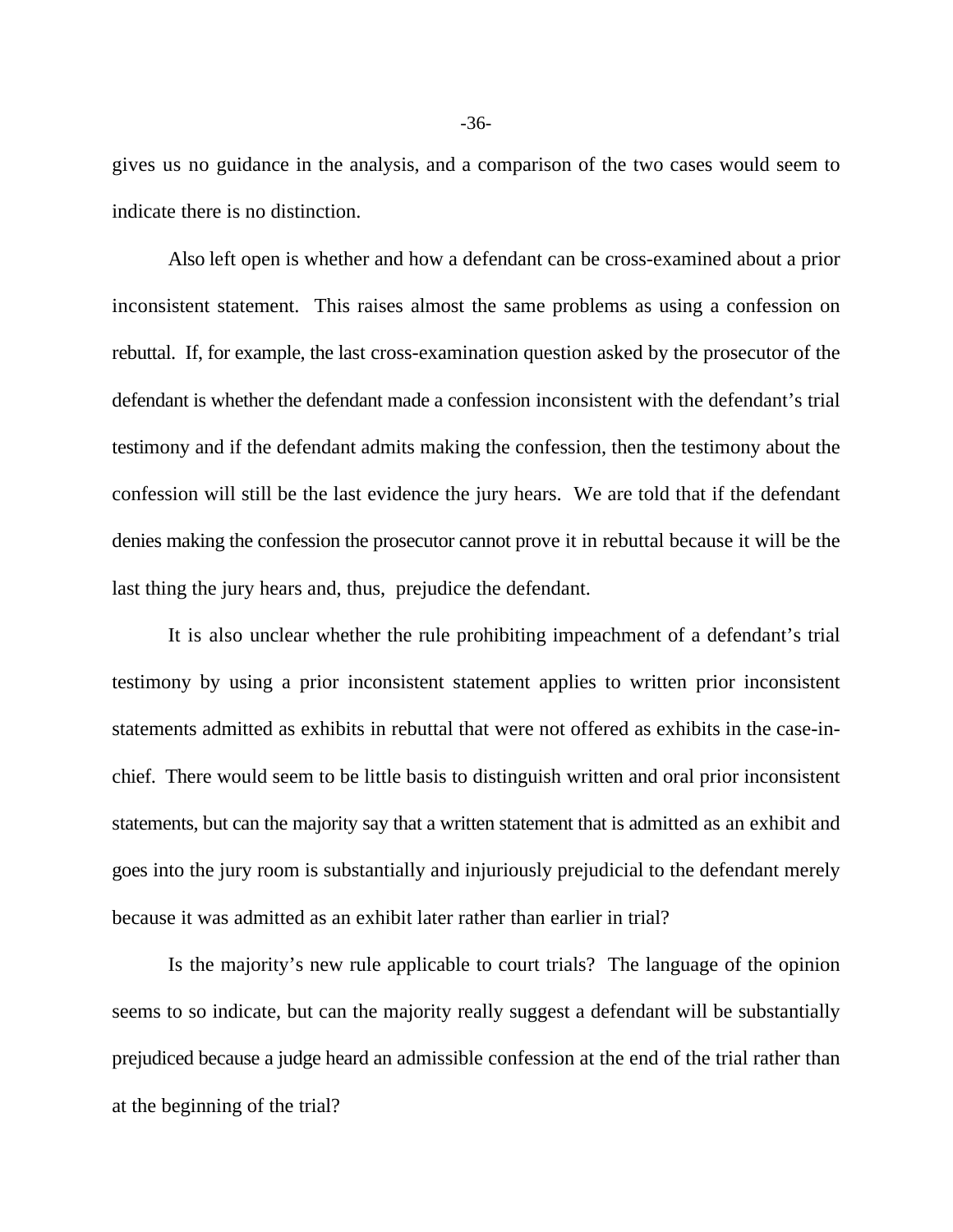gives us no guidance in the analysis, and a comparison of the two cases would seem to indicate there is no distinction.

Also left open is whether and how a defendant can be cross-examined about a prior inconsistent statement. This raises almost the same problems as using a confession on rebuttal. If, for example, the last cross-examination question asked by the prosecutor of the defendant is whether the defendant made a confession inconsistent with the defendant's trial testimony and if the defendant admits making the confession, then the testimony about the confession will still be the last evidence the jury hears. We are told that if the defendant denies making the confession the prosecutor cannot prove it in rebuttal because it will be the last thing the jury hears and, thus, prejudice the defendant.

It is also unclear whether the rule prohibiting impeachment of a defendant's trial testimony by using a prior inconsistent statement applies to written prior inconsistent statements admitted as exhibits in rebuttal that were not offered as exhibits in the case-in-chief. There would seem to be little basis to distinguish written and oral prior inconsistent statements, but can the majority say that a written statement that is admitted as an exhibit and goes into the jury room is substantially and injuriously prejudicial to the defendant merely because it was admitted as an exhibit later rather than earlier in trial?

Is the majority's new rule applicable to court trials? The language of the opinion seems to so indicate, but can the majority really suggest a defendant will be substantially prejudiced because a judge heard an admissible confession at the end of the trial rather than at the beginning of the trial?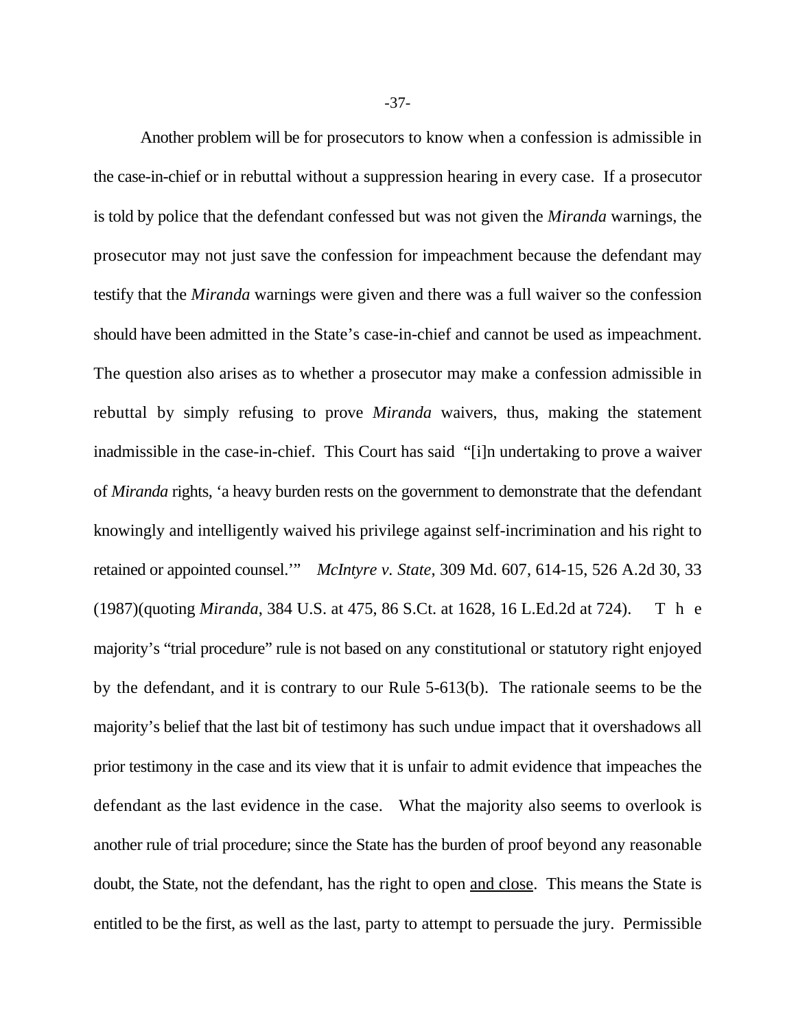Another problem will be for prosecutors to know when a confession is admissible in the case-in-chief or in rebuttal without a suppression hearing in every case. If a prosecutor is told by police that the defendant confessed but was not given the *Miranda* warnings, the prosecutor may not just save the confession for impeachment because the defendant may testify that the *Miranda* warnings were given and there was a full waiver so the confession should have been admitted in the State's case-in-chief and cannot be used as impeachment. The question also arises as to whether a prosecutor may make a confession admissible in rebuttal by simply refusing to prove *Miranda* waivers, thus, making the statement inadmissible in the case-in-chief. This Court has said "[i]n undertaking to prove a waiver of *Miranda* rights, 'a heavy burden rests on the government to demonstrate that the defendant knowingly and intelligently waived his privilege against self-incrimination and his right to retained or appointed counsel.'" *McIntyre v. State*, 309 Md. 607, 614-15, 526 A.2d 30, 33 (1987)(quoting *Miranda*, 384 U.S. at 475, 86 S.Ct. at 1628, 16 L.Ed.2d at 724). The majority's "trial procedure" rule is not based on any constitutional or statutory right enjoyed by the defendant, and it is contrary to our Rule 5-613(b). The rationale seems to be the majority's belief that the last bit of testimony has such undue impact that it overshadows all prior testimony in the case and its view that it is unfair to admit evidence that impeaches the defendant as the last evidence in the case. What the majority also seems to overlook is another rule of trial procedure; since the State has the burden of proof beyond any reasonable doubt, the State, not the defendant, has the right to open <u>and close</u>. This means the State is entitled to be the first, as well as the last, party to attempt to persuade the jury. Permissible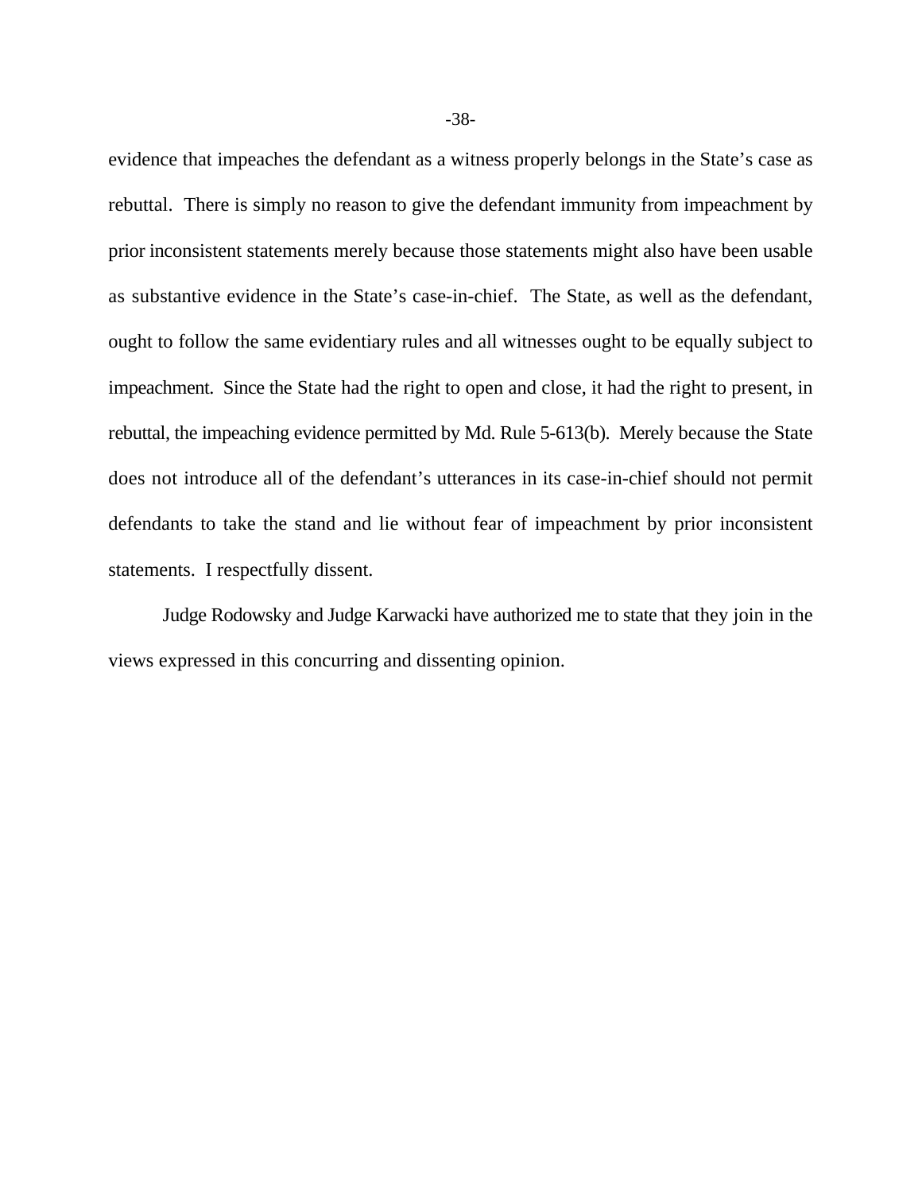evidence that impeaches the defendant as a witness properly belongs in the State's case as rebuttal. There is simply no reason to give the defendant immunity from impeachment by prior inconsistent statements merely because those statements might also have been usable as substantive evidence in the State's case-in-chief. The State, as well as the defendant, ought to follow the same evidentiary rules and all witnesses ought to be equally subject to impeachment. Since the State had the right to open and close, it had the right to present, in rebuttal, the impeaching evidence permitted by Md. Rule 5-613(b). Merely because the State does not introduce all of the defendant's utterances in its case-in-chief should not permit defendants to take the stand and lie without fear of impeachment by prior inconsistent statements. I respectfully dissent.

Judge Rodowsky and Judge Karwacki have authorized me to state that they join in the views expressed in this concurring and dissenting opinion.